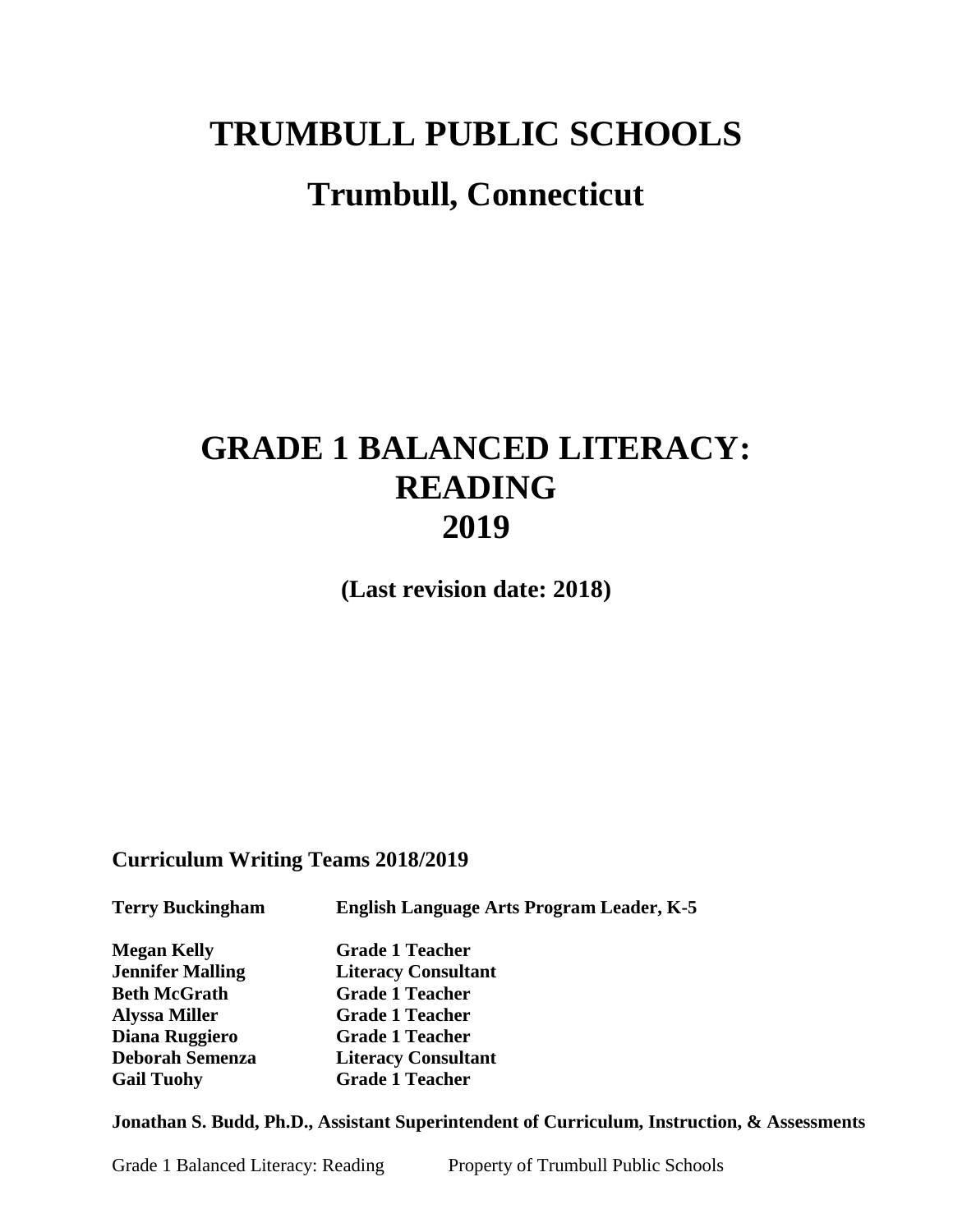# TRUMBULL PUBLIC SCHOOLS

## Trumbull, Connecticut

# GRADE 1 BALANCED LITERACY: READING 2019

**(Last revision date: 2018)**

**Curriculum Writing Teams 2018/2019**

| | |
|---|---|
| **Terry Buckingham** | **English Language Arts Program Leader, K-5** |
| **Megan Kelly** | **Grade 1 Teacher** |
| **Jennifer Malling** | **Literacy Consultant** |
| **Beth McGrath** | **Grade 1 Teacher** |
| **Alyssa Miller** | **Grade 1 Teacher** |
| **Diana Ruggiero** | **Grade 1 Teacher** |
| **Deborah Semenza** | **Literacy Consultant** |
| **Gail Tuohy** | **Grade 1 Teacher** |

**Jonathan S. Budd, Ph.D., Assistant Superintendent of Curriculum, Instruction, & Assessments**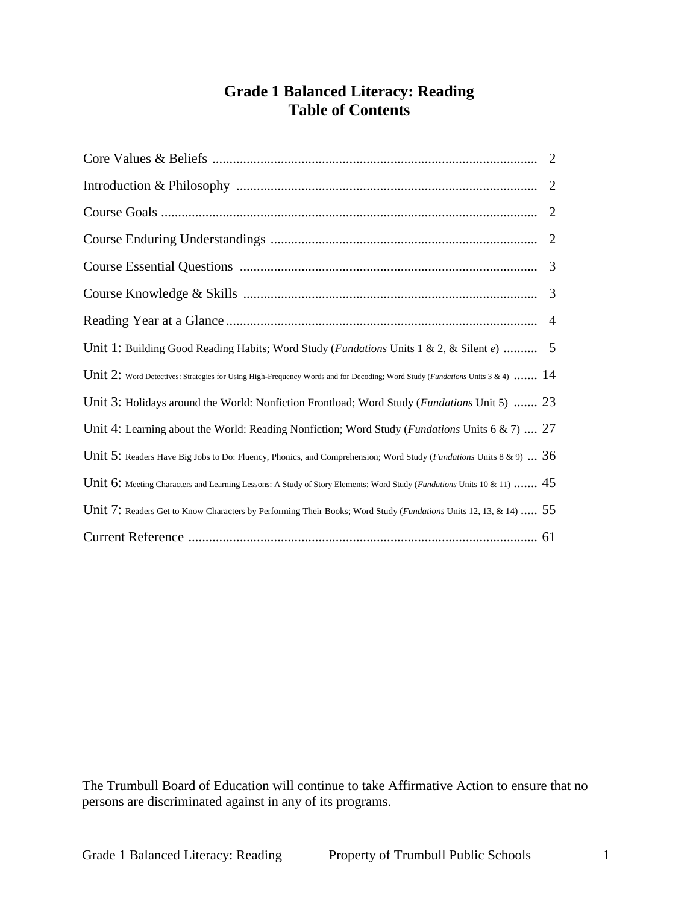# Grade 1 Balanced Literacy: Reading
# Table of Contents

| | |
|---|---|
| Core Values & Beliefs | 2 |
| Introduction & Philosophy | 2 |
| Course Goals | 2 |
| Course Enduring Understandings | 2 |
| Course Essential Questions | 3 |
| Course Knowledge & Skills | 3 |
| Reading Year at a Glance | 4 |
| Unit 1: Building Good Reading Habits; Word Study (*Fundations* Units 1 & 2, & Silent *e*) | 5 |
| Unit 2: Word Detectives: Strategies for Using High-Frequency Words and for Decoding; Word Study (*Fundations* Units 3 & 4) | 14 |
| Unit 3: Holidays around the World: Nonfiction Frontload; Word Study (*Fundations* Unit 5) | 23 |
| Unit 4: Learning about the World: Reading Nonfiction; Word Study (*Fundations* Units 6 & 7) | 27 |
| Unit 5: Readers Have Big Jobs to Do: Fluency, Phonics, and Comprehension; Word Study (*Fundations* Units 8 & 9) | 36 |
| Unit 6: Meeting Characters and Learning Lessons: A Study of Story Elements; Word Study (*Fundations* Units 10 & 11) | 45 |
| Unit 7: Readers Get to Know Characters by Performing Their Books; Word Study (*Fundations* Units 12, 13, & 14) | 55 |
| Current Reference | 61 |

The Trumbull Board of Education will continue to take Affirmative Action to ensure that no persons are discriminated against in any of its programs.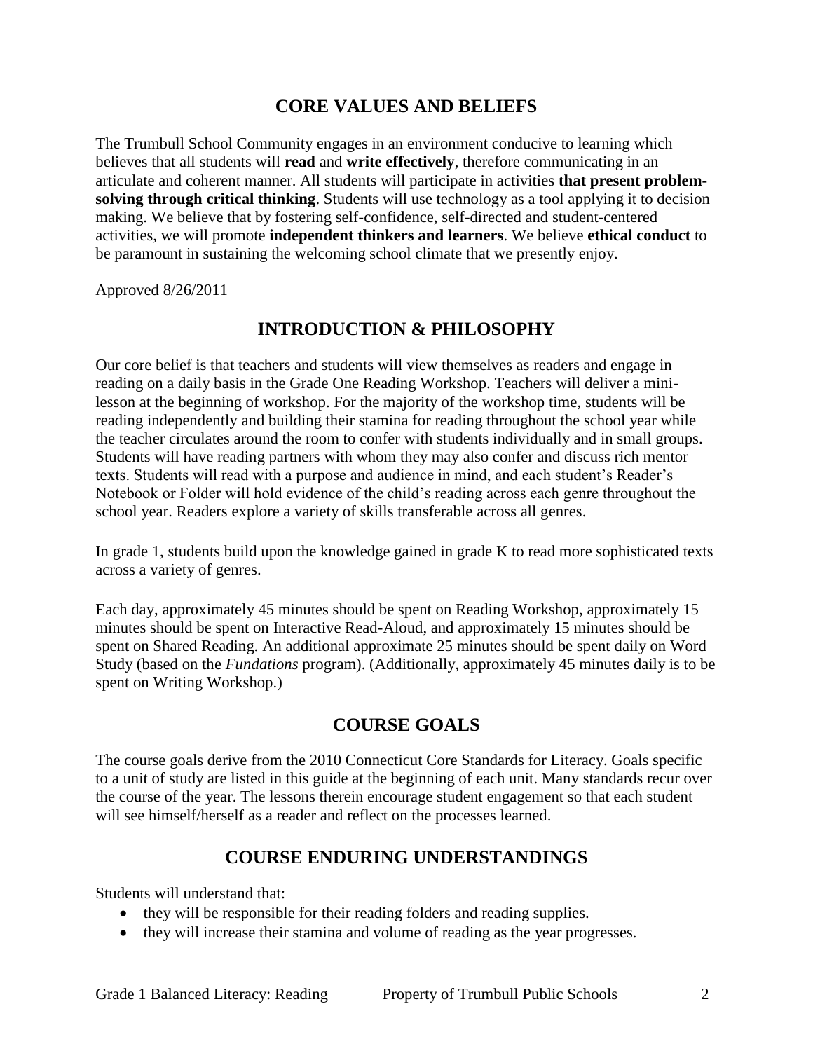## CORE VALUES AND BELIEFS

The Trumbull School Community engages in an environment conducive to learning which believes that all students will **read** and **write effectively**, therefore communicating in an articulate and coherent manner. All students will participate in activities **that present problem-solving through critical thinking**. Students will use technology as a tool applying it to decision making. We believe that by fostering self-confidence, self-directed and student-centered activities, we will promote **independent thinkers and learners**. We believe **ethical conduct** to be paramount in sustaining the welcoming school climate that we presently enjoy.

Approved 8/26/2011

## INTRODUCTION & PHILOSOPHY

Our core belief is that teachers and students will view themselves as readers and engage in reading on a daily basis in the Grade One Reading Workshop. Teachers will deliver a mini-lesson at the beginning of workshop. For the majority of the workshop time, students will be reading independently and building their stamina for reading throughout the school year while the teacher circulates around the room to confer with students individually and in small groups. Students will have reading partners with whom they may also confer and discuss rich mentor texts. Students will read with a purpose and audience in mind, and each student's Reader's Notebook or Folder will hold evidence of the child's reading across each genre throughout the school year. Readers explore a variety of skills transferable across all genres.

In grade 1, students build upon the knowledge gained in grade K to read more sophisticated texts across a variety of genres.

Each day, approximately 45 minutes should be spent on Reading Workshop, approximately 15 minutes should be spent on Interactive Read-Aloud, and approximately 15 minutes should be spent on Shared Reading. An additional approximate 25 minutes should be spent daily on Word Study (based on the *Fundations* program). (Additionally, approximately 45 minutes daily is to be spent on Writing Workshop.)

## COURSE GOALS

The course goals derive from the 2010 Connecticut Core Standards for Literacy. Goals specific to a unit of study are listed in this guide at the beginning of each unit. Many standards recur over the course of the year. The lessons therein encourage student engagement so that each student will see himself/herself as a reader and reflect on the processes learned.

## COURSE ENDURING UNDERSTANDINGS

Students will understand that:

- they will be responsible for their reading folders and reading supplies.
- they will increase their stamina and volume of reading as the year progresses.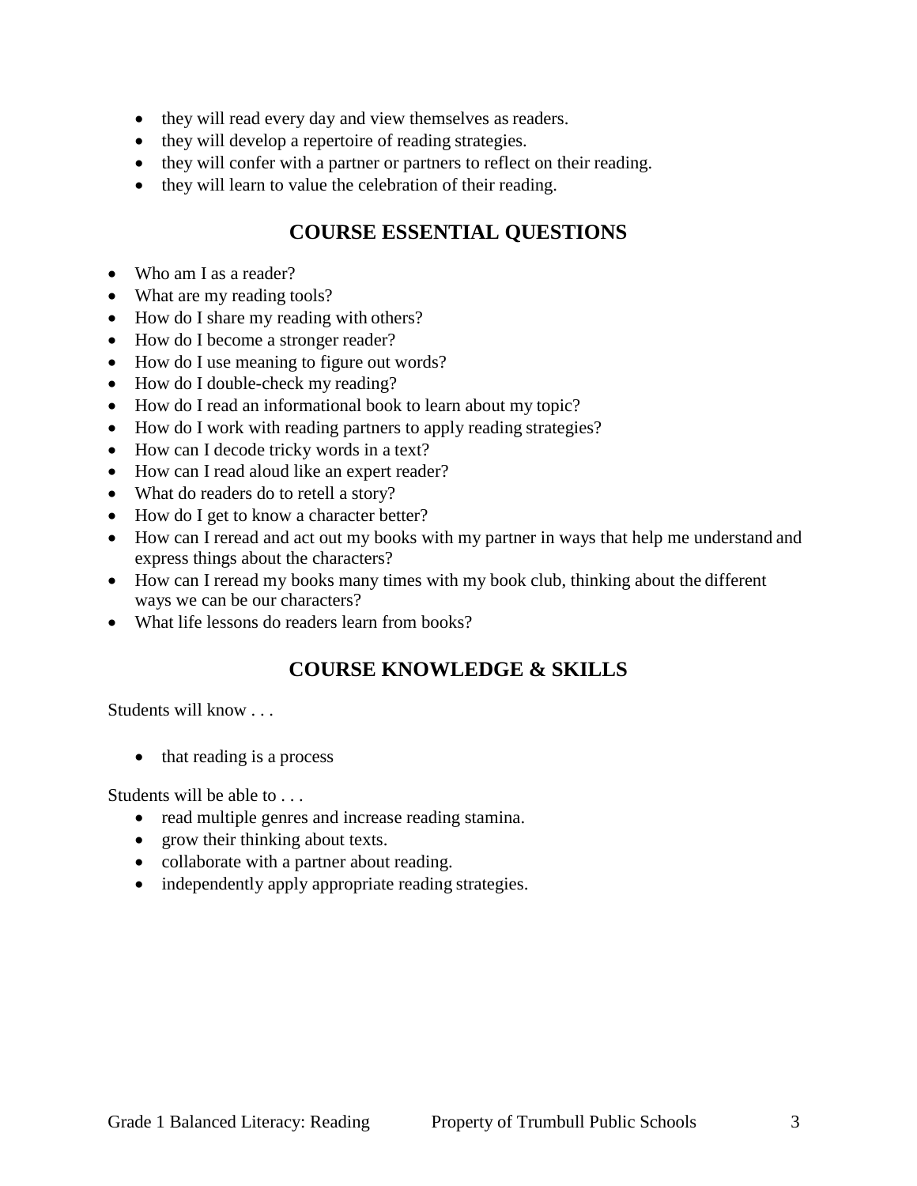- they will read every day and view themselves as readers.
- they will develop a repertoire of reading strategies.
- they will confer with a partner or partners to reflect on their reading.
- they will learn to value the celebration of their reading.

## COURSE ESSENTIAL QUESTIONS

- Who am I as a reader?
- What are my reading tools?
- How do I share my reading with others?
- How do I become a stronger reader?
- How do I use meaning to figure out words?
- How do I double-check my reading?
- How do I read an informational book to learn about my topic?
- How do I work with reading partners to apply reading strategies?
- How can I decode tricky words in a text?
- How can I read aloud like an expert reader?
- What do readers do to retell a story?
- How do I get to know a character better?
- How can I reread and act out my books with my partner in ways that help me understand and express things about the characters?
- How can I reread my books many times with my book club, thinking about the different ways we can be our characters?
- What life lessons do readers learn from books?

## COURSE KNOWLEDGE & SKILLS

Students will know . . .

- that reading is a process

Students will be able to . . .

- read multiple genres and increase reading stamina.
- grow their thinking about texts.
- collaborate with a partner about reading.
- independently apply appropriate reading strategies.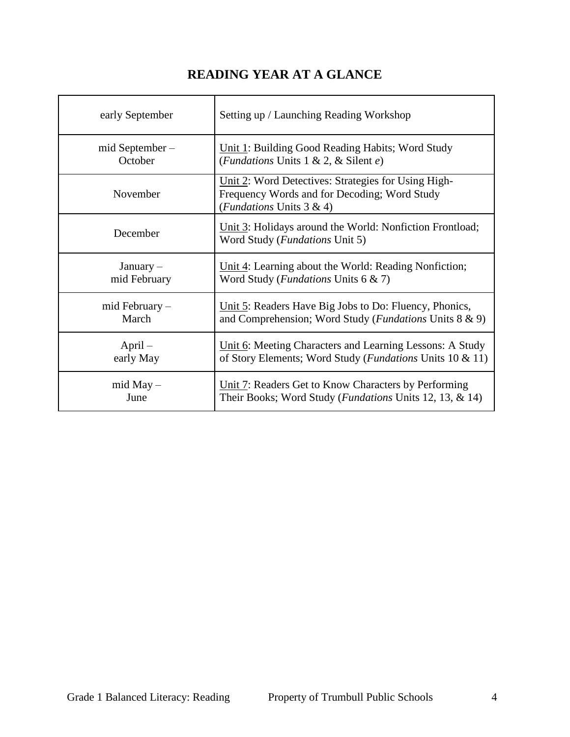# READING YEAR AT A GLANCE

| | |
|---|---|
| early September | Setting up / Launching Reading Workshop |
| mid September – October | Unit 1: Building Good Reading Habits; Word Study (*Fundations* Units 1 & 2, & Silent *e*) |
| November | Unit 2: Word Detectives: Strategies for Using High-Frequency Words and for Decoding; Word Study (*Fundations* Units 3 & 4) |
| December | Unit 3: Holidays around the World: Nonfiction Frontload; Word Study (*Fundations* Unit 5) |
| January – mid February | Unit 4: Learning about the World: Reading Nonfiction; Word Study (*Fundations* Units 6 & 7) |
| mid February – March | Unit 5: Readers Have Big Jobs to Do: Fluency, Phonics, and Comprehension; Word Study (*Fundations* Units 8 & 9) |
| April – early May | Unit 6: Meeting Characters and Learning Lessons: A Study of Story Elements; Word Study (*Fundations* Units 10 & 11) |
| mid May – June | Unit 7: Readers Get to Know Characters by Performing Their Books; Word Study (*Fundations* Units 12, 13, & 14) |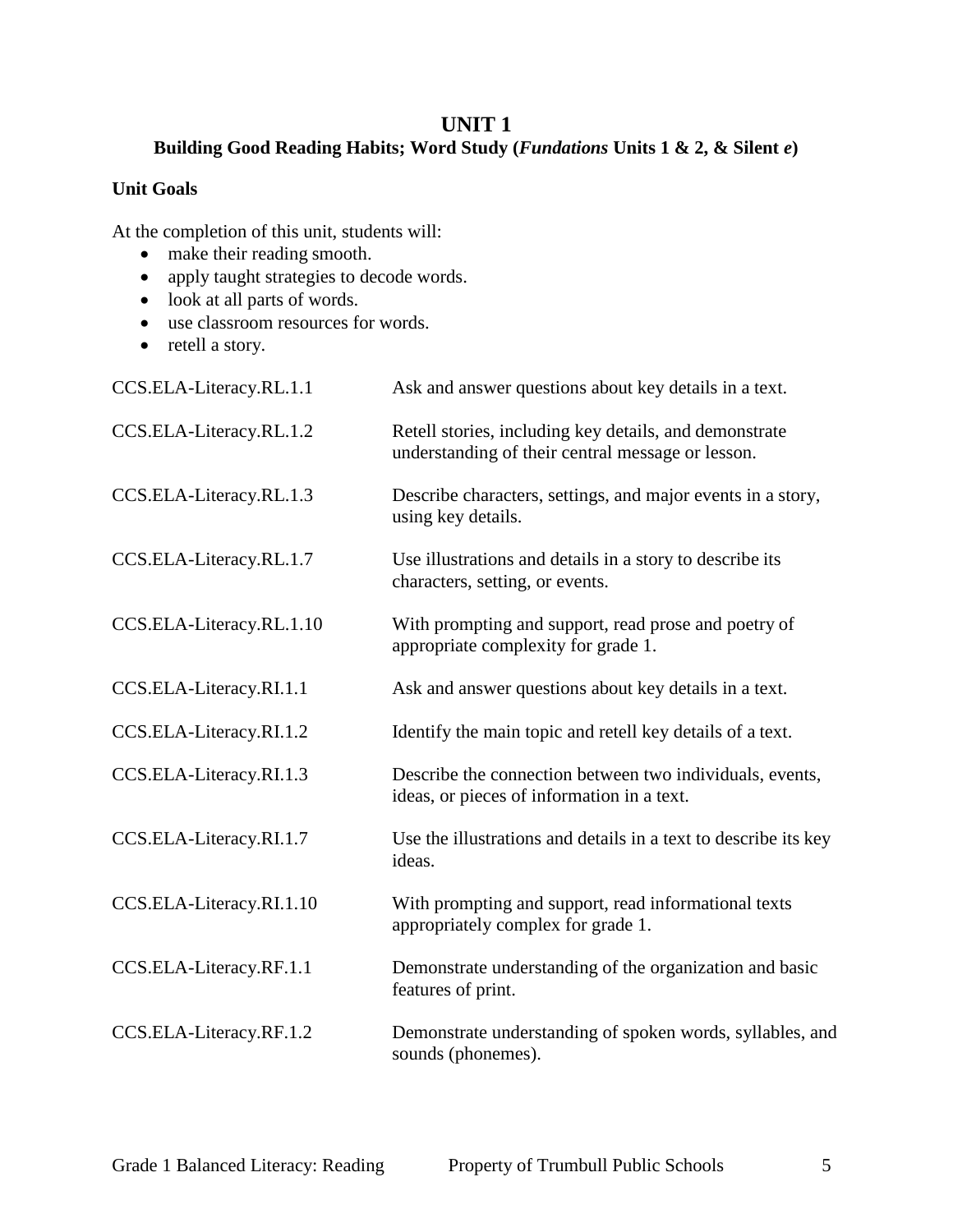# UNIT 1

## Building Good Reading Habits; Word Study (*Fundations* Units 1 & 2, & Silent *e*)

### Unit Goals

At the completion of this unit, students will:

- make their reading smooth.
- apply taught strategies to decode words.
- look at all parts of words.
- use classroom resources for words.
- retell a story.

| | |
|---|---|
| CCS.ELA-Literacy.RL.1.1 | Ask and answer questions about key details in a text. |
| CCS.ELA-Literacy.RL.1.2 | Retell stories, including key details, and demonstrate understanding of their central message or lesson. |
| CCS.ELA-Literacy.RL.1.3 | Describe characters, settings, and major events in a story, using key details. |
| CCS.ELA-Literacy.RL.1.7 | Use illustrations and details in a story to describe its characters, setting, or events. |
| CCS.ELA-Literacy.RL.1.10 | With prompting and support, read prose and poetry of appropriate complexity for grade 1. |
| CCS.ELA-Literacy.RI.1.1 | Ask and answer questions about key details in a text. |
| CCS.ELA-Literacy.RI.1.2 | Identify the main topic and retell key details of a text. |
| CCS.ELA-Literacy.RI.1.3 | Describe the connection between two individuals, events, ideas, or pieces of information in a text. |
| CCS.ELA-Literacy.RI.1.7 | Use the illustrations and details in a text to describe its key ideas. |
| CCS.ELA-Literacy.RI.1.10 | With prompting and support, read informational texts appropriately complex for grade 1. |
| CCS.ELA-Literacy.RF.1.1 | Demonstrate understanding of the organization and basic features of print. |
| CCS.ELA-Literacy.RF.1.2 | Demonstrate understanding of spoken words, syllables, and sounds (phonemes). |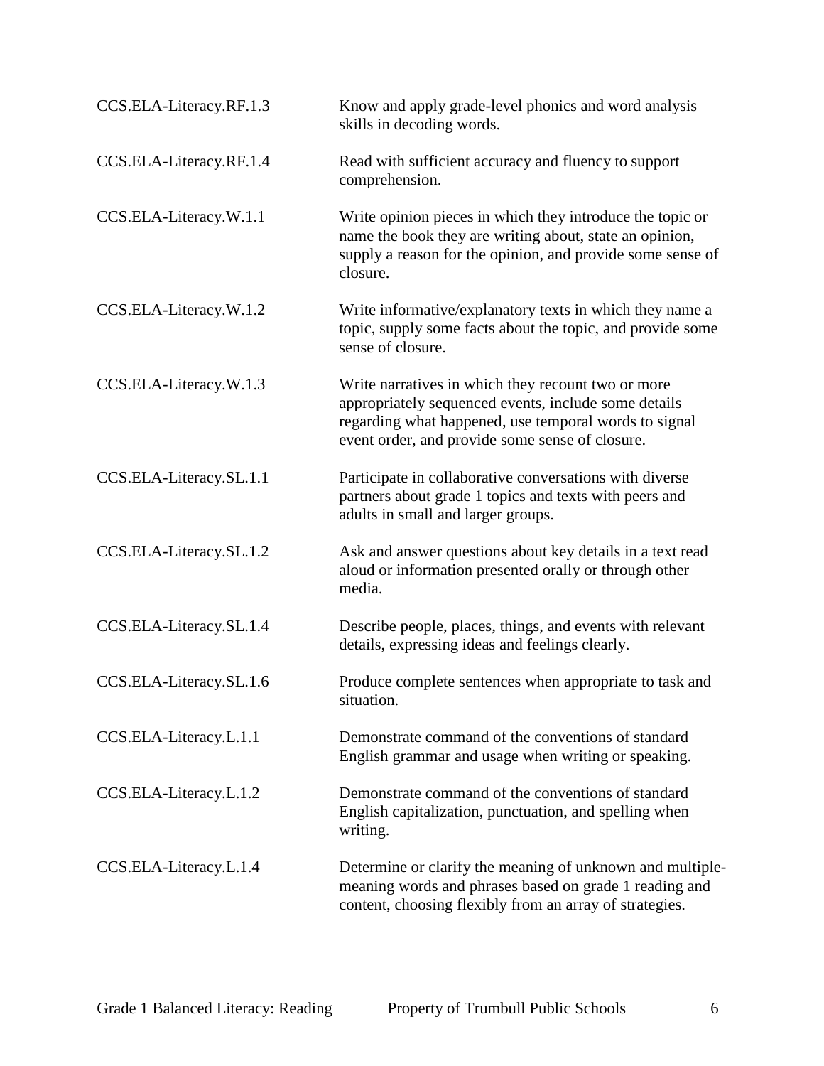| | |
|---|---|
| CCS.ELA-Literacy.RF.1.3 | Know and apply grade-level phonics and word analysis skills in decoding words. |
| CCS.ELA-Literacy.RF.1.4 | Read with sufficient accuracy and fluency to support comprehension. |
| CCS.ELA-Literacy.W.1.1 | Write opinion pieces in which they introduce the topic or name the book they are writing about, state an opinion, supply a reason for the opinion, and provide some sense of closure. |
| CCS.ELA-Literacy.W.1.2 | Write informative/explanatory texts in which they name a topic, supply some facts about the topic, and provide some sense of closure. |
| CCS.ELA-Literacy.W.1.3 | Write narratives in which they recount two or more appropriately sequenced events, include some details regarding what happened, use temporal words to signal event order, and provide some sense of closure. |
| CCS.ELA-Literacy.SL.1.1 | Participate in collaborative conversations with diverse partners about grade 1 topics and texts with peers and adults in small and larger groups. |
| CCS.ELA-Literacy.SL.1.2 | Ask and answer questions about key details in a text read aloud or information presented orally or through other media. |
| CCS.ELA-Literacy.SL.1.4 | Describe people, places, things, and events with relevant details, expressing ideas and feelings clearly. |
| CCS.ELA-Literacy.SL.1.6 | Produce complete sentences when appropriate to task and situation. |
| CCS.ELA-Literacy.L.1.1 | Demonstrate command of the conventions of standard English grammar and usage when writing or speaking. |
| CCS.ELA-Literacy.L.1.2 | Demonstrate command of the conventions of standard English capitalization, punctuation, and spelling when writing. |
| CCS.ELA-Literacy.L.1.4 | Determine or clarify the meaning of unknown and multiple-meaning words and phrases based on grade 1 reading and content, choosing flexibly from an array of strategies. |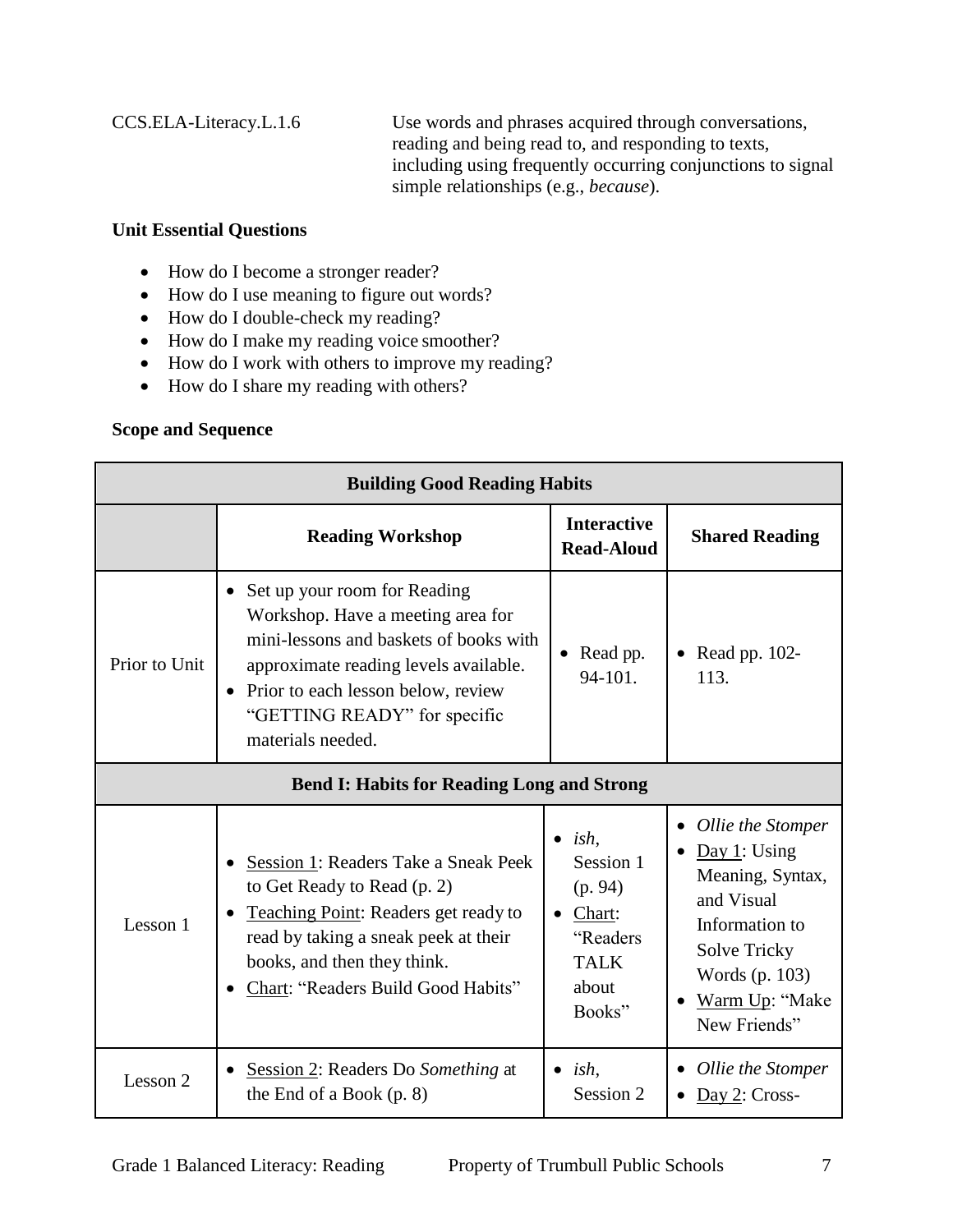CCS.ELA-Literacy.L.1.6 Use words and phrases acquired through conversations, reading and being read to, and responding to texts, including using frequently occurring conjunctions to signal simple relationships (e.g., *because*).

**Unit Essential Questions**

- How do I become a stronger reader?
- How do I use meaning to figure out words?
- How do I double-check my reading?
- How do I make my reading voice smoother?
- How do I work with others to improve my reading?
- How do I share my reading with others?

**Scope and Sequence**

| **Building Good Reading Habits** | | | |
|---|---|---|---|
| | **Reading Workshop** | **Interactive Read-Aloud** | **Shared Reading** |
| Prior to Unit | • Set up your room for Reading Workshop. Have a meeting area for mini-lessons and baskets of books with approximate reading levels available.<br>• Prior to each lesson below, review "GETTING READY" for specific materials needed. | • Read pp. 94-101. | • Read pp. 102-113. |
| **Bend I: Habits for Reading Long and Strong** | | | |
| Lesson 1 | • Session 1: Readers Take a Sneak Peek to Get Ready to Read (p. 2)<br>• Teaching Point: Readers get ready to read by taking a sneak peek at their books, and then they think.<br>• Chart: "Readers Build Good Habits" | • *ish*, Session 1 (p. 94)<br>• Chart: "Readers TALK about Books" | • *Ollie the Stomper*<br>• Day 1: Using Meaning, Syntax, and Visual Information to Solve Tricky Words (p. 103)<br>• Warm Up: "Make New Friends" |
| Lesson 2 | • Session 2: Readers Do *Something* at the End of a Book (p. 8) | • *ish*, Session 2 | • *Ollie the Stomper*<br>• Day 2: Cross- |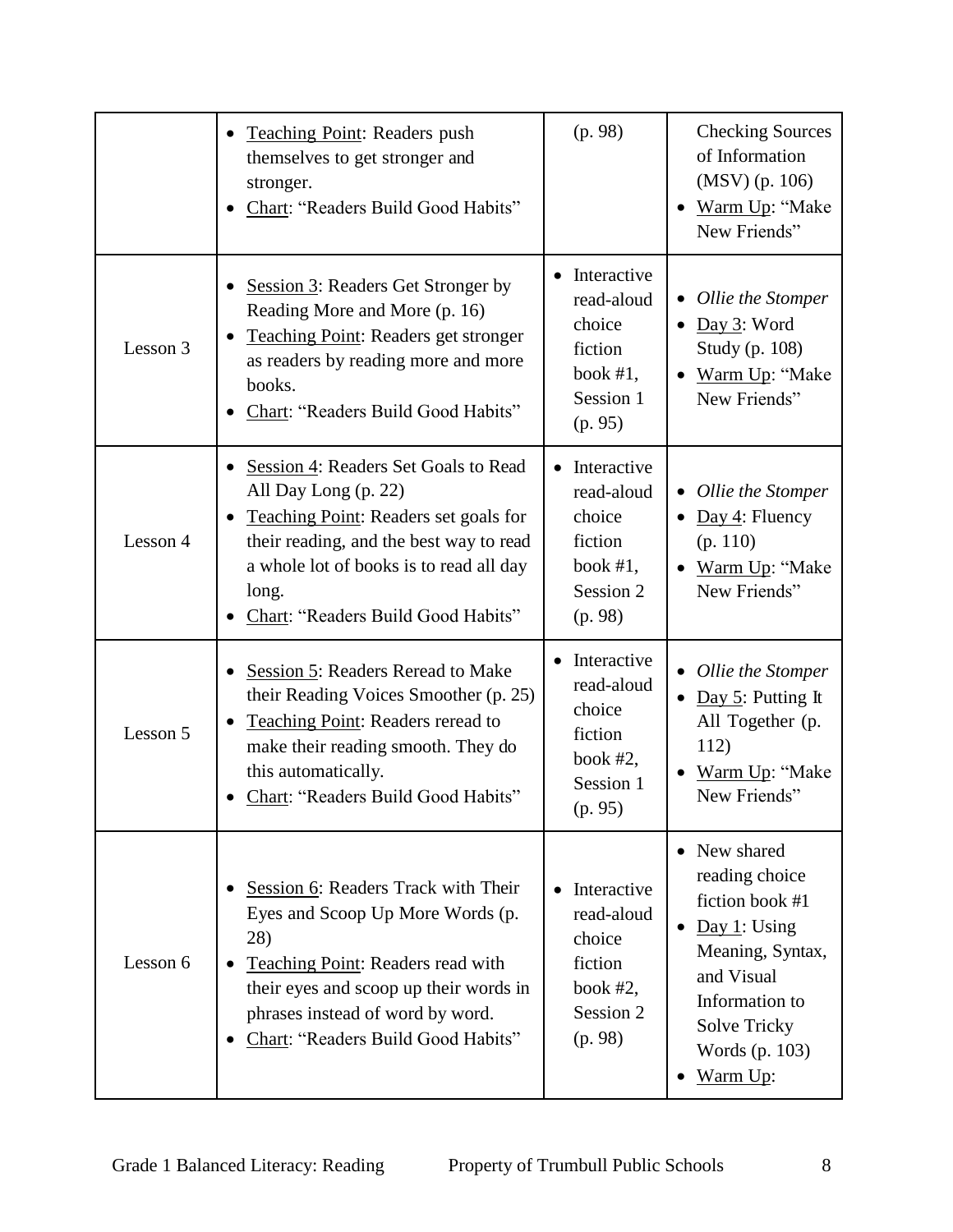| | | | |
|---|---|---|---|
| | • Teaching Point: Readers push themselves to get stronger and stronger.<br>• Chart: "Readers Build Good Habits" | (p. 98) | Checking Sources of Information (MSV) (p. 106)<br>• Warm Up: "Make New Friends" |
| Lesson 3 | • Session 3: Readers Get Stronger by Reading More and More (p. 16)<br>• Teaching Point: Readers get stronger as readers by reading more and more books.<br>• Chart: "Readers Build Good Habits" | • Interactive read-aloud choice fiction book #1, Session 1 (p. 95) | • *Ollie the Stomper*<br>• Day 3: Word Study (p. 108)<br>• Warm Up: "Make New Friends" |
| Lesson 4 | • Session 4: Readers Set Goals to Read All Day Long (p. 22)<br>• Teaching Point: Readers set goals for their reading, and the best way to read a whole lot of books is to read all day long.<br>• Chart: "Readers Build Good Habits" | • Interactive read-aloud choice fiction book #1, Session 2 (p. 98) | • *Ollie the Stomper*<br>• Day 4: Fluency (p. 110)<br>• Warm Up: "Make New Friends" |
| Lesson 5 | • Session 5: Readers Reread to Make their Reading Voices Smoother (p. 25)<br>• Teaching Point: Readers reread to make their reading smooth. They do this automatically.<br>• Chart: "Readers Build Good Habits" | • Interactive read-aloud choice fiction book #2, Session 1 (p. 95) | • *Ollie the Stomper*<br>• Day 5: Putting It All Together (p. 112)<br>• Warm Up: "Make New Friends" |
| Lesson 6 | • Session 6: Readers Track with Their Eyes and Scoop Up More Words (p. 28)<br>• Teaching Point: Readers read with their eyes and scoop up their words in phrases instead of word by word.<br>• Chart: "Readers Build Good Habits" | • Interactive read-aloud choice fiction book #2, Session 2 (p. 98) | • New shared reading choice fiction book #1<br>• Day 1: Using Meaning, Syntax, and Visual Information to Solve Tricky Words (p. 103)<br>• Warm Up: |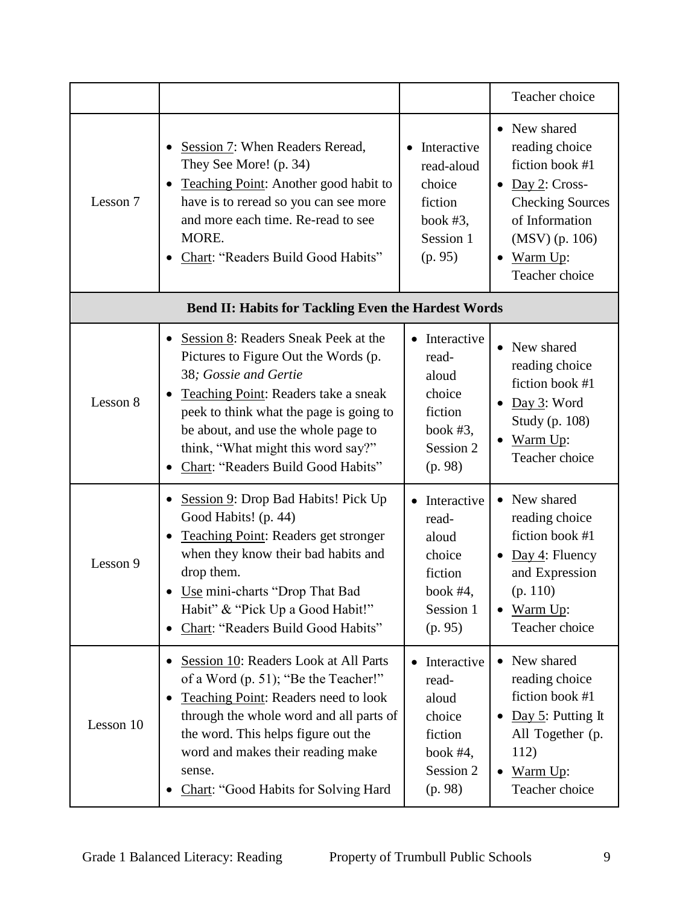| | | | |
|---|---|---|---|
| | | | Teacher choice |
| Lesson 7 | • Session 7: When Readers Reread, They See More! (p. 34)<br>• Teaching Point: Another good habit to have is to reread so you can see more and more each time. Re-read to see MORE.<br>• Chart: "Readers Build Good Habits" | • Interactive read-aloud choice fiction book #3, Session 1 (p. 95) | • New shared reading choice fiction book #1<br>• Day 2: Cross-Checking Sources of Information (MSV) (p. 106)<br>• Warm Up: Teacher choice |
| **Bend II: Habits for Tackling Even the Hardest Words** | | | |
| Lesson 8 | • Session 8: Readers Sneak Peek at the Pictures to Figure Out the Words (p. 38*; Gossie and Gertie*<br>• Teaching Point: Readers take a sneak peek to think what the page is going to be about, and use the whole page to think, "What might this word say?"<br>• Chart: "Readers Build Good Habits" | • Interactive read-aloud choice fiction book #3, Session 2 (p. 98) | • New shared reading choice fiction book #1<br>• Day 3: Word Study (p. 108)<br>• Warm Up: Teacher choice |
| Lesson 9 | • Session 9: Drop Bad Habits! Pick Up Good Habits! (p. 44)<br>• Teaching Point: Readers get stronger when they know their bad habits and drop them.<br>• Use mini-charts "Drop That Bad Habit" & "Pick Up a Good Habit!"<br>• Chart: "Readers Build Good Habits" | • Interactive read-aloud choice fiction book #4, Session 1 (p. 95) | • New shared reading choice fiction book #1<br>• Day 4: Fluency and Expression (p. 110)<br>• Warm Up: Teacher choice |
| Lesson 10 | • Session 10: Readers Look at All Parts of a Word (p. 51); "Be the Teacher!"<br>• Teaching Point: Readers need to look through the whole word and all parts of the word. This helps figure out the word and makes their reading make sense.<br>• Chart: "Good Habits for Solving Hard | • Interactive read-aloud choice fiction book #4, Session 2 (p. 98) | • New shared reading choice fiction book #1<br>• Day 5: Putting It All Together (p. 112)<br>• Warm Up: Teacher choice |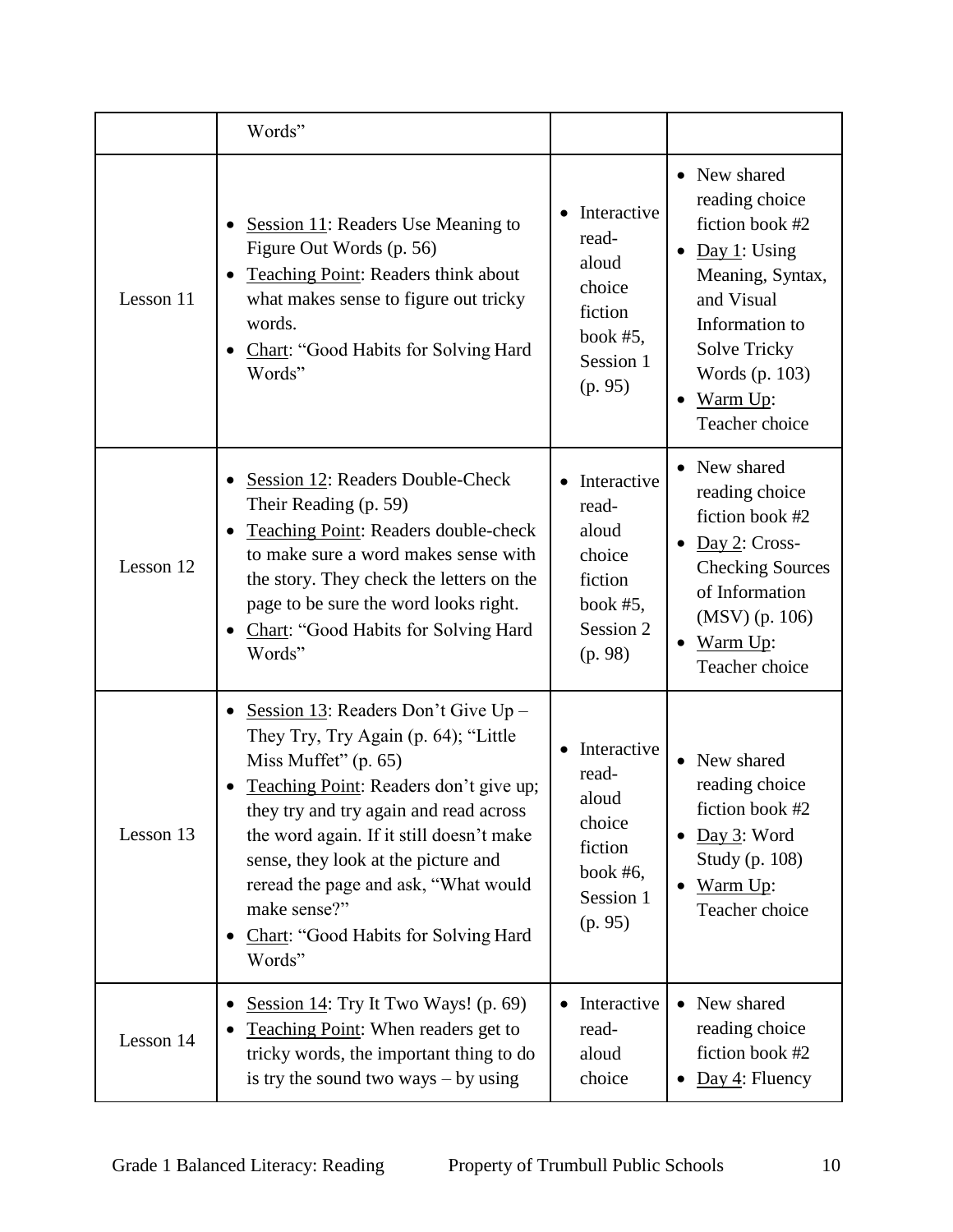| | | | |
|---|---|---|---|
| | Words” | | |
| Lesson 11 | • Session 11: Readers Use Meaning to Figure Out Words (p. 56)<br>• Teaching Point: Readers think about what makes sense to figure out tricky words.<br>• Chart: “Good Habits for Solving Hard Words” | • Interactive read-aloud choice fiction book #5, Session 1 (p. 95) | • New shared reading choice fiction book #2<br>• Day 1: Using Meaning, Syntax, and Visual Information to Solve Tricky Words (p. 103)<br>• Warm Up: Teacher choice |
| Lesson 12 | • Session 12: Readers Double-Check Their Reading (p. 59)<br>• Teaching Point: Readers double-check to make sure a word makes sense with the story. They check the letters on the page to be sure the word looks right.<br>• Chart: “Good Habits for Solving Hard Words” | • Interactive read-aloud choice fiction book #5, Session 2 (p. 98) | • New shared reading choice fiction book #2<br>• Day 2: Cross-Checking Sources of Information (MSV) (p. 106)<br>• Warm Up: Teacher choice |
| Lesson 13 | • Session 13: Readers Don’t Give Up – They Try, Try Again (p. 64); “Little Miss Muffet” (p. 65)<br>• Teaching Point: Readers don’t give up; they try and try again and read across the word again. If it still doesn’t make sense, they look at the picture and reread the page and ask, “What would make sense?”<br>• Chart: “Good Habits for Solving Hard Words” | • Interactive read-aloud choice fiction book #6, Session 1 (p. 95) | • New shared reading choice fiction book #2<br>• Day 3: Word Study (p. 108)<br>• Warm Up: Teacher choice |
| Lesson 14 | • Session 14: Try It Two Ways! (p. 69)<br>• Teaching Point: When readers get to tricky words, the important thing to do is try the sound two ways – by using | • Interactive read-aloud choice | • New shared reading choice fiction book #2<br>• Day 4: Fluency |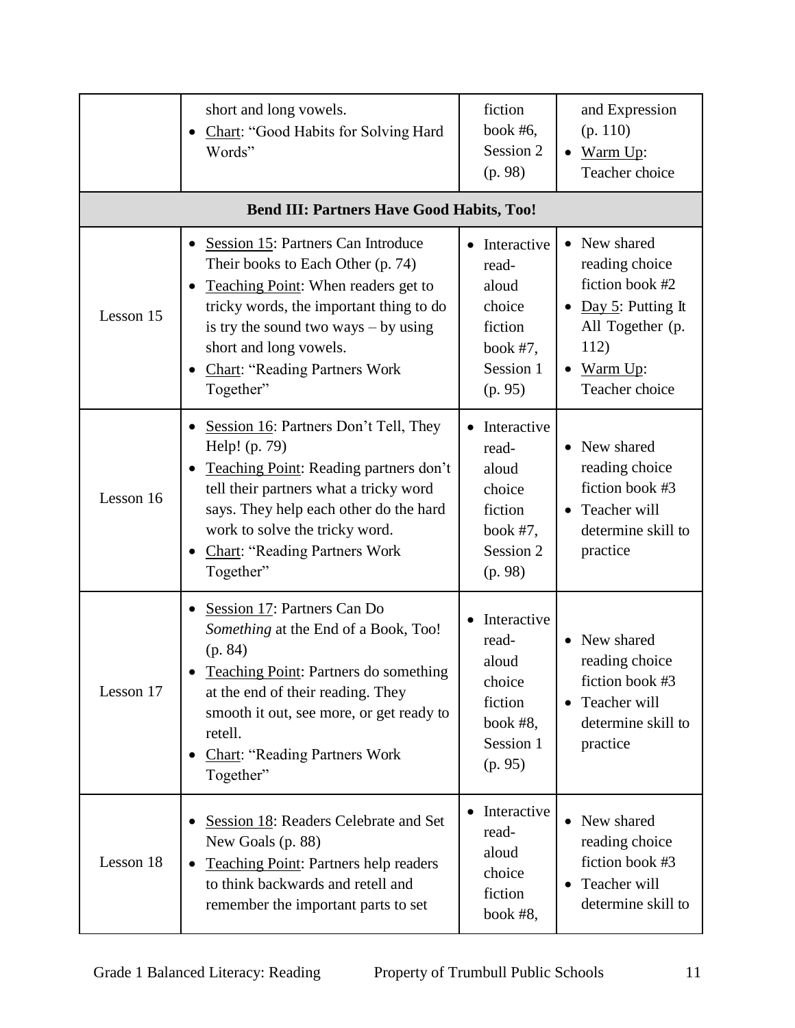| | | | |
|---|---|---|---|
| | short and long vowels.<br>• Chart: "Good Habits for Solving Hard Words" | fiction book #6, Session 2 (p. 98) | and Expression (p. 110)<br>• Warm Up: Teacher choice |
| **Bend III: Partners Have Good Habits, Too!** | | | |
| Lesson 15 | • Session 15: Partners Can Introduce Their books to Each Other (p. 74)<br>• Teaching Point: When readers get to tricky words, the important thing to do is try the sound two ways – by using short and long vowels.<br>• Chart: "Reading Partners Work Together" | • Interactive read-aloud choice fiction book #7, Session 1 (p. 95) | • New shared reading choice fiction book #2<br>• Day 5: Putting It All Together (p. 112)<br>• Warm Up: Teacher choice |
| Lesson 16 | • Session 16: Partners Don't Tell, They Help! (p. 79)<br>• Teaching Point: Reading partners don't tell their partners what a tricky word says. They help each other do the hard work to solve the tricky word.<br>• Chart: "Reading Partners Work Together" | • Interactive read-aloud choice fiction book #7, Session 2 (p. 98) | • New shared reading choice fiction book #3<br>• Teacher will determine skill to practice |
| Lesson 17 | • Session 17: Partners Can Do *Something* at the End of a Book, Too! (p. 84)<br>• Teaching Point: Partners do something at the end of their reading. They smooth it out, see more, or get ready to retell.<br>• Chart: "Reading Partners Work Together" | • Interactive read-aloud choice fiction book #8, Session 1 (p. 95) | • New shared reading choice fiction book #3<br>• Teacher will determine skill to practice |
| Lesson 18 | • Session 18: Readers Celebrate and Set New Goals (p. 88)<br>• Teaching Point: Partners help readers to think backwards and retell and remember the important parts to set | • Interactive read-aloud choice fiction book #8, | • New shared reading choice fiction book #3<br>• Teacher will determine skill to |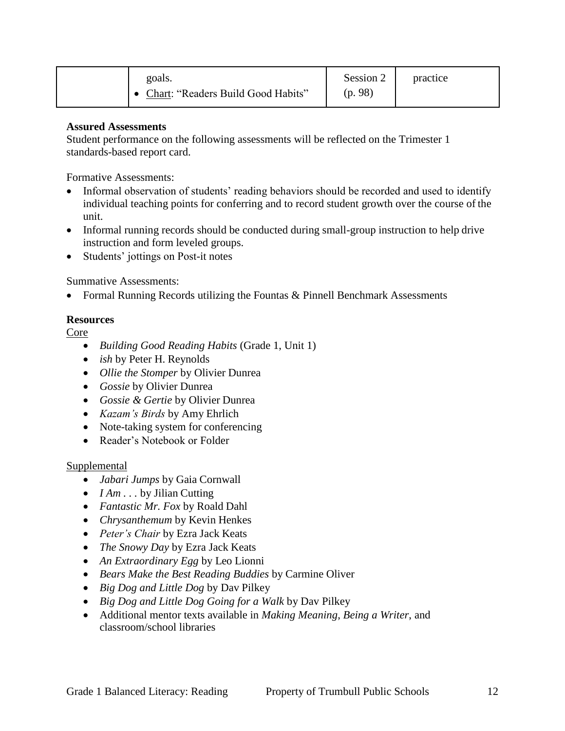|  | goals.<br>• Chart: "Readers Build Good Habits" | Session 2 (p. 98) | practice |
|---|---|---|---|

**Assured Assessments**

Student performance on the following assessments will be reflected on the Trimester 1 standards-based report card.

Formative Assessments:

- Informal observation of students' reading behaviors should be recorded and used to identify individual teaching points for conferring and to record student growth over the course of the unit.
- Informal running records should be conducted during small-group instruction to help drive instruction and form leveled groups.
- Students' jottings on Post-it notes

Summative Assessments:

- Formal Running Records utilizing the Fountas & Pinnell Benchmark Assessments

**Resources**

Core

- *Building Good Reading Habits* (Grade 1, Unit 1)
- *ish* by Peter H. Reynolds
- *Ollie the Stomper* by Olivier Dunrea
- *Gossie* by Olivier Dunrea
- *Gossie & Gertie* by Olivier Dunrea
- *Kazam's Birds* by Amy Ehrlich
- Note-taking system for conferencing
- Reader's Notebook or Folder

Supplemental

- *Jabari Jumps* by Gaia Cornwall
- *I Am . . .* by Jilian Cutting
- *Fantastic Mr. Fox* by Roald Dahl
- *Chrysanthemum* by Kevin Henkes
- *Peter's Chair* by Ezra Jack Keats
- *The Snowy Day* by Ezra Jack Keats
- *An Extraordinary Egg* by Leo Lionni
- *Bears Make the Best Reading Buddies* by Carmine Oliver
- *Big Dog and Little Dog* by Dav Pilkey
- *Big Dog and Little Dog Going for a Walk* by Dav Pilkey
- Additional mentor texts available in *Making Meaning*, *Being a Writer*, and classroom/school libraries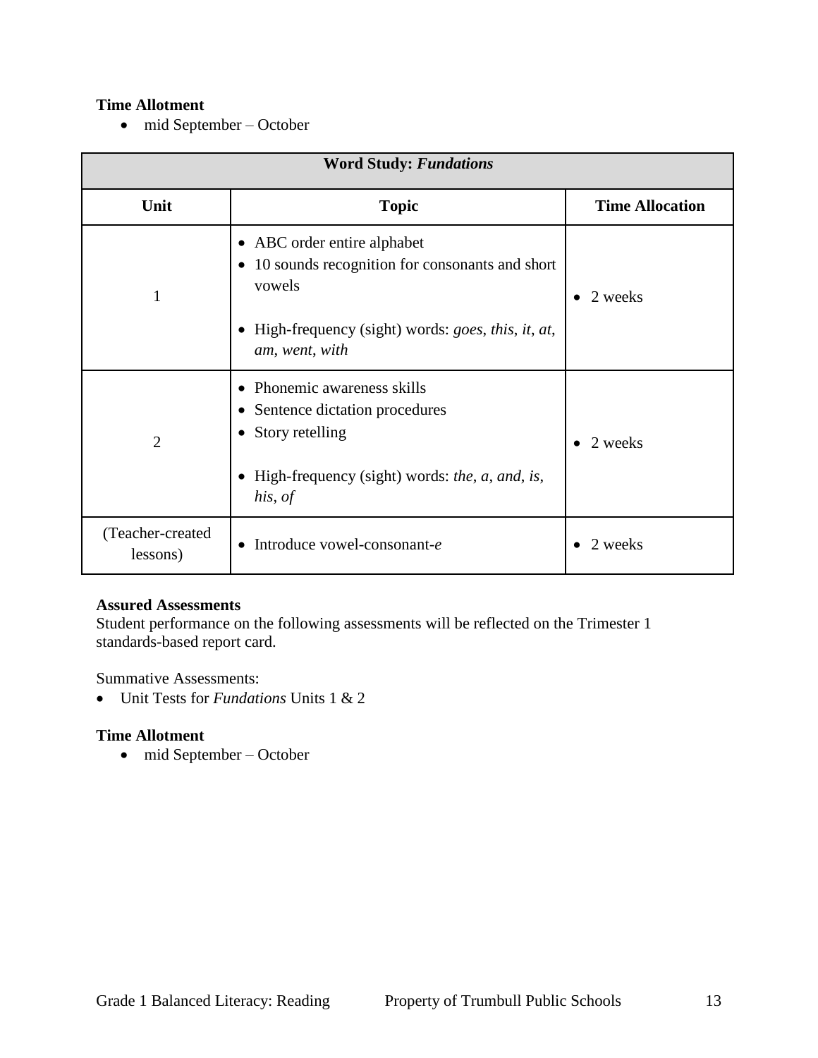**Time Allotment**

- mid September – October

| Word Study: *Fundations* | | |
|---|---|---|
| **Unit** | **Topic** | **Time Allocation** |
| 1 | • ABC order entire alphabet<br>• 10 sounds recognition for consonants and short vowels<br>• High-frequency (sight) words: *goes*, *this*, *it*, *at*, *am*, *went*, *with* | • 2 weeks |
| 2 | • Phonemic awareness skills<br>• Sentence dictation procedures<br>• Story retelling<br>• High-frequency (sight) words: *the*, *a*, *and*, *is*, *his*, *of* | • 2 weeks |
| (Teacher-created lessons) | • Introduce vowel-consonant-*e* | • 2 weeks |

**Assured Assessments**

Student performance on the following assessments will be reflected on the Trimester 1 standards-based report card.

Summative Assessments:

- Unit Tests for *Fundations* Units 1 & 2

**Time Allotment**

- mid September – October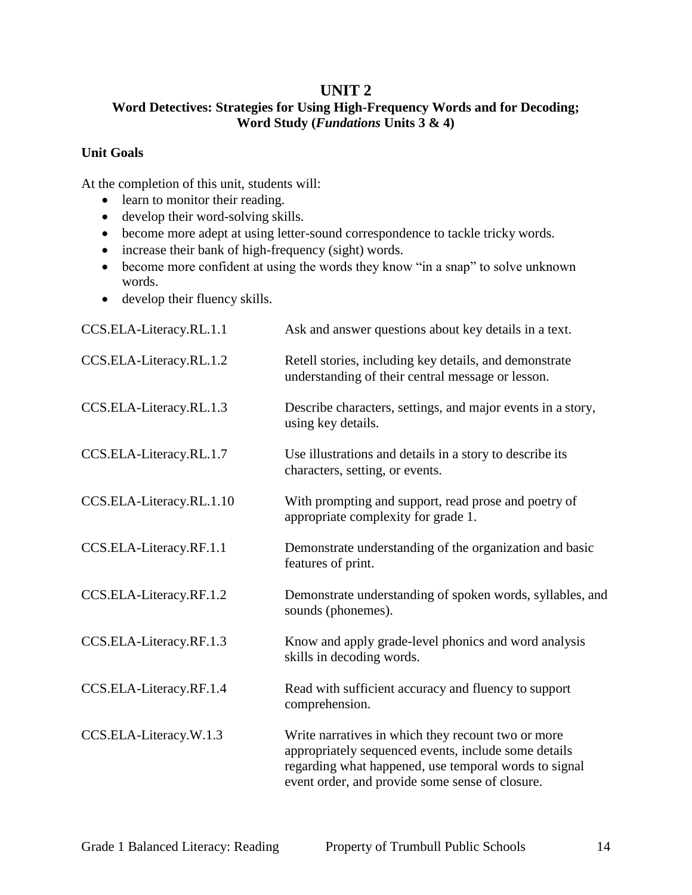# UNIT 2

## Word Detectives: Strategies for Using High-Frequency Words and for Decoding; Word Study (*Fundations* Units 3 & 4)

### Unit Goals

At the completion of this unit, students will:

- learn to monitor their reading.
- develop their word-solving skills.
- become more adept at using letter-sound correspondence to tackle tricky words.
- increase their bank of high-frequency (sight) words.
- become more confident at using the words they know "in a snap" to solve unknown words.
- develop their fluency skills.

| Standard | Description |
|---|---|
| CCS.ELA-Literacy.RL.1.1 | Ask and answer questions about key details in a text. |
| CCS.ELA-Literacy.RL.1.2 | Retell stories, including key details, and demonstrate understanding of their central message or lesson. |
| CCS.ELA-Literacy.RL.1.3 | Describe characters, settings, and major events in a story, using key details. |
| CCS.ELA-Literacy.RL.1.7 | Use illustrations and details in a story to describe its characters, setting, or events. |
| CCS.ELA-Literacy.RL.1.10 | With prompting and support, read prose and poetry of appropriate complexity for grade 1. |
| CCS.ELA-Literacy.RF.1.1 | Demonstrate understanding of the organization and basic features of print. |
| CCS.ELA-Literacy.RF.1.2 | Demonstrate understanding of spoken words, syllables, and sounds (phonemes). |
| CCS.ELA-Literacy.RF.1.3 | Know and apply grade-level phonics and word analysis skills in decoding words. |
| CCS.ELA-Literacy.RF.1.4 | Read with sufficient accuracy and fluency to support comprehension. |
| CCS.ELA-Literacy.W.1.3 | Write narratives in which they recount two or more appropriately sequenced events, include some details regarding what happened, use temporal words to signal event order, and provide some sense of closure. |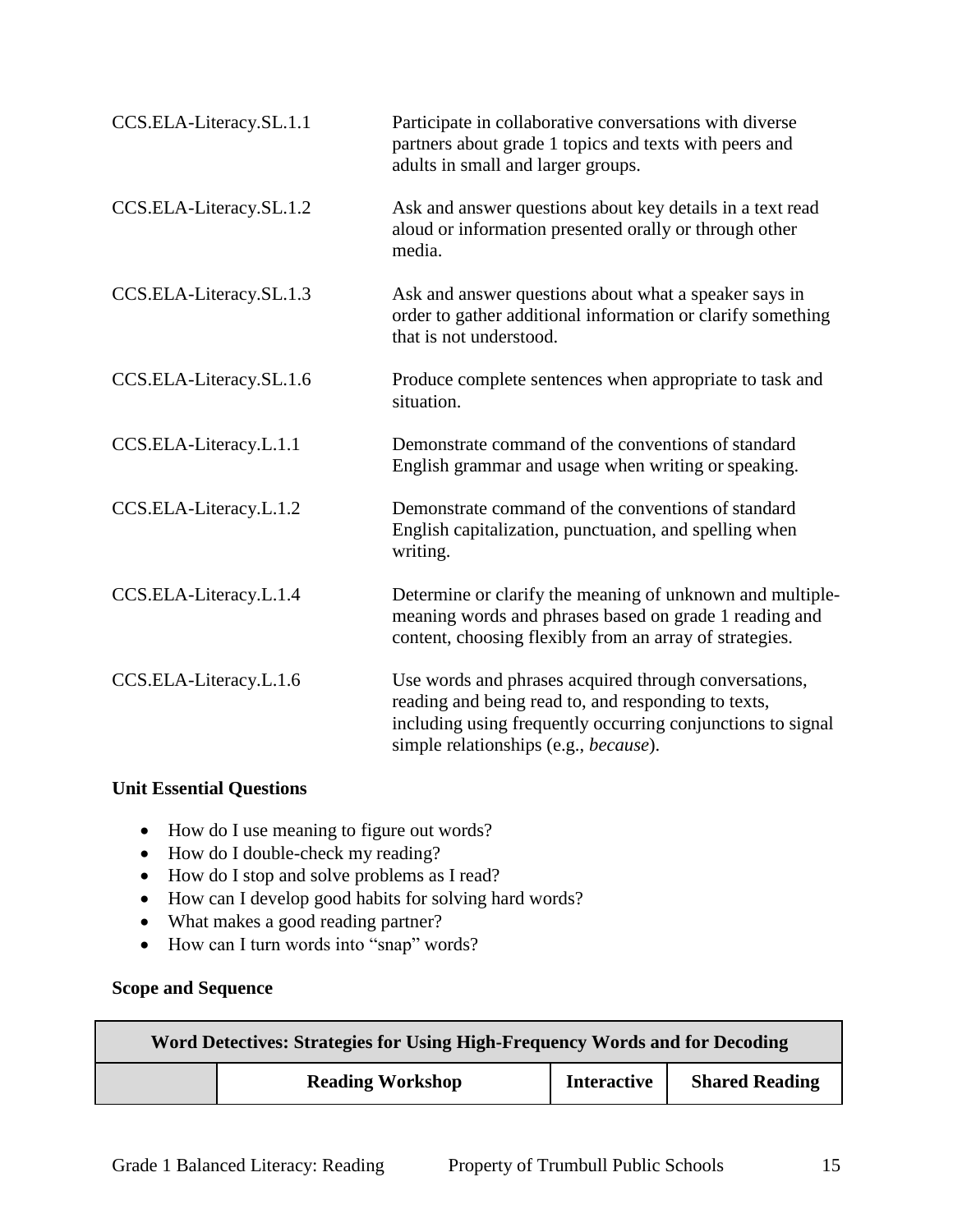| | |
|---|---|
| CCS.ELA-Literacy.SL.1.1 | Participate in collaborative conversations with diverse partners about grade 1 topics and texts with peers and adults in small and larger groups. |
| CCS.ELA-Literacy.SL.1.2 | Ask and answer questions about key details in a text read aloud or information presented orally or through other media. |
| CCS.ELA-Literacy.SL.1.3 | Ask and answer questions about what a speaker says in order to gather additional information or clarify something that is not understood. |
| CCS.ELA-Literacy.SL.1.6 | Produce complete sentences when appropriate to task and situation. |
| CCS.ELA-Literacy.L.1.1 | Demonstrate command of the conventions of standard English grammar and usage when writing or speaking. |
| CCS.ELA-Literacy.L.1.2 | Demonstrate command of the conventions of standard English capitalization, punctuation, and spelling when writing. |
| CCS.ELA-Literacy.L.1.4 | Determine or clarify the meaning of unknown and multiple-meaning words and phrases based on grade 1 reading and content, choosing flexibly from an array of strategies. |
| CCS.ELA-Literacy.L.1.6 | Use words and phrases acquired through conversations, reading and being read to, and responding to texts, including using frequently occurring conjunctions to signal simple relationships (e.g., *because*). |

**Unit Essential Questions**

- How do I use meaning to figure out words?
- How do I double-check my reading?
- How do I stop and solve problems as I read?
- How can I develop good habits for solving hard words?
- What makes a good reading partner?
- How can I turn words into "snap" words?

**Scope and Sequence**

| Word Detectives: Strategies for Using High-Frequency Words and for Decoding | | | |
|---|---|---|---|
| | **Reading Workshop** | **Interactive** | **Shared Reading** |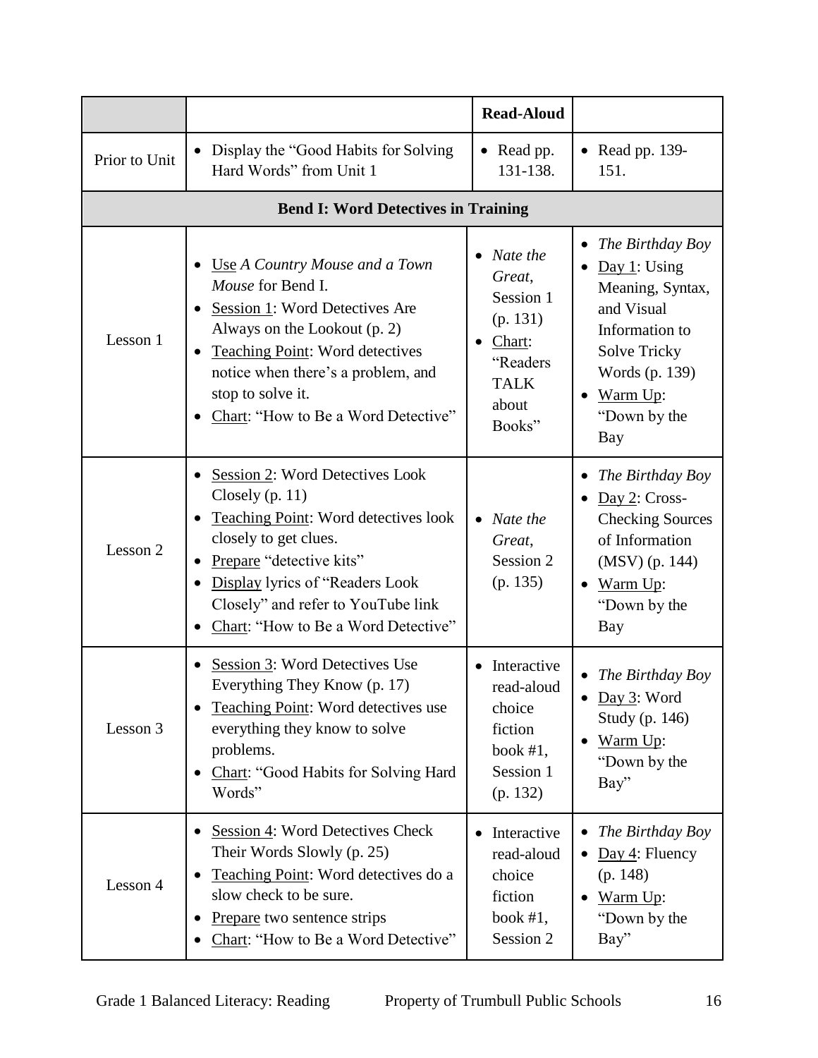| | | Read-Aloud | |
|---|---|---|---|
| Prior to Unit | • Display the "Good Habits for Solving Hard Words" from Unit 1 | • Read pp. 131-138. | • Read pp. 139-151. |
| **Bend I: Word Detectives in Training** | | | |
| Lesson 1 | • Use *A Country Mouse and a Town Mouse* for Bend I.<br>• Session 1: Word Detectives Are Always on the Lookout (p. 2)<br>• Teaching Point: Word detectives notice when there's a problem, and stop to solve it.<br>• Chart: "How to Be a Word Detective" | • *Nate the Great*, Session 1 (p. 131)<br>• Chart: "Readers TALK about Books" | • *The Birthday Boy*<br>• Day 1: Using Meaning, Syntax, and Visual Information to Solve Tricky Words (p. 139)<br>• Warm Up: "Down by the Bay |
| Lesson 2 | • Session 2: Word Detectives Look Closely (p. 11)<br>• Teaching Point: Word detectives look closely to get clues.<br>• Prepare "detective kits"<br>• Display lyrics of "Readers Look Closely" and refer to YouTube link<br>• Chart: "How to Be a Word Detective" | • *Nate the Great*, Session 2 (p. 135) | • *The Birthday Boy*<br>• Day 2: Cross-Checking Sources of Information (MSV) (p. 144)<br>• Warm Up: "Down by the Bay |
| Lesson 3 | • Session 3: Word Detectives Use Everything They Know (p. 17)<br>• Teaching Point: Word detectives use everything they know to solve problems.<br>• Chart: "Good Habits for Solving Hard Words" | • Interactive read-aloud choice fiction book #1, Session 1 (p. 132) | • *The Birthday Boy*<br>• Day 3: Word Study (p. 146)<br>• Warm Up: "Down by the Bay" |
| Lesson 4 | • Session 4: Word Detectives Check Their Words Slowly (p. 25)<br>• Teaching Point: Word detectives do a slow check to be sure.<br>• Prepare two sentence strips<br>• Chart: "How to Be a Word Detective" | • Interactive read-aloud choice fiction book #1, Session 2 | • *The Birthday Boy*<br>• Day 4: Fluency (p. 148)<br>• Warm Up: "Down by the Bay" |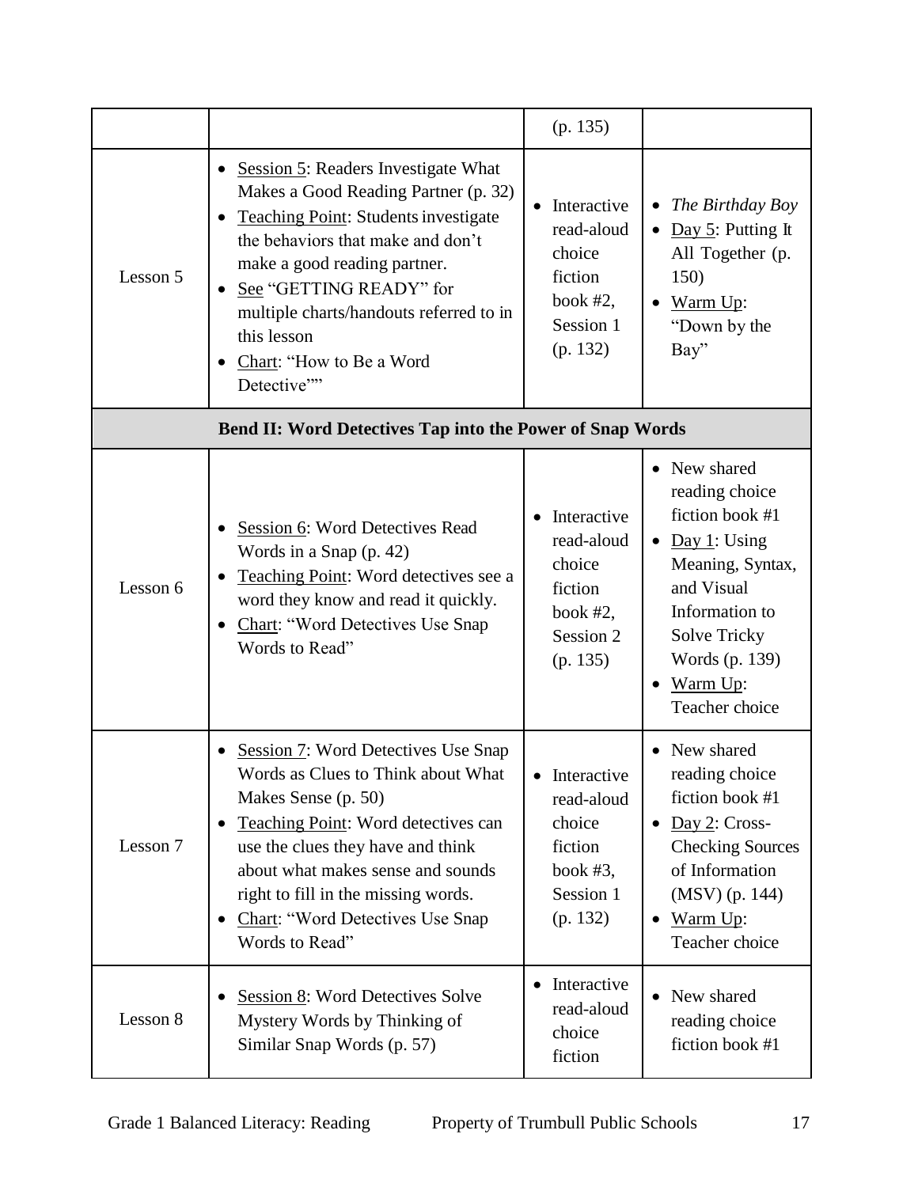| | | | |
|---|---|---|---|
| | | (p. 135) | |
| Lesson 5 | • Session 5: Readers Investigate What Makes a Good Reading Partner (p. 32)<br>• Teaching Point: Students investigate the behaviors that make and don't make a good reading partner.<br>• See "GETTING READY" for multiple charts/handouts referred to in this lesson<br>• Chart: "How to Be a Word Detective"" | • Interactive read-aloud choice fiction book #2, Session 1 (p. 132) | • *The Birthday Boy*<br>• Day 5: Putting It All Together (p. 150)<br>• Warm Up: "Down by the Bay" |
| **Bend II: Word Detectives Tap into the Power of Snap Words** | | | |
| Lesson 6 | • Session 6: Word Detectives Read Words in a Snap (p. 42)<br>• Teaching Point: Word detectives see a word they know and read it quickly.<br>• Chart: "Word Detectives Use Snap Words to Read" | • Interactive read-aloud choice fiction book #2, Session 2 (p. 135) | • New shared reading choice fiction book #1<br>• Day 1: Using Meaning, Syntax, and Visual Information to Solve Tricky Words (p. 139)<br>• Warm Up: Teacher choice |
| Lesson 7 | • Session 7: Word Detectives Use Snap Words as Clues to Think about What Makes Sense (p. 50)<br>• Teaching Point: Word detectives can use the clues they have and think about what makes sense and sounds right to fill in the missing words.<br>• Chart: "Word Detectives Use Snap Words to Read" | • Interactive read-aloud choice fiction book #3, Session 1 (p. 132) | • New shared reading choice fiction book #1<br>• Day 2: Cross-Checking Sources of Information (MSV) (p. 144)<br>• Warm Up: Teacher choice |
| Lesson 8 | • Session 8: Word Detectives Solve Mystery Words by Thinking of Similar Snap Words (p. 57) | • Interactive read-aloud choice fiction | • New shared reading choice fiction book #1 |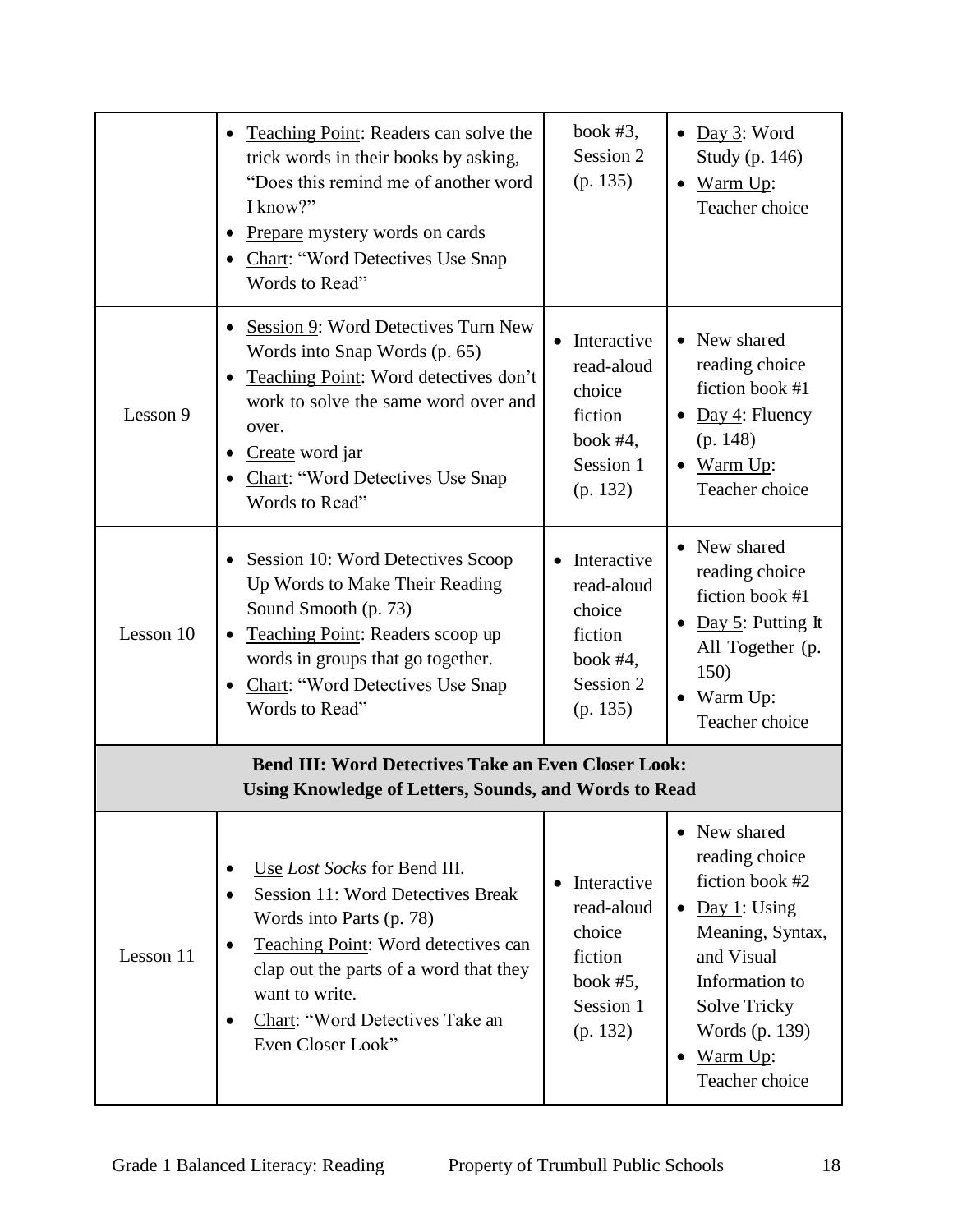| | | | |
|---|---|---|---|
| | • Teaching Point: Readers can solve the trick words in their books by asking, "Does this remind me of another word I know?"<br>• Prepare mystery words on cards<br>• Chart: "Word Detectives Use Snap Words to Read" | book #3, Session 2 (p. 135) | • Day 3: Word Study (p. 146)<br>• Warm Up: Teacher choice |
| Lesson 9 | • Session 9: Word Detectives Turn New Words into Snap Words (p. 65)<br>• Teaching Point: Word detectives don't work to solve the same word over and over.<br>• Create word jar<br>• Chart: "Word Detectives Use Snap Words to Read" | • Interactive read-aloud choice fiction book #4, Session 1 (p. 132) | • New shared reading choice fiction book #1<br>• Day 4: Fluency (p. 148)<br>• Warm Up: Teacher choice |
| Lesson 10 | • Session 10: Word Detectives Scoop Up Words to Make Their Reading Sound Smooth (p. 73)<br>• Teaching Point: Readers scoop up words in groups that go together.<br>• Chart: "Word Detectives Use Snap Words to Read" | • Interactive read-aloud choice fiction book #4, Session 2 (p. 135) | • New shared reading choice fiction book #1<br>• Day 5: Putting It All Together (p. 150)<br>• Warm Up: Teacher choice |
| **Bend III: Word Detectives Take an Even Closer Look: Using Knowledge of Letters, Sounds, and Words to Read** | | | |
| Lesson 11 | • Use *Lost Socks* for Bend III.<br>• Session 11: Word Detectives Break Words into Parts (p. 78)<br>• Teaching Point: Word detectives can clap out the parts of a word that they want to write.<br>• Chart: "Word Detectives Take an Even Closer Look" | • Interactive read-aloud choice fiction book #5, Session 1 (p. 132) | • New shared reading choice fiction book #2<br>• Day 1: Using Meaning, Syntax, and Visual Information to Solve Tricky Words (p. 139)<br>• Warm Up: Teacher choice |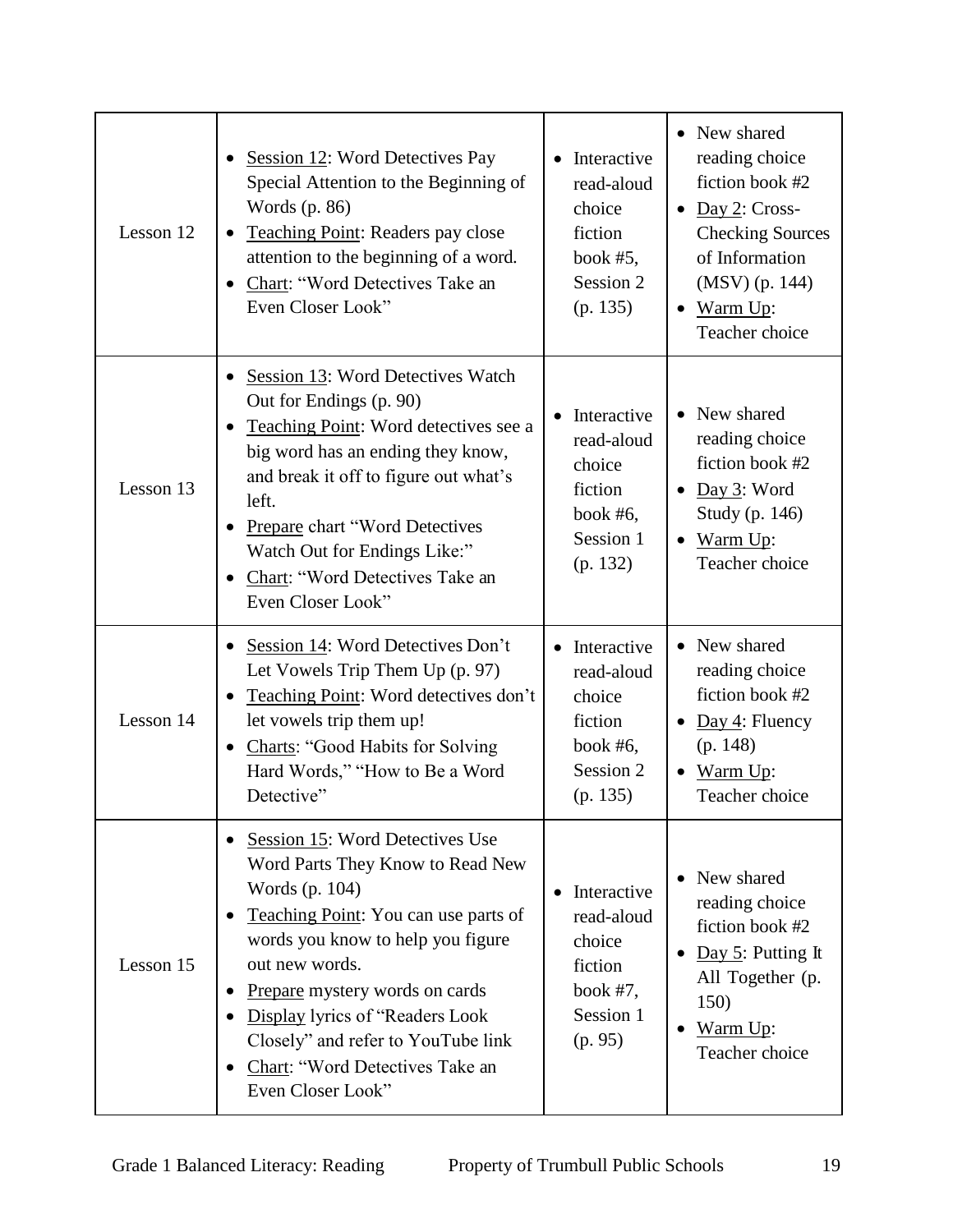| | | | |
|---|---|---|---|
| Lesson 12 | • Session 12: Word Detectives Pay Special Attention to the Beginning of Words (p. 86)<br>• Teaching Point: Readers pay close attention to the beginning of a word.<br>• Chart: "Word Detectives Take an Even Closer Look" | • Interactive read-aloud choice fiction book #5, Session 2 (p. 135) | • New shared reading choice fiction book #2<br>• Day 2: Cross-Checking Sources of Information (MSV) (p. 144)<br>• Warm Up: Teacher choice |
| Lesson 13 | • Session 13: Word Detectives Watch Out for Endings (p. 90)<br>• Teaching Point: Word detectives see a big word has an ending they know, and break it off to figure out what's left.<br>• Prepare chart "Word Detectives Watch Out for Endings Like:"<br>• Chart: "Word Detectives Take an Even Closer Look" | • Interactive read-aloud choice fiction book #6, Session 1 (p. 132) | • New shared reading choice fiction book #2<br>• Day 3: Word Study (p. 146)<br>• Warm Up: Teacher choice |
| Lesson 14 | • Session 14: Word Detectives Don't Let Vowels Trip Them Up (p. 97)<br>• Teaching Point: Word detectives don't let vowels trip them up!<br>• Charts: "Good Habits for Solving Hard Words," "How to Be a Word Detective" | • Interactive read-aloud choice fiction book #6, Session 2 (p. 135) | • New shared reading choice fiction book #2<br>• Day 4: Fluency (p. 148)<br>• Warm Up: Teacher choice |
| Lesson 15 | • Session 15: Word Detectives Use Word Parts They Know to Read New Words (p. 104)<br>• Teaching Point: You can use parts of words you know to help you figure out new words.<br>• Prepare mystery words on cards<br>• Display lyrics of "Readers Look Closely" and refer to YouTube link<br>• Chart: "Word Detectives Take an Even Closer Look" | • Interactive read-aloud choice fiction book #7, Session 1 (p. 95) | • New shared reading choice fiction book #2<br>• Day 5: Putting It All Together (p. 150)<br>• Warm Up: Teacher choice |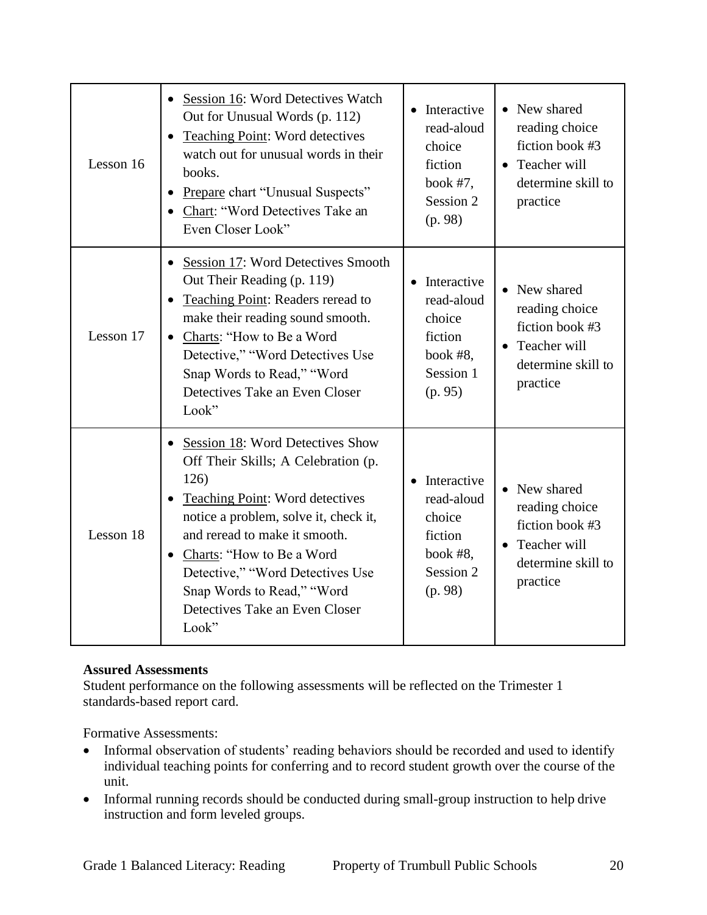| | | | |
|---|---|---|---|
| Lesson 16 | • Session 16: Word Detectives Watch Out for Unusual Words (p. 112)<br>• Teaching Point: Word detectives watch out for unusual words in their books.<br>• Prepare chart "Unusual Suspects"<br>• Chart: "Word Detectives Take an Even Closer Look" | • Interactive read-aloud choice fiction book #7, Session 2 (p. 98) | • New shared reading choice fiction book #3<br>• Teacher will determine skill to practice |
| Lesson 17 | • Session 17: Word Detectives Smooth Out Their Reading (p. 119)<br>• Teaching Point: Readers reread to make their reading sound smooth.<br>• Charts: "How to Be a Word Detective," "Word Detectives Use Snap Words to Read," "Word Detectives Take an Even Closer Look" | • Interactive read-aloud choice fiction book #8, Session 1 (p. 95) | • New shared reading choice fiction book #3<br>• Teacher will determine skill to practice |
| Lesson 18 | • Session 18: Word Detectives Show Off Their Skills; A Celebration (p. 126)<br>• Teaching Point: Word detectives notice a problem, solve it, check it, and reread to make it smooth.<br>• Charts: "How to Be a Word Detective," "Word Detectives Use Snap Words to Read," "Word Detectives Take an Even Closer Look" | • Interactive read-aloud choice fiction book #8, Session 2 (p. 98) | • New shared reading choice fiction book #3<br>• Teacher will determine skill to practice |

**Assured Assessments**

Student performance on the following assessments will be reflected on the Trimester 1 standards-based report card.

Formative Assessments:

- Informal observation of students' reading behaviors should be recorded and used to identify individual teaching points for conferring and to record student growth over the course of the unit.
- Informal running records should be conducted during small-group instruction to help drive instruction and form leveled groups.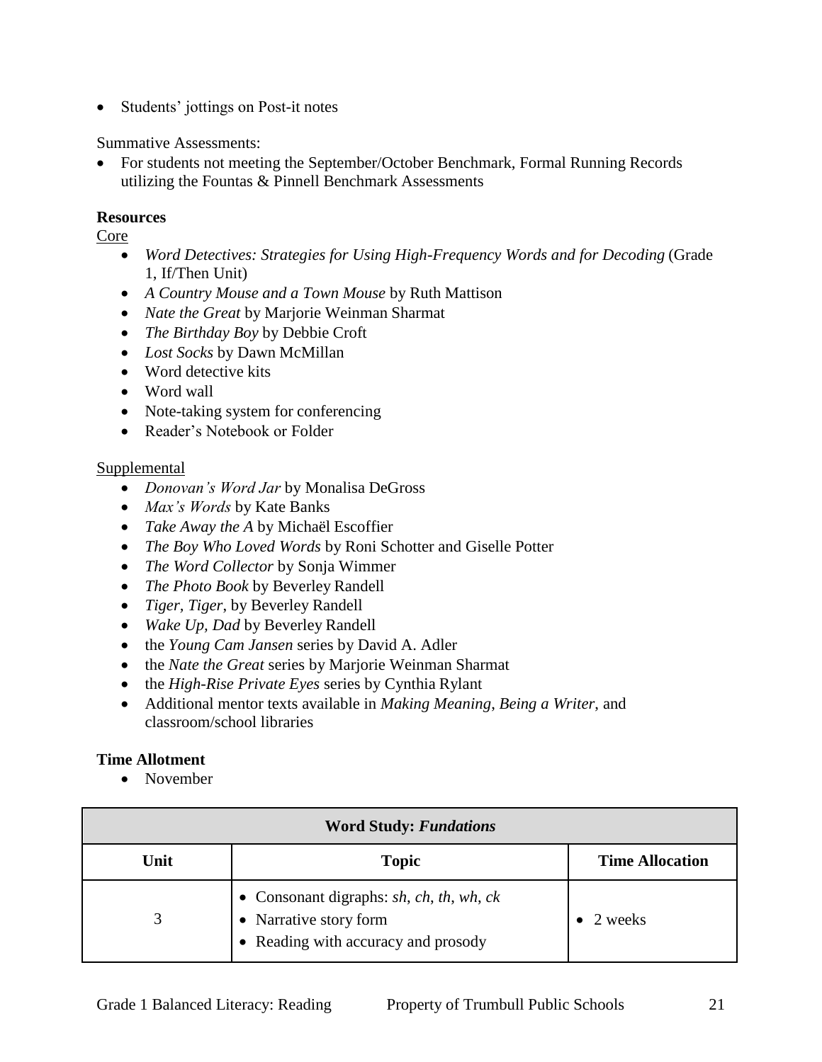- Students' jottings on Post-it notes

Summative Assessments:

- For students not meeting the September/October Benchmark, Formal Running Records utilizing the Fountas & Pinnell Benchmark Assessments

**Resources**

Core

- *Word Detectives: Strategies for Using High-Frequency Words and for Decoding* (Grade 1, If/Then Unit)
- *A Country Mouse and a Town Mouse* by Ruth Mattison
- *Nate the Great* by Marjorie Weinman Sharmat
- *The Birthday Boy* by Debbie Croft
- *Lost Socks* by Dawn McMillan
- Word detective kits
- Word wall
- Note-taking system for conferencing
- Reader's Notebook or Folder

Supplemental

- *Donovan's Word Jar* by Monalisa DeGross
- *Max's Words* by Kate Banks
- *Take Away the A* by Michaël Escoffier
- *The Boy Who Loved Words* by Roni Schotter and Giselle Potter
- *The Word Collector* by Sonja Wimmer
- *The Photo Book* by Beverley Randell
- *Tiger, Tiger*, by Beverley Randell
- *Wake Up, Dad* by Beverley Randell
- the *Young Cam Jansen* series by David A. Adler
- the *Nate the Great* series by Marjorie Weinman Sharmat
- the *High-Rise Private Eyes* series by Cynthia Rylant
- Additional mentor texts available in *Making Meaning*, *Being a Writer*, and classroom/school libraries

**Time Allotment**

- November

| **Word Study: *Fundations*** | | |
|---|---|---|
| **Unit** | **Topic** | **Time Allocation** |
| 3 | • Consonant digraphs: *sh, ch, th, wh, ck*<br>• Narrative story form<br>• Reading with accuracy and prosody | • 2 weeks |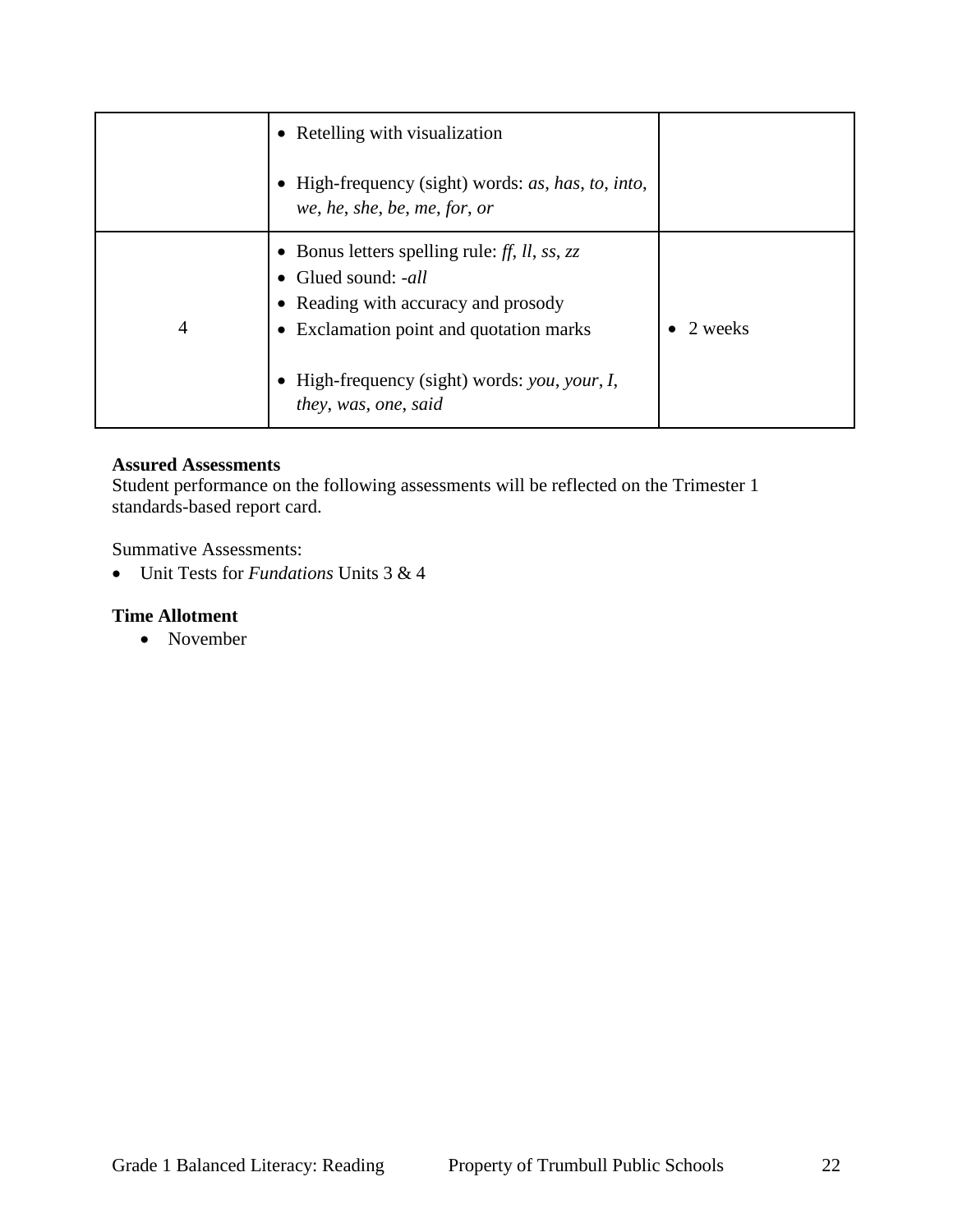| | | |
|---|---|---|
| | • Retelling with visualization<br><br>• High-frequency (sight) words: *as*, *has*, *to*, *into*, *we*, *he*, *she*, *be*, *me*, *for*, *or* | |
| 4 | • Bonus letters spelling rule: *ff*, *ll*, *ss*, *zz*<br>• Glued sound: *-all*<br>• Reading with accuracy and prosody<br>• Exclamation point and quotation marks<br><br>• High-frequency (sight) words: *you*, *your*, *I*, *they*, *was*, *one*, *said* | • 2 weeks |

**Assured Assessments**
Student performance on the following assessments will be reflected on the Trimester 1 standards-based report card.

Summative Assessments:
- Unit Tests for *Fundations* Units 3 & 4

**Time Allotment**
- November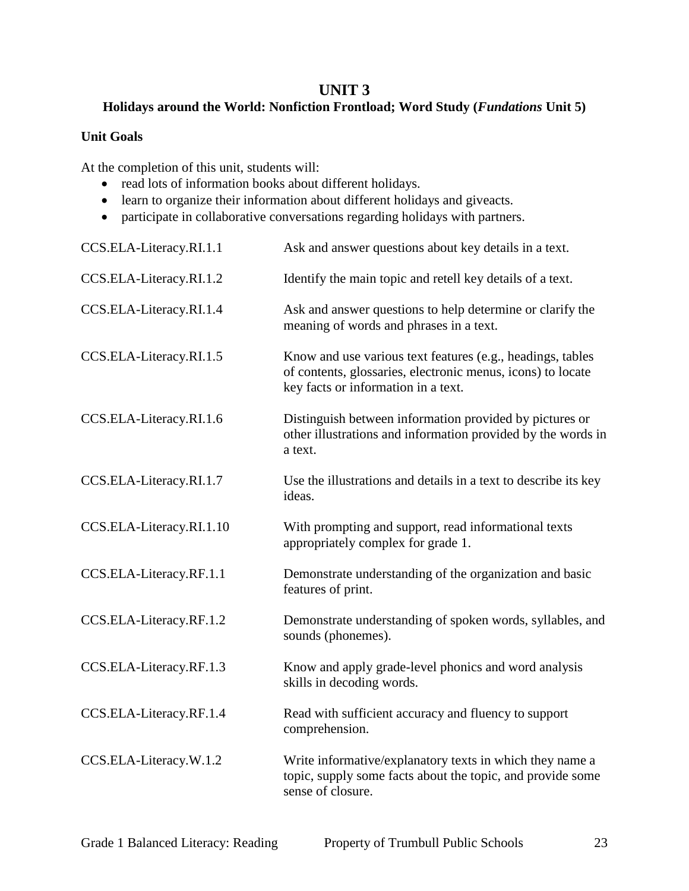# UNIT 3

## Holidays around the World: Nonfiction Frontload; Word Study (*Fundations* Unit 5)

**Unit Goals**

At the completion of this unit, students will:

- read lots of information books about different holidays.
- learn to organize their information about different holidays and giveacts.
- participate in collaborative conversations regarding holidays with partners.

| | |
|---|---|
| CCS.ELA-Literacy.RI.1.1 | Ask and answer questions about key details in a text. |
| CCS.ELA-Literacy.RI.1.2 | Identify the main topic and retell key details of a text. |
| CCS.ELA-Literacy.RI.1.4 | Ask and answer questions to help determine or clarify the meaning of words and phrases in a text. |
| CCS.ELA-Literacy.RI.1.5 | Know and use various text features (e.g., headings, tables of contents, glossaries, electronic menus, icons) to locate key facts or information in a text. |
| CCS.ELA-Literacy.RI.1.6 | Distinguish between information provided by pictures or other illustrations and information provided by the words in a text. |
| CCS.ELA-Literacy.RI.1.7 | Use the illustrations and details in a text to describe its key ideas. |
| CCS.ELA-Literacy.RI.1.10 | With prompting and support, read informational texts appropriately complex for grade 1. |
| CCS.ELA-Literacy.RF.1.1 | Demonstrate understanding of the organization and basic features of print. |
| CCS.ELA-Literacy.RF.1.2 | Demonstrate understanding of spoken words, syllables, and sounds (phonemes). |
| CCS.ELA-Literacy.RF.1.3 | Know and apply grade-level phonics and word analysis skills in decoding words. |
| CCS.ELA-Literacy.RF.1.4 | Read with sufficient accuracy and fluency to support comprehension. |
| CCS.ELA-Literacy.W.1.2 | Write informative/explanatory texts in which they name a topic, supply some facts about the topic, and provide some sense of closure. |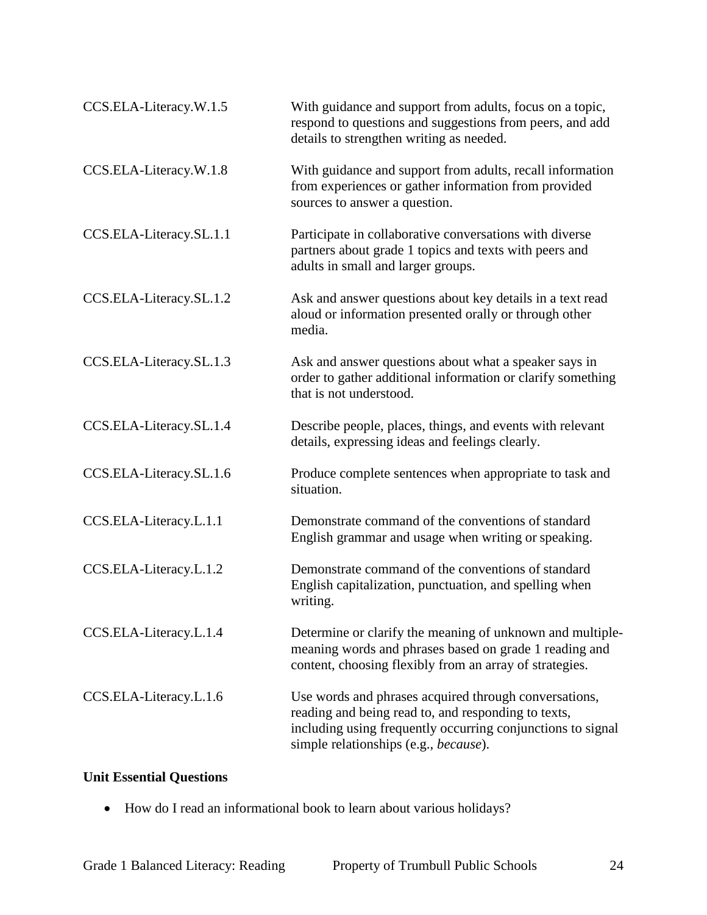| | |
|---|---|
| CCS.ELA-Literacy.W.1.5 | With guidance and support from adults, focus on a topic, respond to questions and suggestions from peers, and add details to strengthen writing as needed. |
| CCS.ELA-Literacy.W.1.8 | With guidance and support from adults, recall information from experiences or gather information from provided sources to answer a question. |
| CCS.ELA-Literacy.SL.1.1 | Participate in collaborative conversations with diverse partners about grade 1 topics and texts with peers and adults in small and larger groups. |
| CCS.ELA-Literacy.SL.1.2 | Ask and answer questions about key details in a text read aloud or information presented orally or through other media. |
| CCS.ELA-Literacy.SL.1.3 | Ask and answer questions about what a speaker says in order to gather additional information or clarify something that is not understood. |
| CCS.ELA-Literacy.SL.1.4 | Describe people, places, things, and events with relevant details, expressing ideas and feelings clearly. |
| CCS.ELA-Literacy.SL.1.6 | Produce complete sentences when appropriate to task and situation. |
| CCS.ELA-Literacy.L.1.1 | Demonstrate command of the conventions of standard English grammar and usage when writing or speaking. |
| CCS.ELA-Literacy.L.1.2 | Demonstrate command of the conventions of standard English capitalization, punctuation, and spelling when writing. |
| CCS.ELA-Literacy.L.1.4 | Determine or clarify the meaning of unknown and multiple-meaning words and phrases based on grade 1 reading and content, choosing flexibly from an array of strategies. |
| CCS.ELA-Literacy.L.1.6 | Use words and phrases acquired through conversations, reading and being read to, and responding to texts, including using frequently occurring conjunctions to signal simple relationships (e.g., *because*). |

**Unit Essential Questions**

- How do I read an informational book to learn about various holidays?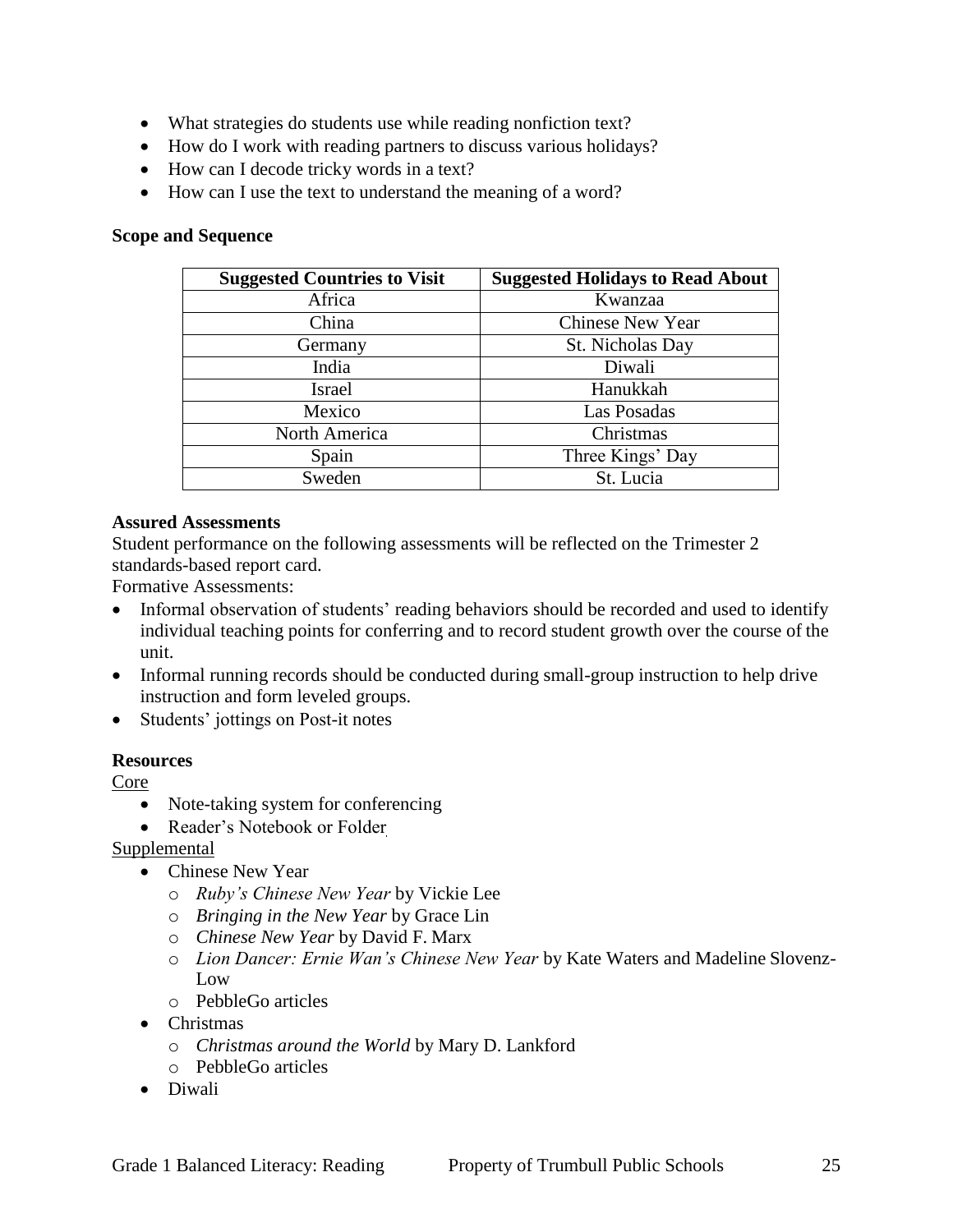- What strategies do students use while reading nonfiction text?
- How do I work with reading partners to discuss various holidays?
- How can I decode tricky words in a text?
- How can I use the text to understand the meaning of a word?

**Scope and Sequence**

| Suggested Countries to Visit | Suggested Holidays to Read About |
|---|---|
| Africa | Kwanzaa |
| China | Chinese New Year |
| Germany | St. Nicholas Day |
| India | Diwali |
| Israel | Hanukkah |
| Mexico | Las Posadas |
| North America | Christmas |
| Spain | Three Kings' Day |
| Sweden | St. Lucia |

**Assured Assessments**

Student performance on the following assessments will be reflected on the Trimester 2 standards-based report card.

Formative Assessments:

- Informal observation of students' reading behaviors should be recorded and used to identify individual teaching points for conferring and to record student growth over the course of the unit.
- Informal running records should be conducted during small-group instruction to help drive instruction and form leveled groups.
- Students' jottings on Post-it notes

**Resources**

Core

- Note-taking system for conferencing
- Reader's Notebook or Folder

Supplemental

- Chinese New Year
  - *Ruby's Chinese New Year* by Vickie Lee
  - *Bringing in the New Year* by Grace Lin
  - *Chinese New Year* by David F. Marx
  - *Lion Dancer: Ernie Wan's Chinese New Year* by Kate Waters and Madeline Slovenz-Low
  - PebbleGo articles
- Christmas
  - *Christmas around the World* by Mary D. Lankford
  - PebbleGo articles
- Diwali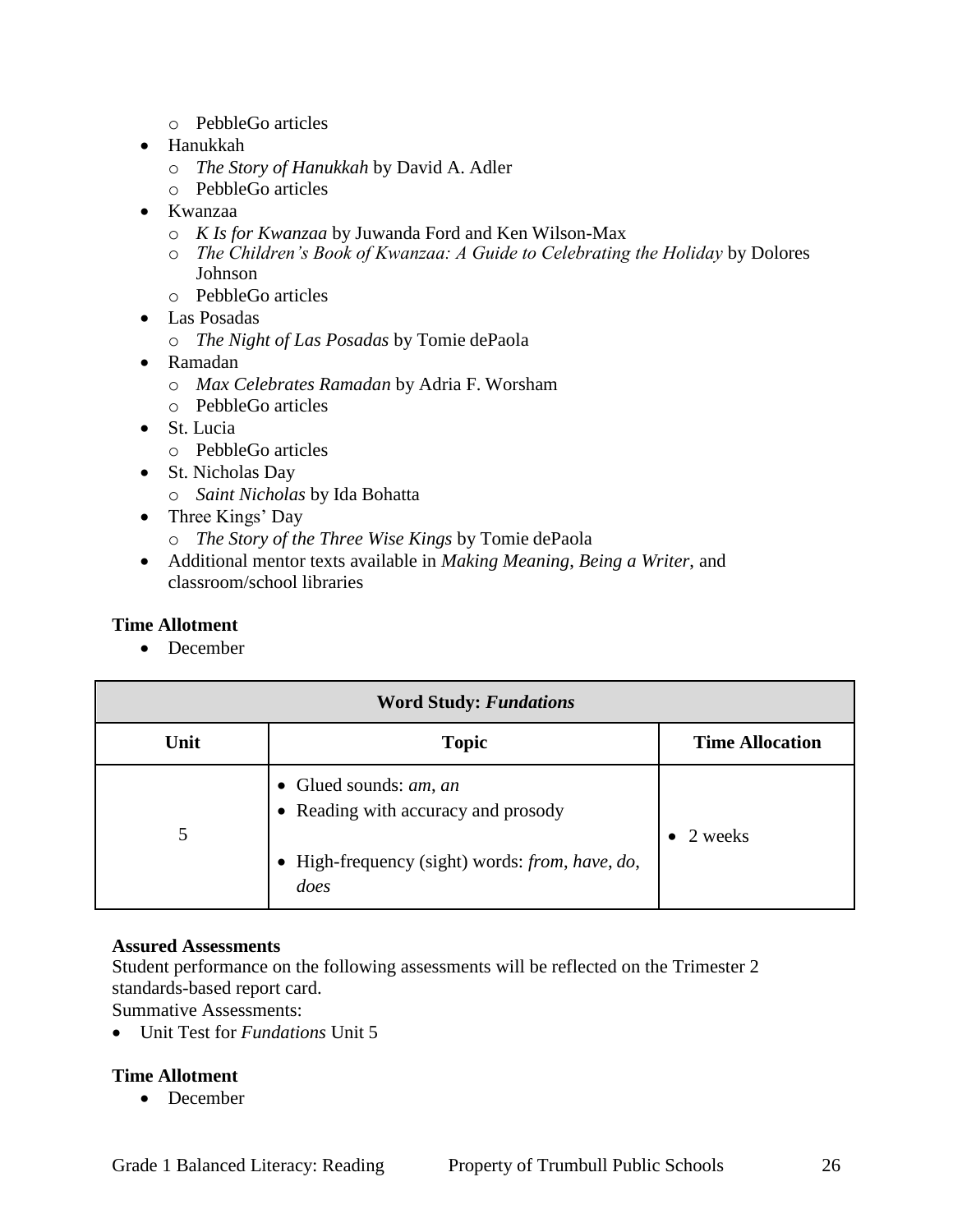- PebbleGo articles
- Hanukkah
  - *The Story of Hanukkah* by David A. Adler
  - PebbleGo articles
- Kwanzaa
  - *K Is for Kwanzaa* by Juwanda Ford and Ken Wilson-Max
  - *The Children's Book of Kwanzaa: A Guide to Celebrating the Holiday* by Dolores Johnson
  - PebbleGo articles
- Las Posadas
  - *The Night of Las Posadas* by Tomie dePaola
- Ramadan
  - *Max Celebrates Ramadan* by Adria F. Worsham
  - PebbleGo articles
- St. Lucia
  - PebbleGo articles
- St. Nicholas Day
  - *Saint Nicholas* by Ida Bohatta
- Three Kings' Day
  - *The Story of the Three Wise Kings* by Tomie dePaola
- Additional mentor texts available in *Making Meaning*, *Being a Writer*, and classroom/school libraries

**Time Allotment**

- December

| Word Study: *Fundations* | | |
|---|---|---|
| **Unit** | **Topic** | **Time Allocation** |
| 5 | • Glued sounds: *am*, *an*<br>• Reading with accuracy and prosody<br>• High-frequency (sight) words: *from*, *have*, *do*, *does* | • 2 weeks |

**Assured Assessments**

Student performance on the following assessments will be reflected on the Trimester 2 standards-based report card.

Summative Assessments:

- Unit Test for *Fundations* Unit 5

**Time Allotment**

- December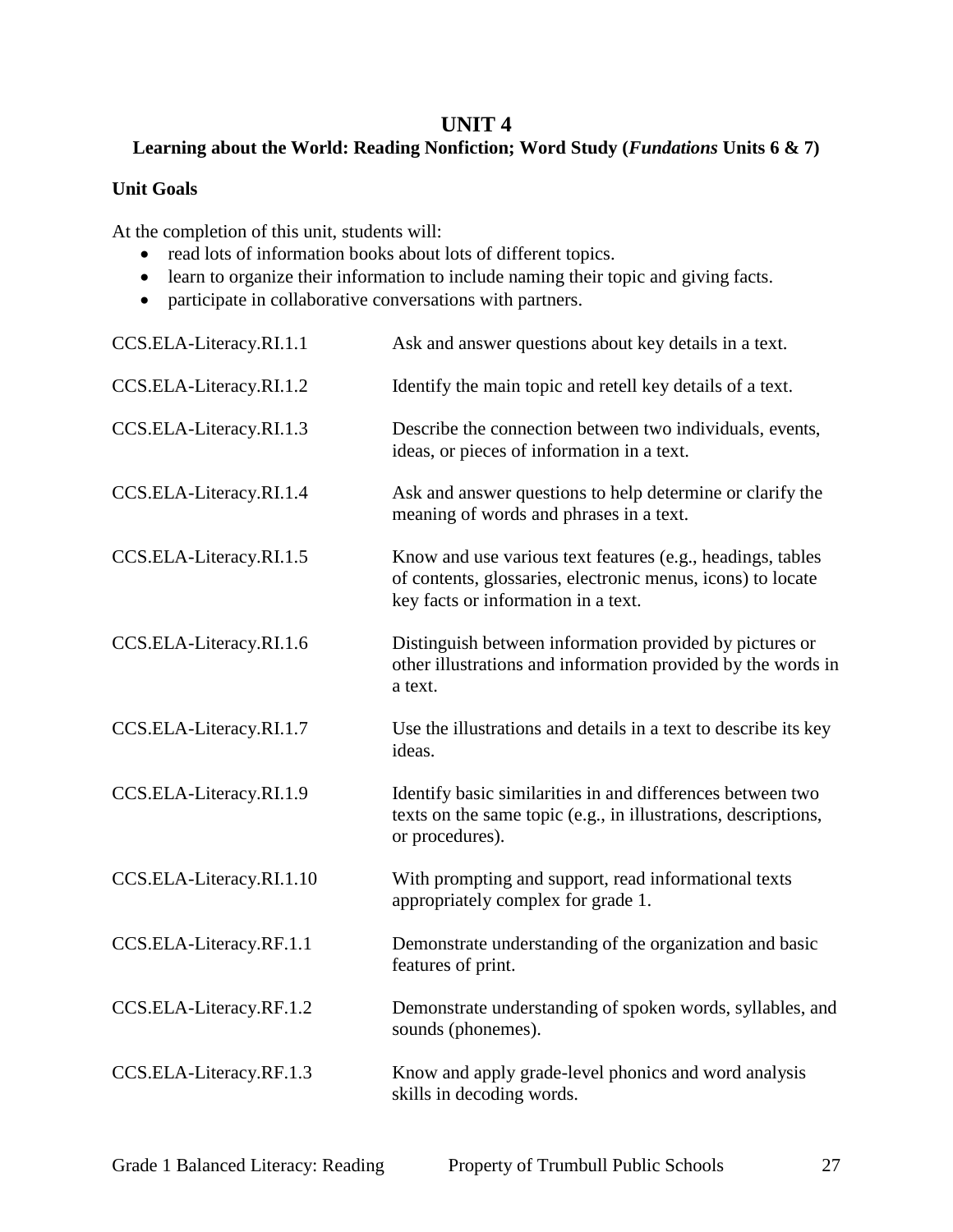# UNIT 4

## Learning about the World: Reading Nonfiction; Word Study (*Fundations* Units 6 & 7)

**Unit Goals**

At the completion of this unit, students will:

- read lots of information books about lots of different topics.
- learn to organize their information to include naming their topic and giving facts.
- participate in collaborative conversations with partners.

| | |
|---|---|
| CCS.ELA-Literacy.RI.1.1 | Ask and answer questions about key details in a text. |
| CCS.ELA-Literacy.RI.1.2 | Identify the main topic and retell key details of a text. |
| CCS.ELA-Literacy.RI.1.3 | Describe the connection between two individuals, events, ideas, or pieces of information in a text. |
| CCS.ELA-Literacy.RI.1.4 | Ask and answer questions to help determine or clarify the meaning of words and phrases in a text. |
| CCS.ELA-Literacy.RI.1.5 | Know and use various text features (e.g., headings, tables of contents, glossaries, electronic menus, icons) to locate key facts or information in a text. |
| CCS.ELA-Literacy.RI.1.6 | Distinguish between information provided by pictures or other illustrations and information provided by the words in a text. |
| CCS.ELA-Literacy.RI.1.7 | Use the illustrations and details in a text to describe its key ideas. |
| CCS.ELA-Literacy.RI.1.9 | Identify basic similarities in and differences between two texts on the same topic (e.g., in illustrations, descriptions, or procedures). |
| CCS.ELA-Literacy.RI.1.10 | With prompting and support, read informational texts appropriately complex for grade 1. |
| CCS.ELA-Literacy.RF.1.1 | Demonstrate understanding of the organization and basic features of print. |
| CCS.ELA-Literacy.RF.1.2 | Demonstrate understanding of spoken words, syllables, and sounds (phonemes). |
| CCS.ELA-Literacy.RF.1.3 | Know and apply grade-level phonics and word analysis skills in decoding words. |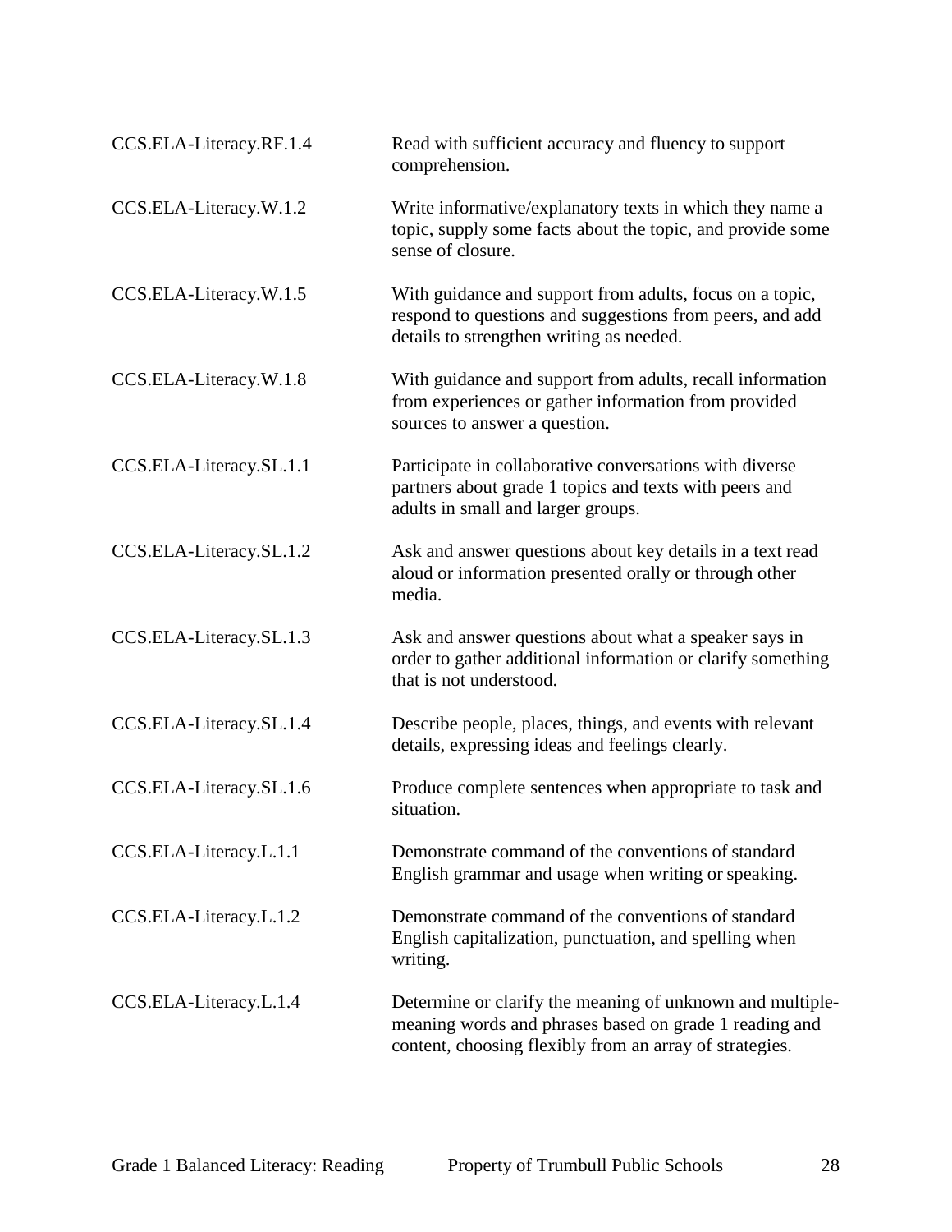| | |
|---|---|
| CCS.ELA-Literacy.RF.1.4 | Read with sufficient accuracy and fluency to support comprehension. |
| CCS.ELA-Literacy.W.1.2 | Write informative/explanatory texts in which they name a topic, supply some facts about the topic, and provide some sense of closure. |
| CCS.ELA-Literacy.W.1.5 | With guidance and support from adults, focus on a topic, respond to questions and suggestions from peers, and add details to strengthen writing as needed. |
| CCS.ELA-Literacy.W.1.8 | With guidance and support from adults, recall information from experiences or gather information from provided sources to answer a question. |
| CCS.ELA-Literacy.SL.1.1 | Participate in collaborative conversations with diverse partners about grade 1 topics and texts with peers and adults in small and larger groups. |
| CCS.ELA-Literacy.SL.1.2 | Ask and answer questions about key details in a text read aloud or information presented orally or through other media. |
| CCS.ELA-Literacy.SL.1.3 | Ask and answer questions about what a speaker says in order to gather additional information or clarify something that is not understood. |
| CCS.ELA-Literacy.SL.1.4 | Describe people, places, things, and events with relevant details, expressing ideas and feelings clearly. |
| CCS.ELA-Literacy.SL.1.6 | Produce complete sentences when appropriate to task and situation. |
| CCS.ELA-Literacy.L.1.1 | Demonstrate command of the conventions of standard English grammar and usage when writing or speaking. |
| CCS.ELA-Literacy.L.1.2 | Demonstrate command of the conventions of standard English capitalization, punctuation, and spelling when writing. |
| CCS.ELA-Literacy.L.1.4 | Determine or clarify the meaning of unknown and multiple-meaning words and phrases based on grade 1 reading and content, choosing flexibly from an array of strategies. |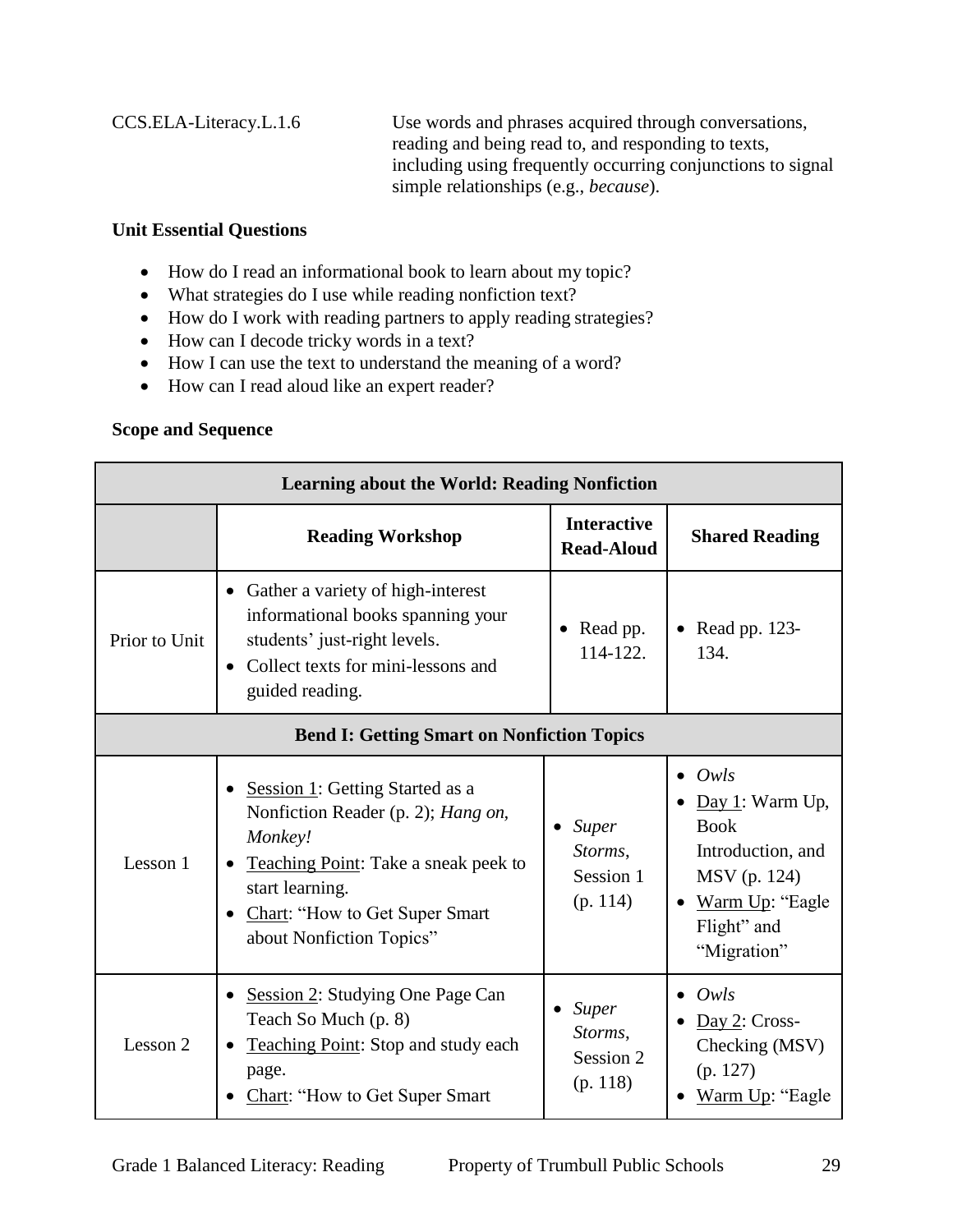CCS.ELA-Literacy.L.1.6 Use words and phrases acquired through conversations, reading and being read to, and responding to texts, including using frequently occurring conjunctions to signal simple relationships (e.g., *because*).

**Unit Essential Questions**

- How do I read an informational book to learn about my topic?
- What strategies do I use while reading nonfiction text?
- How do I work with reading partners to apply reading strategies?
- How can I decode tricky words in a text?
- How I can use the text to understand the meaning of a word?
- How can I read aloud like an expert reader?

**Scope and Sequence**

| **Learning about the World: Reading Nonfiction** | | | |
|---|---|---|---|
| | **Reading Workshop** | **Interactive Read-Aloud** | **Shared Reading** |
| Prior to Unit | • Gather a variety of high-interest informational books spanning your students' just-right levels.<br>• Collect texts for mini-lessons and guided reading. | • Read pp. 114-122. | • Read pp. 123-134. |
| **Bend I: Getting Smart on Nonfiction Topics** | | | |
| Lesson 1 | • Session 1: Getting Started as a Nonfiction Reader (p. 2); *Hang on, Monkey!*<br>• Teaching Point: Take a sneak peek to start learning.<br>• Chart: "How to Get Super Smart about Nonfiction Topics" | • *Super Storms*, Session 1 (p. 114) | • *Owls*<br>• Day 1: Warm Up, Book Introduction, and MSV (p. 124)<br>• Warm Up: "Eagle Flight" and "Migration" |
| Lesson 2 | • Session 2: Studying One Page Can Teach So Much (p. 8)<br>• Teaching Point: Stop and study each page.<br>• Chart: "How to Get Super Smart | • *Super Storms*, Session 2 (p. 118) | • *Owls*<br>• Day 2: Cross-Checking (MSV) (p. 127)<br>• Warm Up: "Eagle |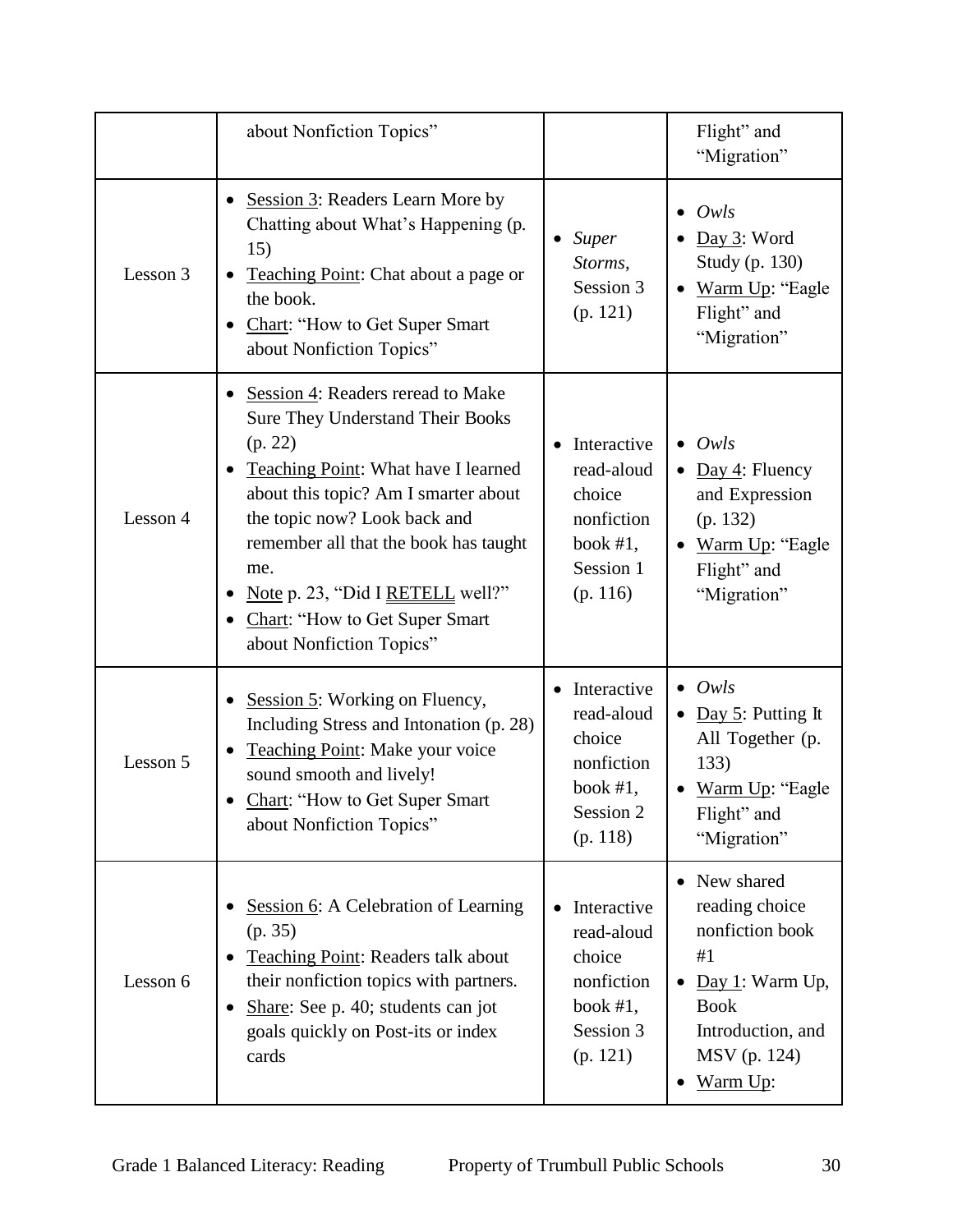| | about Nonfiction Topics" | | Flight" and "Migration" |
|---|---|---|---|
| Lesson 3 | • Session 3: Readers Learn More by Chatting about What's Happening (p. 15)<br>• Teaching Point: Chat about a page or the book.<br>• Chart: "How to Get Super Smart about Nonfiction Topics" | • *Super Storms*, Session 3 (p. 121) | • *Owls*<br>• Day 3: Word Study (p. 130)<br>• Warm Up: "Eagle Flight" and "Migration" |
| Lesson 4 | • Session 4: Readers reread to Make Sure They Understand Their Books (p. 22)<br>• Teaching Point: What have I learned about this topic? Am I smarter about the topic now? Look back and remember all that the book has taught me.<br>• Note p. 23, "Did I RETELL well?"<br>• Chart: "How to Get Super Smart about Nonfiction Topics" | • Interactive read-aloud choice nonfiction book #1, Session 1 (p. 116) | • *Owls*<br>• Day 4: Fluency and Expression (p. 132)<br>• Warm Up: "Eagle Flight" and "Migration" |
| Lesson 5 | • Session 5: Working on Fluency, Including Stress and Intonation (p. 28)<br>• Teaching Point: Make your voice sound smooth and lively!<br>• Chart: "How to Get Super Smart about Nonfiction Topics" | • Interactive read-aloud choice nonfiction book #1, Session 2 (p. 118) | • *Owls*<br>• Day 5: Putting It All Together (p. 133)<br>• Warm Up: "Eagle Flight" and "Migration" |
| Lesson 6 | • Session 6: A Celebration of Learning (p. 35)<br>• Teaching Point: Readers talk about their nonfiction topics with partners.<br>• Share: See p. 40; students can jot goals quickly on Post-its or index cards | • Interactive read-aloud choice nonfiction book #1, Session 3 (p. 121) | • New shared reading choice nonfiction book #1<br>• Day 1: Warm Up, Book Introduction, and MSV (p. 124)<br>• Warm Up: |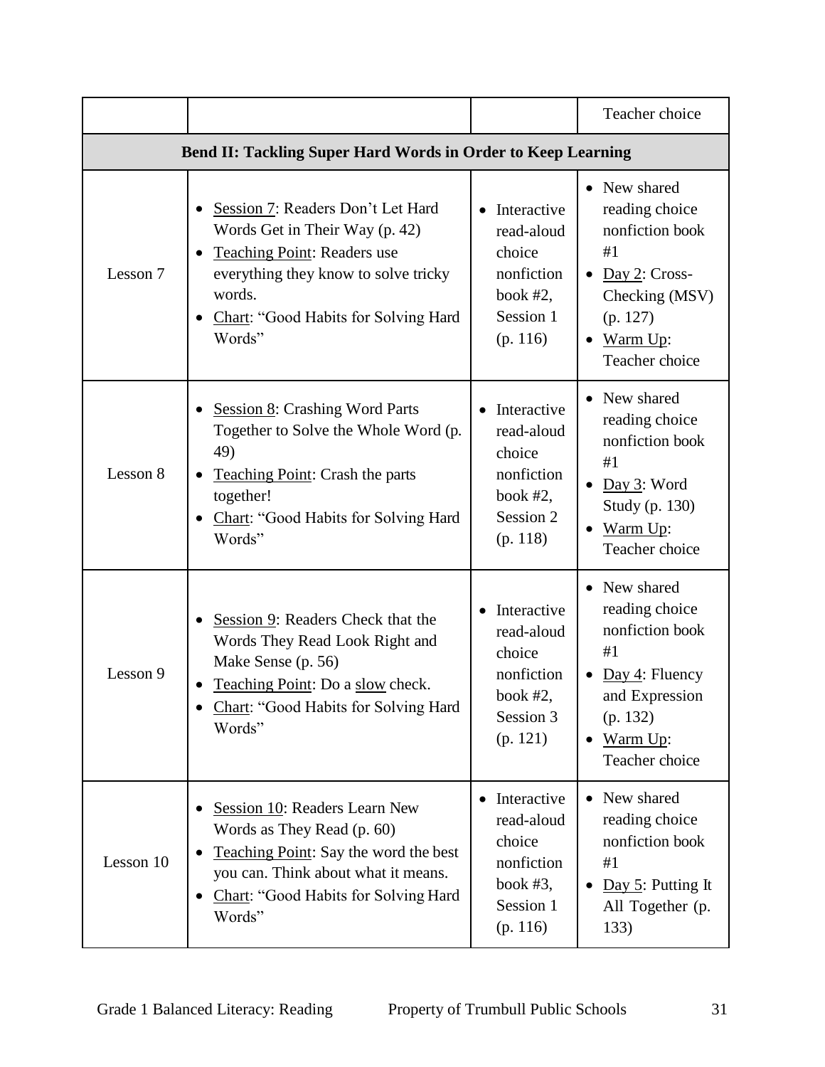| | | | Teacher choice |
|---|---|---|---|
| **Bend II: Tackling Super Hard Words in Order to Keep Learning** | | | |
| Lesson 7 | • Session 7: Readers Don't Let Hard Words Get in Their Way (p. 42)<br>• Teaching Point: Readers use everything they know to solve tricky words.<br>• Chart: "Good Habits for Solving Hard Words" | • Interactive read-aloud choice nonfiction book #2, Session 1 (p. 116) | • New shared reading choice nonfiction book #1<br>• Day 2: Cross-Checking (MSV) (p. 127)<br>• Warm Up: Teacher choice |
| Lesson 8 | • Session 8: Crashing Word Parts Together to Solve the Whole Word (p. 49)<br>• Teaching Point: Crash the parts together!<br>• Chart: "Good Habits for Solving Hard Words" | • Interactive read-aloud choice nonfiction book #2, Session 2 (p. 118) | • New shared reading choice nonfiction book #1<br>• Day 3: Word Study (p. 130)<br>• Warm Up: Teacher choice |
| Lesson 9 | • Session 9: Readers Check that the Words They Read Look Right and Make Sense (p. 56)<br>• Teaching Point: Do a slow check.<br>• Chart: "Good Habits for Solving Hard Words" | • Interactive read-aloud choice nonfiction book #2, Session 3 (p. 121) | • New shared reading choice nonfiction book #1<br>• Day 4: Fluency and Expression (p. 132)<br>• Warm Up: Teacher choice |
| Lesson 10 | • Session 10: Readers Learn New Words as They Read (p. 60)<br>• Teaching Point: Say the word the best you can. Think about what it means.<br>• Chart: "Good Habits for Solving Hard Words" | • Interactive read-aloud choice nonfiction book #3, Session 1 (p. 116) | • New shared reading choice nonfiction book #1<br>• Day 5: Putting It All Together (p. 133) |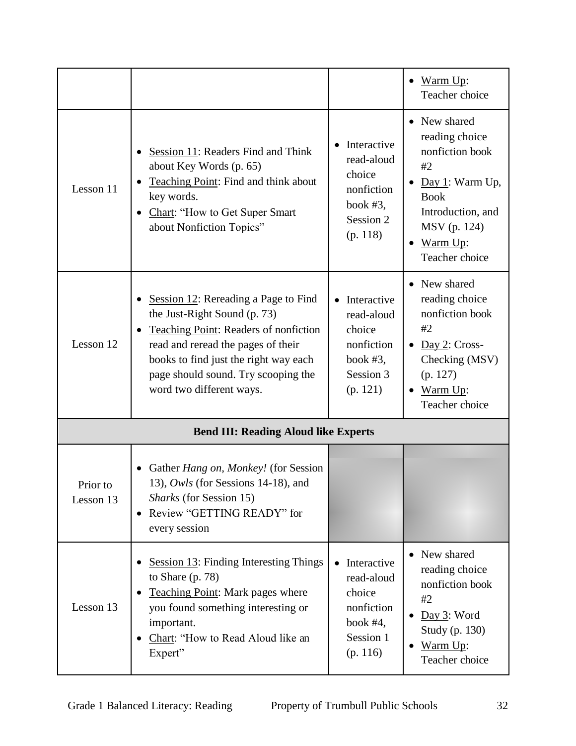| | | | |
|---|---|---|---|
| | | | • Warm Up: Teacher choice |
| Lesson 11 | • Session 11: Readers Find and Think about Key Words (p. 65)<br>• Teaching Point: Find and think about key words.<br>• Chart: "How to Get Super Smart about Nonfiction Topics" | • Interactive read-aloud choice nonfiction book #3, Session 2 (p. 118) | • New shared reading choice nonfiction book #2<br>• Day 1: Warm Up, Book Introduction, and MSV (p. 124)<br>• Warm Up: Teacher choice |
| Lesson 12 | • Session 12: Rereading a Page to Find the Just-Right Sound (p. 73)<br>• Teaching Point: Readers of nonfiction read and reread the pages of their books to find just the right way each page should sound. Try scooping the word two different ways. | • Interactive read-aloud choice nonfiction book #3, Session 3 (p. 121) | • New shared reading choice nonfiction book #2<br>• Day 2: Cross-Checking (MSV) (p. 127)<br>• Warm Up: Teacher choice |
| **Bend III: Reading Aloud like Experts** | | | |
| Prior to Lesson 13 | • Gather *Hang on, Monkey!* (for Session 13), *Owls* (for Sessions 14-18), and *Sharks* (for Session 15)<br>• Review "GETTING READY" for every session | | |
| Lesson 13 | • Session 13: Finding Interesting Things to Share (p. 78)<br>• Teaching Point: Mark pages where you found something interesting or important.<br>• Chart: "How to Read Aloud like an Expert" | • Interactive read-aloud choice nonfiction book #4, Session 1 (p. 116) | • New shared reading choice nonfiction book #2<br>• Day 3: Word Study (p. 130)<br>• Warm Up: Teacher choice |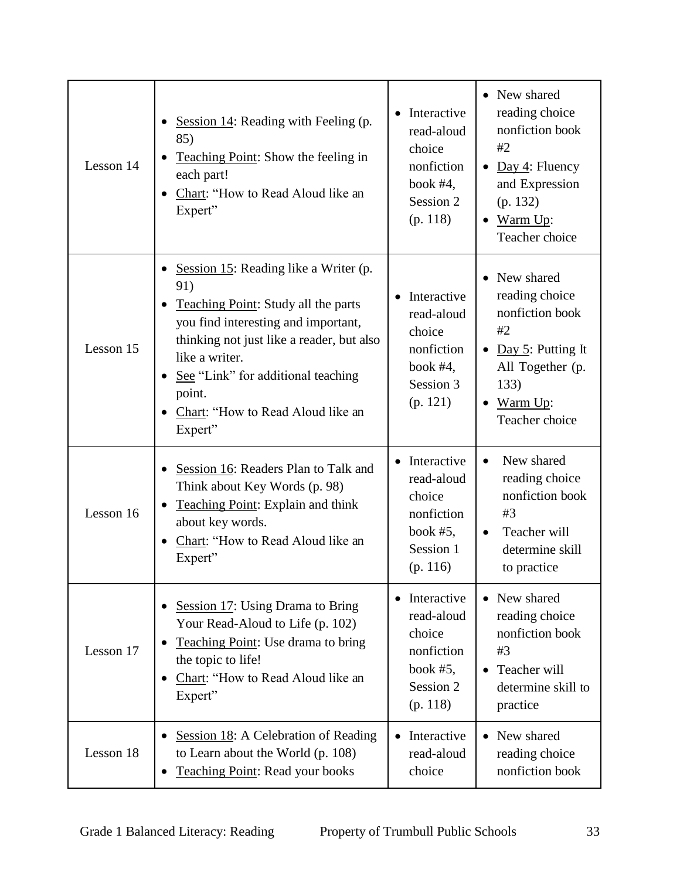| | | | |
|---|---|---|---|
| Lesson 14 | • Session 14: Reading with Feeling (p. 85)<br>• Teaching Point: Show the feeling in each part!<br>• Chart: "How to Read Aloud like an Expert" | • Interactive read-aloud choice nonfiction book #4, Session 2 (p. 118) | • New shared reading choice nonfiction book #2<br>• Day 4: Fluency and Expression (p. 132)<br>• Warm Up: Teacher choice |
| Lesson 15 | • Session 15: Reading like a Writer (p. 91)<br>• Teaching Point: Study all the parts you find interesting and important, thinking not just like a reader, but also like a writer.<br>• See "Link" for additional teaching point.<br>• Chart: "How to Read Aloud like an Expert" | • Interactive read-aloud choice nonfiction book #4, Session 3 (p. 121) | • New shared reading choice nonfiction book #2<br>• Day 5: Putting It All Together (p. 133)<br>• Warm Up: Teacher choice |
| Lesson 16 | • Session 16: Readers Plan to Talk and Think about Key Words (p. 98)<br>• Teaching Point: Explain and think about key words.<br>• Chart: "How to Read Aloud like an Expert" | • Interactive read-aloud choice nonfiction book #5, Session 1 (p. 116) | • New shared reading choice nonfiction book #3<br>• Teacher will determine skill to practice |
| Lesson 17 | • Session 17: Using Drama to Bring Your Read-Aloud to Life (p. 102)<br>• Teaching Point: Use drama to bring the topic to life!<br>• Chart: "How to Read Aloud like an Expert" | • Interactive read-aloud choice nonfiction book #5, Session 2 (p. 118) | • New shared reading choice nonfiction book #3<br>• Teacher will determine skill to practice |
| Lesson 18 | • Session 18: A Celebration of Reading to Learn about the World (p. 108)<br>• Teaching Point: Read your books | • Interactive read-aloud choice | • New shared reading choice nonfiction book |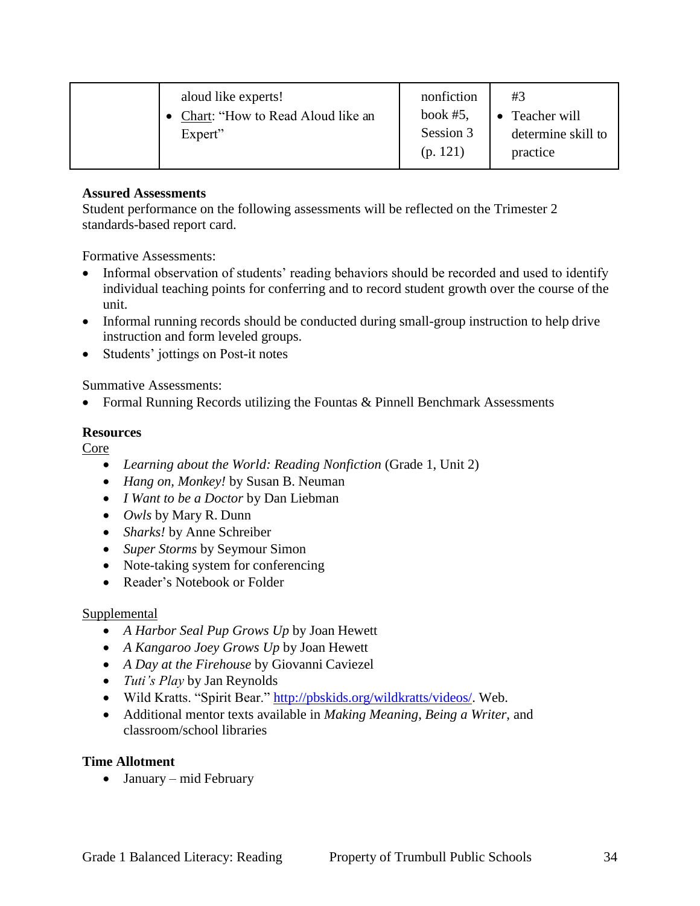|  | aloud like experts!<br>• Chart: "How to Read Aloud like an Expert" | nonfiction book #5, Session 3 (p. 121) | #3<br>• Teacher will determine skill to practice |
|---|---|---|---|

**Assured Assessments**
Student performance on the following assessments will be reflected on the Trimester 2 standards-based report card.

Formative Assessments:

- Informal observation of students' reading behaviors should be recorded and used to identify individual teaching points for conferring and to record student growth over the course of the unit.
- Informal running records should be conducted during small-group instruction to help drive instruction and form leveled groups.
- Students' jottings on Post-it notes

Summative Assessments:

- Formal Running Records utilizing the Fountas & Pinnell Benchmark Assessments

**Resources**
Core

- *Learning about the World: Reading Nonfiction* (Grade 1, Unit 2)
- *Hang on, Monkey!* by Susan B. Neuman
- *I Want to be a Doctor* by Dan Liebman
- *Owls* by Mary R. Dunn
- *Sharks!* by Anne Schreiber
- *Super Storms* by Seymour Simon
- Note-taking system for conferencing
- Reader's Notebook or Folder

Supplemental

- *A Harbor Seal Pup Grows Up* by Joan Hewett
- *A Kangaroo Joey Grows Up* by Joan Hewett
- *A Day at the Firehouse* by Giovanni Caviezel
- *Tuti's Play* by Jan Reynolds
- Wild Kratts. "Spirit Bear." http://pbskids.org/wildkratts/videos/. Web.
- Additional mentor texts available in *Making Meaning*, *Being a Writer*, and classroom/school libraries

**Time Allotment**

- January – mid February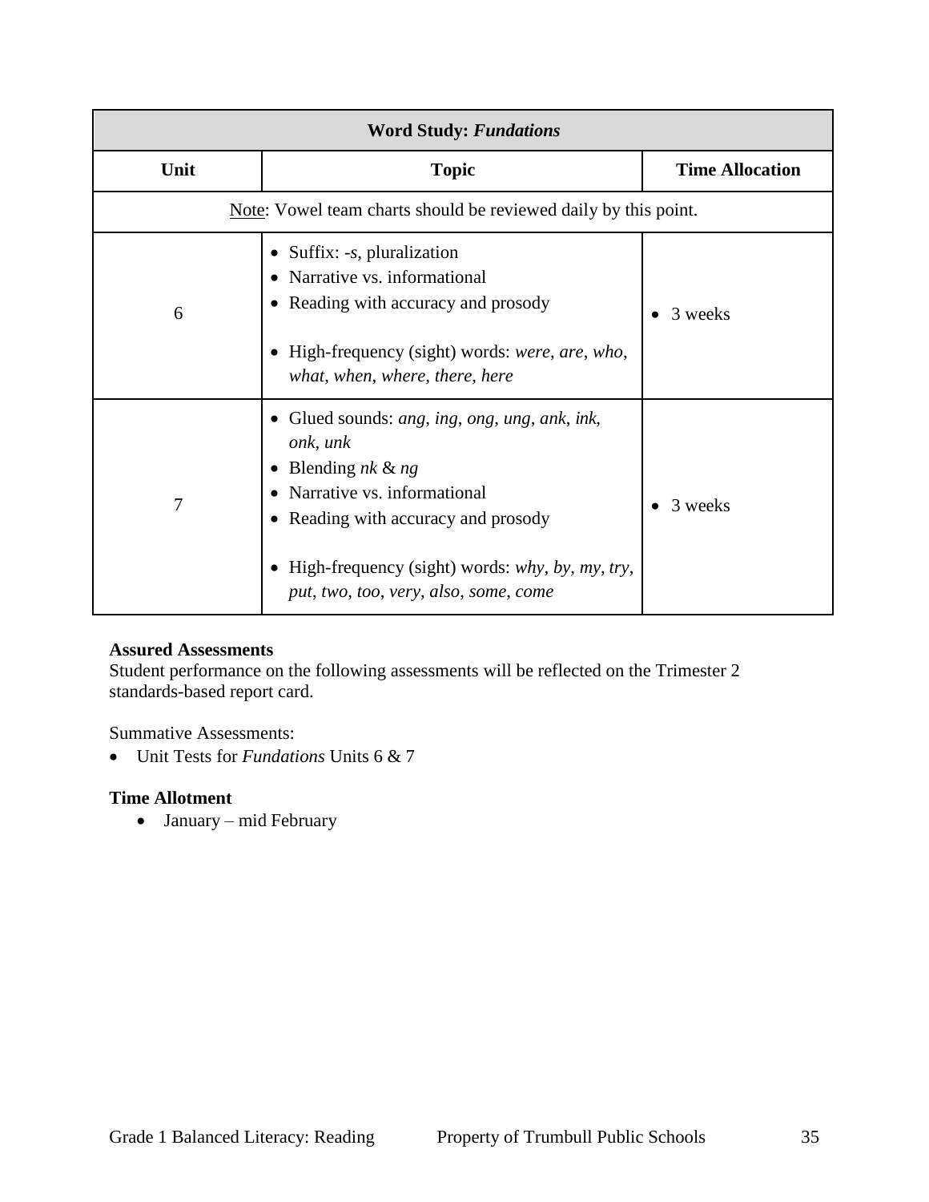| Word Study: *Fundations* | | |
|---|---|---|
| **Unit** | **Topic** | **Time Allocation** |
| Note: Vowel team charts should be reviewed daily by this point. | | |
| 6 | • Suffix: -*s*, pluralization<br>• Narrative vs. informational<br>• Reading with accuracy and prosody<br><br>• High-frequency (sight) words: *were*, *are*, *who*, *what*, *when*, *where*, *there*, *here* | • 3 weeks |
| 7 | • Glued sounds: *ang*, *ing*, *ong*, *ung*, *ank*, *ink*, *onk*, *unk*<br>• Blending *nk* & *ng*<br>• Narrative vs. informational<br>• Reading with accuracy and prosody<br><br>• High-frequency (sight) words: *why*, *by*, *my*, *try*, *put*, *two*, *too*, *very*, *also*, *some*, *come* | • 3 weeks |

**Assured Assessments**

Student performance on the following assessments will be reflected on the Trimester 2 standards-based report card.

Summative Assessments:

- Unit Tests for *Fundations* Units 6 & 7

**Time Allotment**

- January – mid February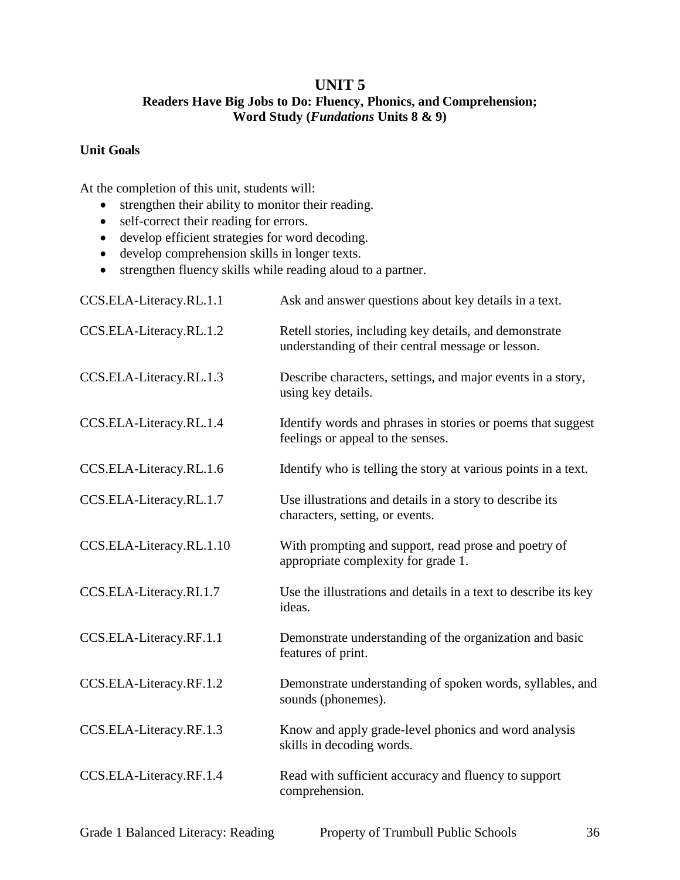# UNIT 5

## Readers Have Big Jobs to Do: Fluency, Phonics, and Comprehension; Word Study (*Fundations* Units 8 & 9)

### Unit Goals

At the completion of this unit, students will:

- strengthen their ability to monitor their reading.
- self-correct their reading for errors.
- develop efficient strategies for word decoding.
- develop comprehension skills in longer texts.
- strengthen fluency skills while reading aloud to a partner.

| | |
|---|---|
| CCS.ELA-Literacy.RL.1.1 | Ask and answer questions about key details in a text. |
| CCS.ELA-Literacy.RL.1.2 | Retell stories, including key details, and demonstrate understanding of their central message or lesson. |
| CCS.ELA-Literacy.RL.1.3 | Describe characters, settings, and major events in a story, using key details. |
| CCS.ELA-Literacy.RL.1.4 | Identify words and phrases in stories or poems that suggest feelings or appeal to the senses. |
| CCS.ELA-Literacy.RL.1.6 | Identify who is telling the story at various points in a text. |
| CCS.ELA-Literacy.RL.1.7 | Use illustrations and details in a story to describe its characters, setting, or events. |
| CCS.ELA-Literacy.RL.1.10 | With prompting and support, read prose and poetry of appropriate complexity for grade 1. |
| CCS.ELA-Literacy.RI.1.7 | Use the illustrations and details in a text to describe its key ideas. |
| CCS.ELA-Literacy.RF.1.1 | Demonstrate understanding of the organization and basic features of print. |
| CCS.ELA-Literacy.RF.1.2 | Demonstrate understanding of spoken words, syllables, and sounds (phonemes). |
| CCS.ELA-Literacy.RF.1.3 | Know and apply grade-level phonics and word analysis skills in decoding words. |
| CCS.ELA-Literacy.RF.1.4 | Read with sufficient accuracy and fluency to support comprehension. |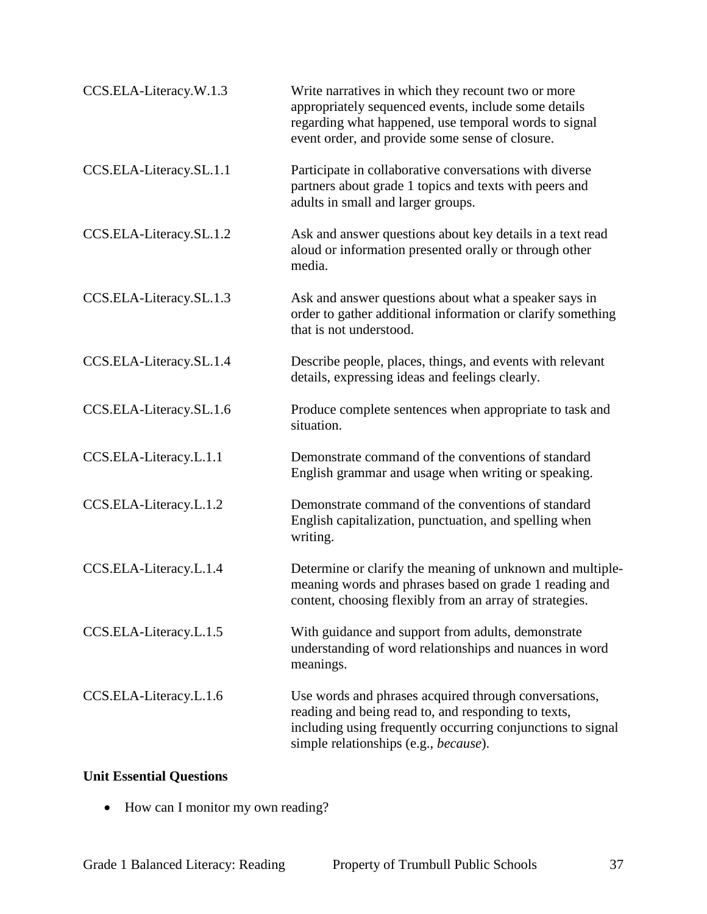| | |
|---|---|
| CCS.ELA-Literacy.W.1.3 | Write narratives in which they recount two or more appropriately sequenced events, include some details regarding what happened, use temporal words to signal event order, and provide some sense of closure. |
| CCS.ELA-Literacy.SL.1.1 | Participate in collaborative conversations with diverse partners about grade 1 topics and texts with peers and adults in small and larger groups. |
| CCS.ELA-Literacy.SL.1.2 | Ask and answer questions about key details in a text read aloud or information presented orally or through other media. |
| CCS.ELA-Literacy.SL.1.3 | Ask and answer questions about what a speaker says in order to gather additional information or clarify something that is not understood. |
| CCS.ELA-Literacy.SL.1.4 | Describe people, places, things, and events with relevant details, expressing ideas and feelings clearly. |
| CCS.ELA-Literacy.SL.1.6 | Produce complete sentences when appropriate to task and situation. |
| CCS.ELA-Literacy.L.1.1 | Demonstrate command of the conventions of standard English grammar and usage when writing or speaking. |
| CCS.ELA-Literacy.L.1.2 | Demonstrate command of the conventions of standard English capitalization, punctuation, and spelling when writing. |
| CCS.ELA-Literacy.L.1.4 | Determine or clarify the meaning of unknown and multiple-meaning words and phrases based on grade 1 reading and content, choosing flexibly from an array of strategies. |
| CCS.ELA-Literacy.L.1.5 | With guidance and support from adults, demonstrate understanding of word relationships and nuances in word meanings. |
| CCS.ELA-Literacy.L.1.6 | Use words and phrases acquired through conversations, reading and being read to, and responding to texts, including using frequently occurring conjunctions to signal simple relationships (e.g., *because*). |

**Unit Essential Questions**

- How can I monitor my own reading?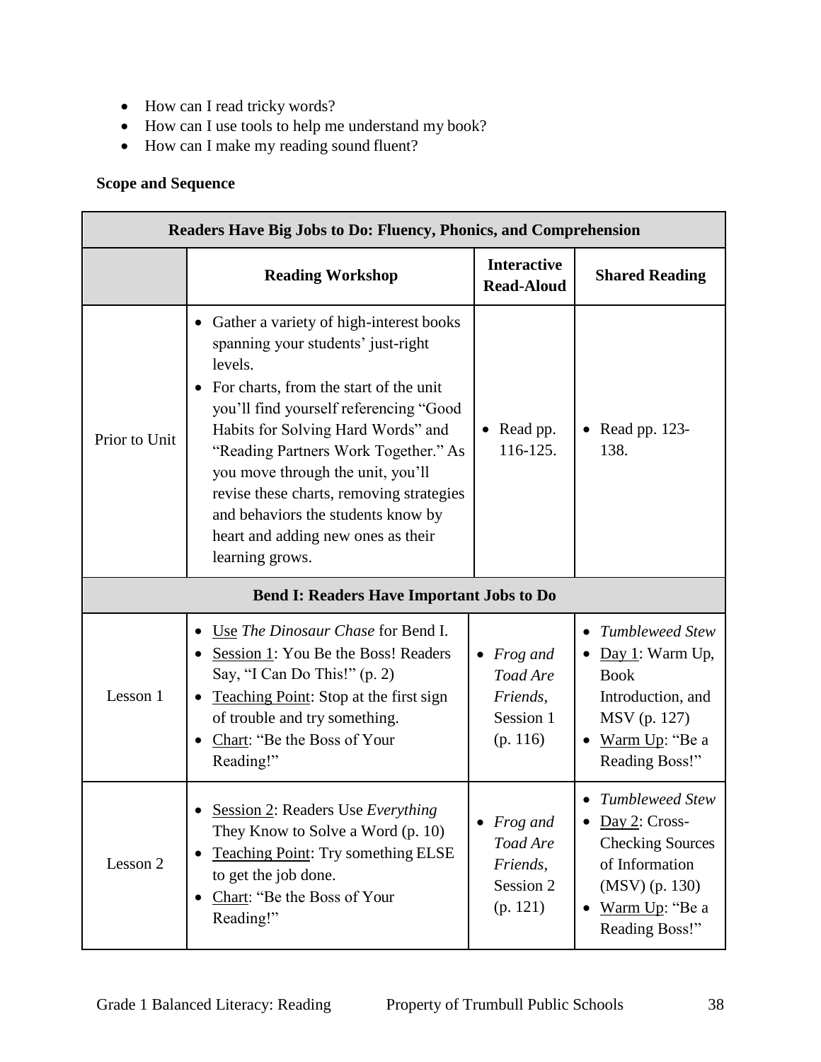- How can I read tricky words?
- How can I use tools to help me understand my book?
- How can I make my reading sound fluent?

**Scope and Sequence**

| Readers Have Big Jobs to Do: Fluency, Phonics, and Comprehension | | | |
|---|---|---|---|
| | **Reading Workshop** | **Interactive Read-Aloud** | **Shared Reading** |
| Prior to Unit | • Gather a variety of high-interest books spanning your students' just-right levels.<br>• For charts, from the start of the unit you'll find yourself referencing "Good Habits for Solving Hard Words" and "Reading Partners Work Together." As you move through the unit, you'll revise these charts, removing strategies and behaviors the students know by heart and adding new ones as their learning grows. | • Read pp. 116-125. | • Read pp. 123-138. |
| **Bend I: Readers Have Important Jobs to Do** | | | |
| Lesson 1 | • Use *The Dinosaur Chase* for Bend I.<br>• Session 1: You Be the Boss! Readers Say, "I Can Do This!" (p. 2)<br>• Teaching Point: Stop at the first sign of trouble and try something.<br>• Chart: "Be the Boss of Your Reading!" | • *Frog and Toad Are Friends*, Session 1 (p. 116) | • *Tumbleweed Stew*<br>• Day 1: Warm Up, Book Introduction, and MSV (p. 127)<br>• Warm Up: "Be a Reading Boss!" |
| Lesson 2 | • Session 2: Readers Use *Everything* They Know to Solve a Word (p. 10)<br>• Teaching Point: Try something ELSE to get the job done.<br>• Chart: "Be the Boss of Your Reading!" | • *Frog and Toad Are Friends*, Session 2 (p. 121) | • *Tumbleweed Stew*<br>• Day 2: Cross-Checking Sources of Information (MSV) (p. 130)<br>• Warm Up: "Be a Reading Boss!" |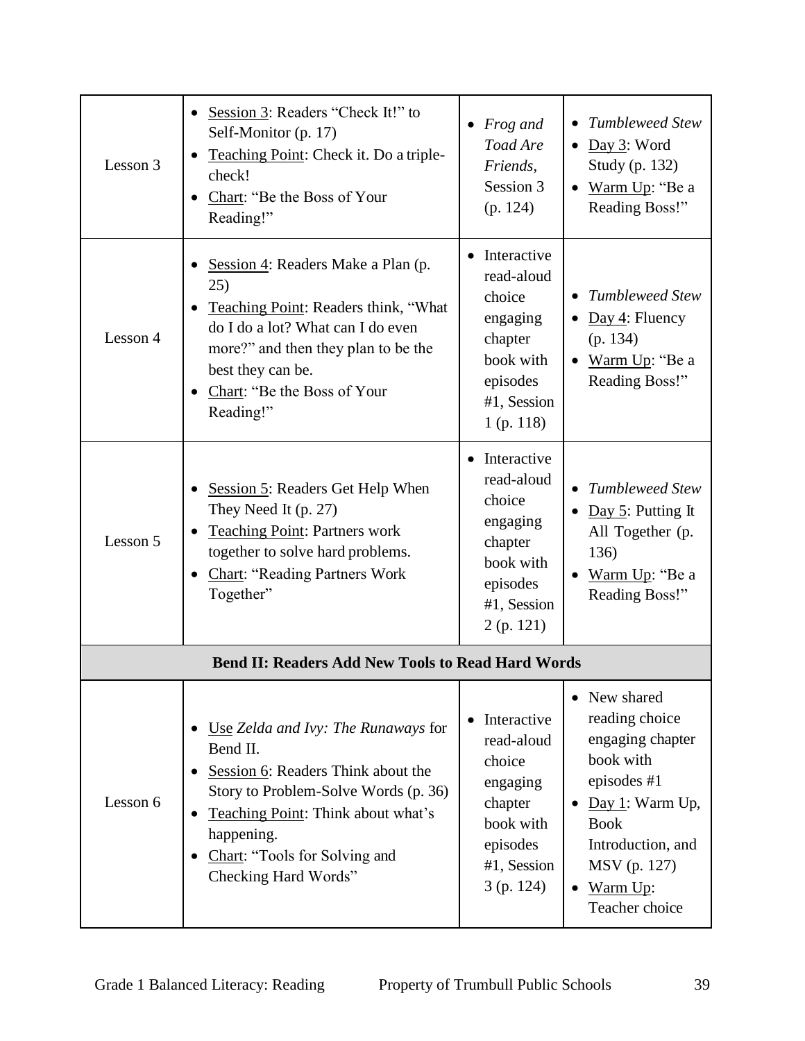| | | | |
|---|---|---|---|
| Lesson 3 | • <u>Session 3</u>: Readers "Check It!" to Self-Monitor (p. 17)<br>• <u>Teaching Point</u>: Check it. Do a triple-check!<br>• <u>Chart</u>: "Be the Boss of Your Reading!" | • *Frog and Toad Are Friends*, Session 3 (p. 124) | • *Tumbleweed Stew*<br>• <u>Day 3</u>: Word Study (p. 132)<br>• <u>Warm Up</u>: "Be a Reading Boss!" |
| Lesson 4 | • <u>Session 4</u>: Readers Make a Plan (p. 25)<br>• <u>Teaching Point</u>: Readers think, "What do I do a lot? What can I do even more?" and then they plan to be the best they can be.<br>• <u>Chart</u>: "Be the Boss of Your Reading!" | • Interactive read-aloud choice engaging chapter book with episodes #1, Session 1 (p. 118) | • *Tumbleweed Stew*<br>• <u>Day 4</u>: Fluency (p. 134)<br>• <u>Warm Up</u>: "Be a Reading Boss!" |
| Lesson 5 | • <u>Session 5</u>: Readers Get Help When They Need It (p. 27)<br>• <u>Teaching Point</u>: Partners work together to solve hard problems.<br>• <u>Chart</u>: "Reading Partners Work Together" | • Interactive read-aloud choice engaging chapter book with episodes #1, Session 2 (p. 121) | • *Tumbleweed Stew*<br>• <u>Day 5</u>: Putting It All Together (p. 136)<br>• <u>Warm Up</u>: "Be a Reading Boss!" |
| **Bend II: Readers Add New Tools to Read Hard Words** | | | |
| Lesson 6 | • <u>Use</u> *Zelda and Ivy: The Runaways* for Bend II.<br>• <u>Session 6</u>: Readers Think about the Story to Problem-Solve Words (p. 36)<br>• <u>Teaching Point</u>: Think about what's happening.<br>• <u>Chart</u>: "Tools for Solving and Checking Hard Words" | • Interactive read-aloud choice engaging chapter book with episodes #1, Session 3 (p. 124) | • New shared reading choice engaging chapter book with episodes #1<br>• <u>Day 1</u>: Warm Up, Book Introduction, and MSV (p. 127)<br>• <u>Warm Up</u>: Teacher choice |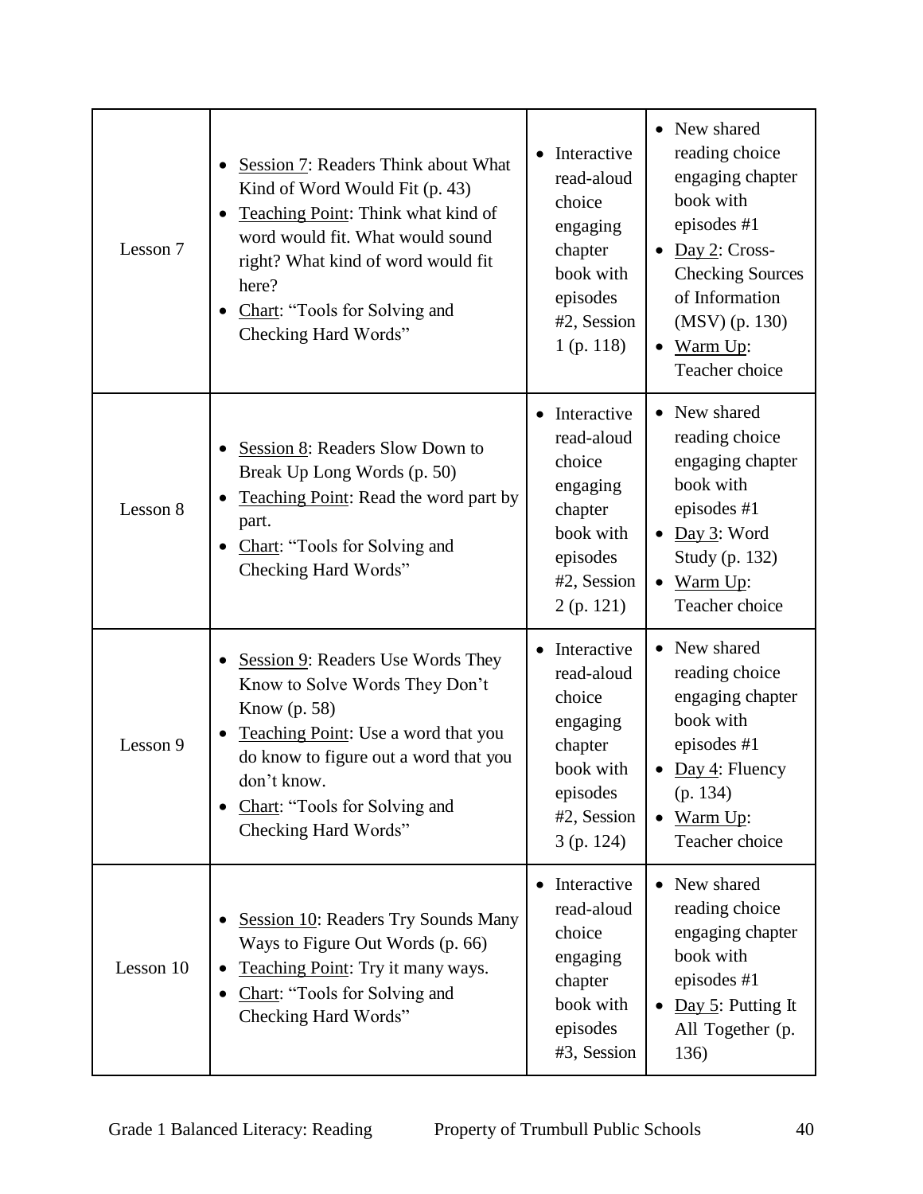| | | | |
|---|---|---|---|
| Lesson 7 | • Session 7: Readers Think about What Kind of Word Would Fit (p. 43)<br>• Teaching Point: Think what kind of word would fit. What would sound right? What kind of word would fit here?<br>• Chart: "Tools for Solving and Checking Hard Words" | • Interactive read-aloud choice engaging chapter book with episodes #2, Session 1 (p. 118) | • New shared reading choice engaging chapter book with episodes #1<br>• Day 2: Cross-Checking Sources of Information (MSV) (p. 130)<br>• Warm Up: Teacher choice |
| Lesson 8 | • Session 8: Readers Slow Down to Break Up Long Words (p. 50)<br>• Teaching Point: Read the word part by part.<br>• Chart: "Tools for Solving and Checking Hard Words" | • Interactive read-aloud choice engaging chapter book with episodes #2, Session 2 (p. 121) | • New shared reading choice engaging chapter book with episodes #1<br>• Day 3: Word Study (p. 132)<br>• Warm Up: Teacher choice |
| Lesson 9 | • Session 9: Readers Use Words They Know to Solve Words They Don't Know (p. 58)<br>• Teaching Point: Use a word that you do know to figure out a word that you don't know.<br>• Chart: "Tools for Solving and Checking Hard Words" | • Interactive read-aloud choice engaging chapter book with episodes #2, Session 3 (p. 124) | • New shared reading choice engaging chapter book with episodes #1<br>• Day 4: Fluency (p. 134)<br>• Warm Up: Teacher choice |
| Lesson 10 | • Session 10: Readers Try Sounds Many Ways to Figure Out Words (p. 66)<br>• Teaching Point: Try it many ways.<br>• Chart: "Tools for Solving and Checking Hard Words" | • Interactive read-aloud choice engaging chapter book with episodes #3, Session | • New shared reading choice engaging chapter book with episodes #1<br>• Day 5: Putting It All Together (p. 136) |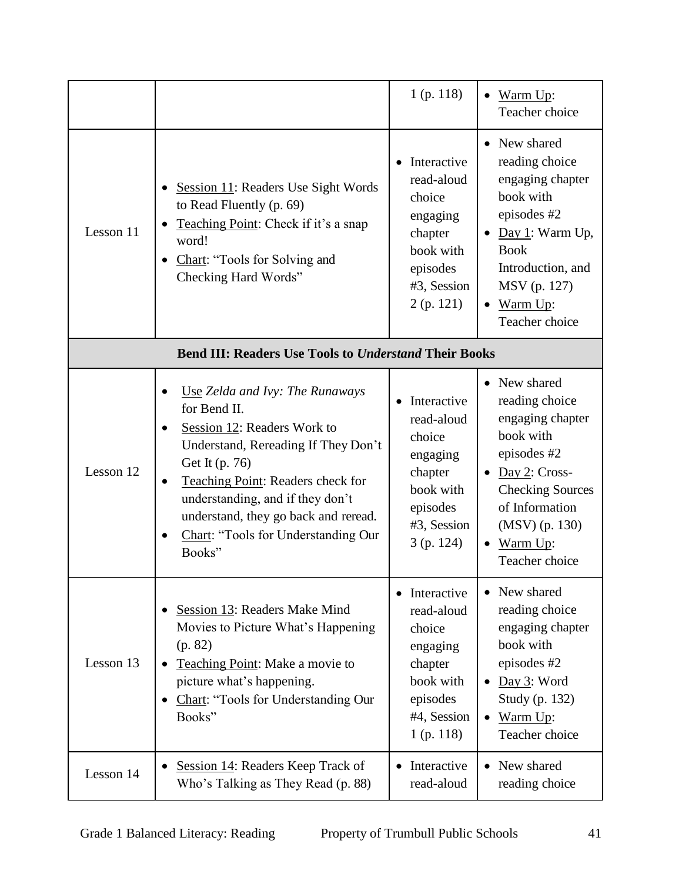| | | | |
|---|---|---|---|
| | | 1 (p. 118) | • Warm Up: Teacher choice |
| Lesson 11 | • Session 11: Readers Use Sight Words to Read Fluently (p. 69)<br>• Teaching Point: Check if it's a snap word!<br>• Chart: "Tools for Solving and Checking Hard Words" | • Interactive read-aloud choice engaging chapter book with episodes #3, Session 2 (p. 121) | • New shared reading choice engaging chapter book with episodes #2<br>• Day 1: Warm Up, Book Introduction, and MSV (p. 127)<br>• Warm Up: Teacher choice |
| **Bend III: Readers Use Tools to *Understand* Their Books** | | | |
| Lesson 12 | • Use *Zelda and Ivy: The Runaways* for Bend II.<br>• Session 12: Readers Work to Understand, Rereading If They Don't Get It (p. 76)<br>• Teaching Point: Readers check for understanding, and if they don't understand, they go back and reread.<br>• Chart: "Tools for Understanding Our Books" | • Interactive read-aloud choice engaging chapter book with episodes #3, Session 3 (p. 124) | • New shared reading choice engaging chapter book with episodes #2<br>• Day 2: Cross-Checking Sources of Information (MSV) (p. 130)<br>• Warm Up: Teacher choice |
| Lesson 13 | • Session 13: Readers Make Mind Movies to Picture What's Happening (p. 82)<br>• Teaching Point: Make a movie to picture what's happening.<br>• Chart: "Tools for Understanding Our Books" | • Interactive read-aloud choice engaging chapter book with episodes #4, Session 1 (p. 118) | • New shared reading choice engaging chapter book with episodes #2<br>• Day 3: Word Study (p. 132)<br>• Warm Up: Teacher choice |
| Lesson 14 | • Session 14: Readers Keep Track of Who's Talking as They Read (p. 88) | • Interactive read-aloud | • New shared reading choice |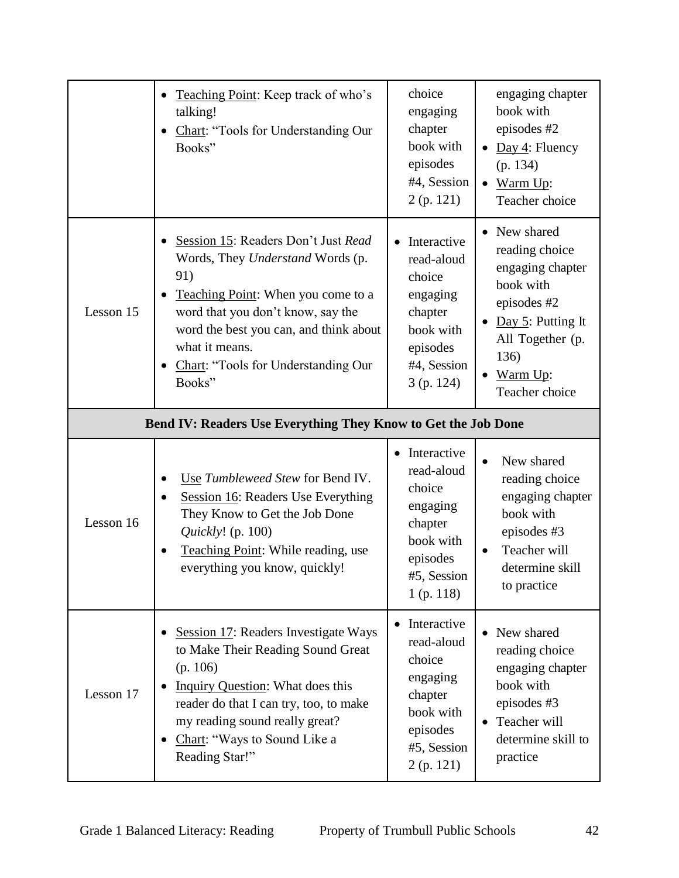| | | | |
|---|---|---|---|
| | • Teaching Point: Keep track of who's talking!<br>• Chart: "Tools for Understanding Our Books" | choice engaging chapter book with episodes #4, Session 2 (p. 121) | engaging chapter book with episodes #2<br>• Day 4: Fluency (p. 134)<br>• Warm Up: Teacher choice |
| Lesson 15 | • Session 15: Readers Don't Just *Read* Words, They *Understand* Words (p. 91)<br>• Teaching Point: When you come to a word that you don't know, say the word the best you can, and think about what it means.<br>• Chart: "Tools for Understanding Our Books" | • Interactive read-aloud choice engaging chapter book with episodes #4, Session 3 (p. 124) | • New shared reading choice engaging chapter book with episodes #2<br>• Day 5: Putting It All Together (p. 136)<br>• Warm Up: Teacher choice |
| **Bend IV: Readers Use Everything They Know to Get the Job Done** | | | |
| Lesson 16 | • Use *Tumbleweed Stew* for Bend IV.<br>• Session 16: Readers Use Everything They Know to Get the Job Done *Quickly*! (p. 100)<br>• Teaching Point: While reading, use everything you know, quickly! | • Interactive read-aloud choice engaging chapter book with episodes #5, Session 1 (p. 118) | • New shared reading choice engaging chapter book with episodes #3<br>• Teacher will determine skill to practice |
| Lesson 17 | • Session 17: Readers Investigate Ways to Make Their Reading Sound Great (p. 106)<br>• Inquiry Question: What does this reader do that I can try, too, to make my reading sound really great?<br>• Chart: "Ways to Sound Like a Reading Star!" | • Interactive read-aloud choice engaging chapter book with episodes #5, Session 2 (p. 121) | • New shared reading choice engaging chapter book with episodes #3<br>• Teacher will determine skill to practice |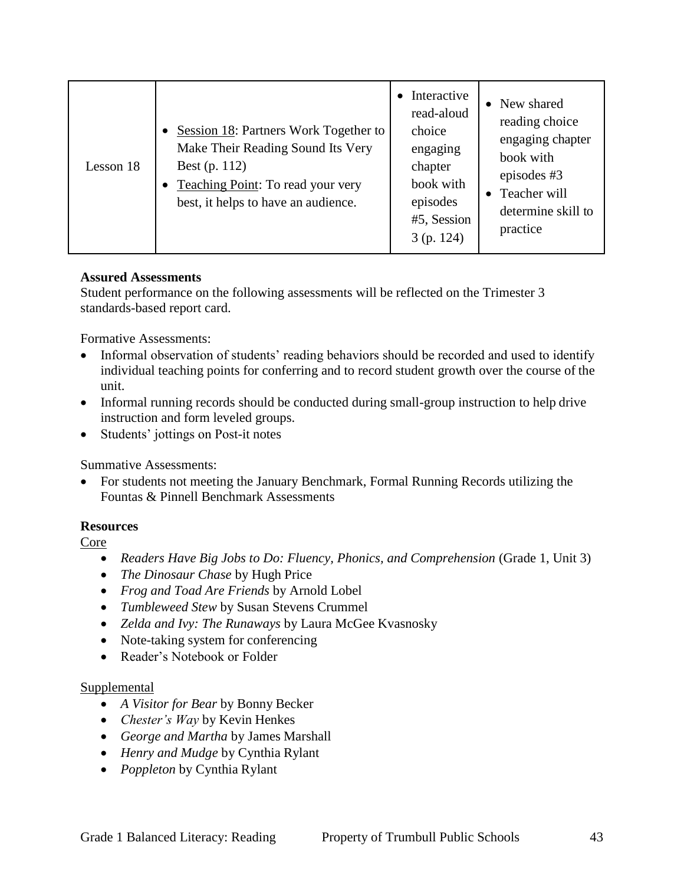| Lesson 18 | • Session 18: Partners Work Together to Make Their Reading Sound Its Very Best (p. 112)<br>• Teaching Point: To read your very best, it helps to have an audience. | • Interactive read-aloud choice engaging chapter book with episodes #5, Session 3 (p. 124) | • New shared reading choice engaging chapter book with episodes #3<br>• Teacher will determine skill to practice |
|---|---|---|---|

**Assured Assessments**
Student performance on the following assessments will be reflected on the Trimester 3 standards-based report card.

Formative Assessments:

- Informal observation of students' reading behaviors should be recorded and used to identify individual teaching points for conferring and to record student growth over the course of the unit.
- Informal running records should be conducted during small-group instruction to help drive instruction and form leveled groups.
- Students' jottings on Post-it notes

Summative Assessments:

- For students not meeting the January Benchmark, Formal Running Records utilizing the Fountas & Pinnell Benchmark Assessments

**Resources**
Core

- *Readers Have Big Jobs to Do: Fluency, Phonics, and Comprehension* (Grade 1, Unit 3)
- *The Dinosaur Chase* by Hugh Price
- *Frog and Toad Are Friends* by Arnold Lobel
- *Tumbleweed Stew* by Susan Stevens Crummel
- *Zelda and Ivy: The Runaways* by Laura McGee Kvasnosky
- Note-taking system for conferencing
- Reader's Notebook or Folder

Supplemental

- *A Visitor for Bear* by Bonny Becker
- *Chester's Way* by Kevin Henkes
- *George and Martha* by James Marshall
- *Henry and Mudge* by Cynthia Rylant
- *Poppleton* by Cynthia Rylant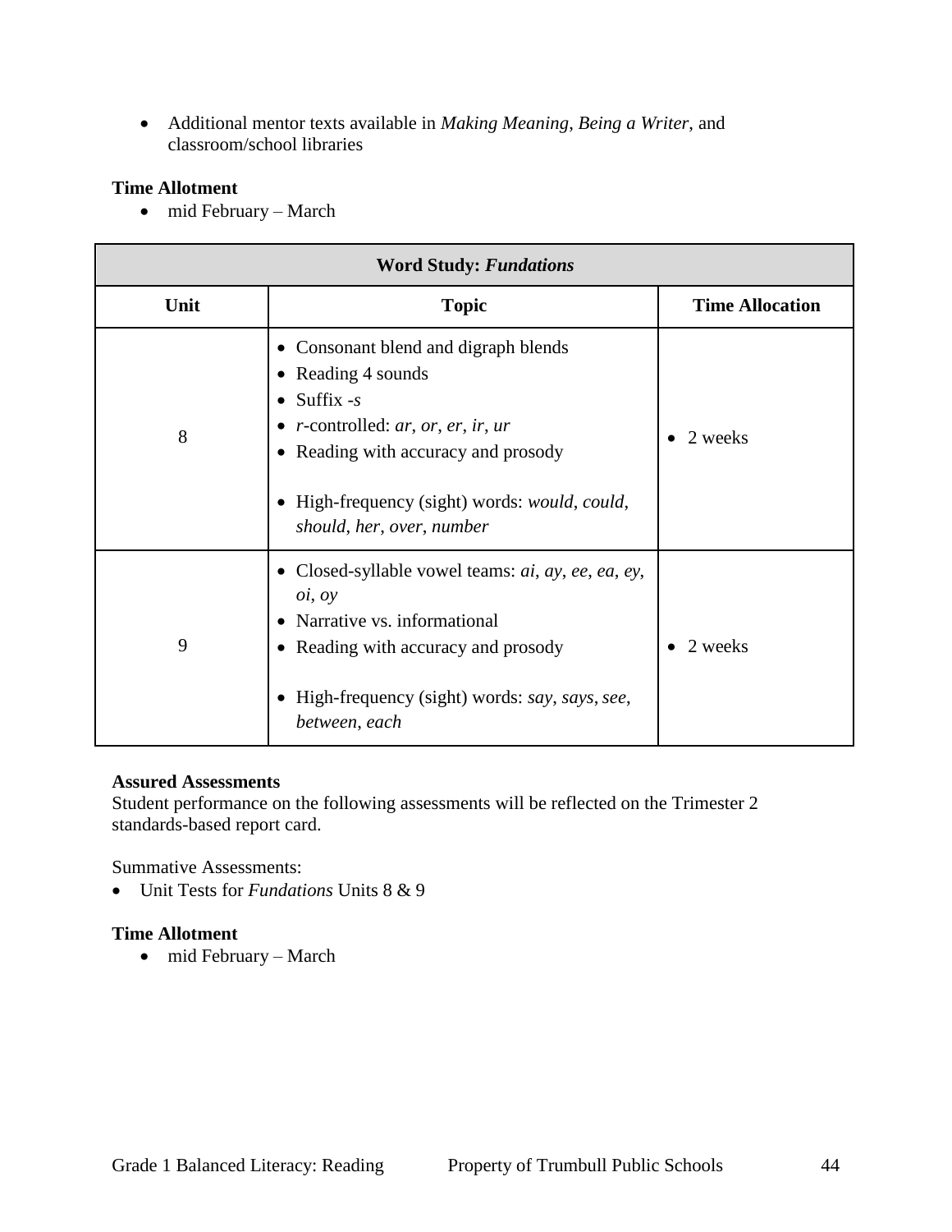- Additional mentor texts available in *Making Meaning*, *Being a Writer*, and classroom/school libraries

**Time Allotment**

- mid February – March

| **Word Study: *Fundations*** | | |
|---|---|---|
| **Unit** | **Topic** | **Time Allocation** |
| 8 | • Consonant blend and digraph blends<br>• Reading 4 sounds<br>• Suffix *-s*<br>• *r*-controlled: *ar*, *or*, *er*, *ir*, *ur*<br>• Reading with accuracy and prosody<br>• High-frequency (sight) words: *would*, *could*, *should*, *her*, *over*, *number* | • 2 weeks |
| 9 | • Closed-syllable vowel teams: *ai*, *ay*, *ee*, *ea*, *ey*, *oi*, *oy*<br>• Narrative vs. informational<br>• Reading with accuracy and prosody<br>• High-frequency (sight) words: *say*, *says*, *see*, *between*, *each* | • 2 weeks |

**Assured Assessments**

Student performance on the following assessments will be reflected on the Trimester 2 standards-based report card.

Summative Assessments:

- Unit Tests for *Fundations* Units 8 & 9

**Time Allotment**

- mid February – March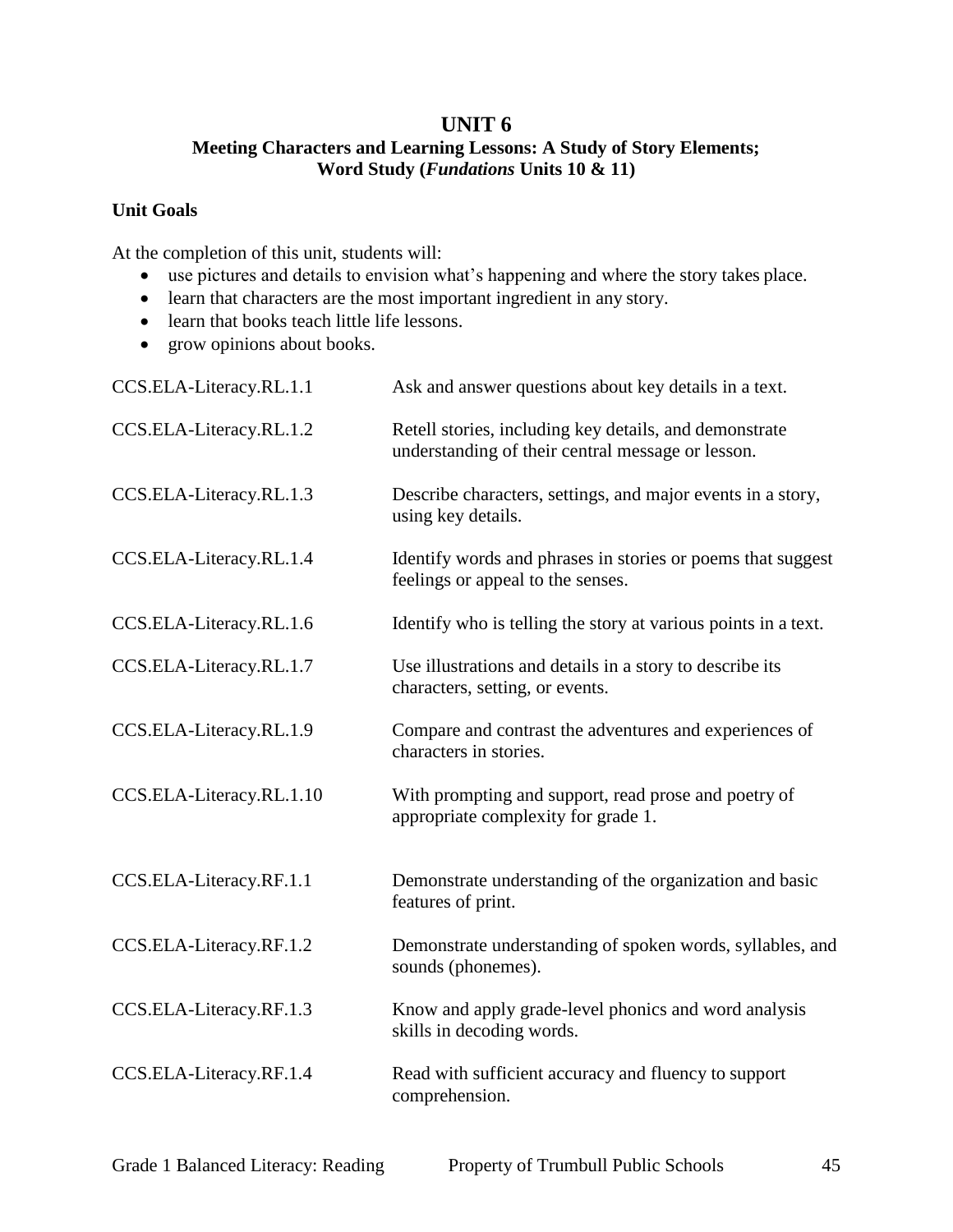# UNIT 6

## Meeting Characters and Learning Lessons: A Study of Story Elements; Word Study (*Fundations* Units 10 & 11)

### Unit Goals

At the completion of this unit, students will:

- use pictures and details to envision what's happening and where the story takes place.
- learn that characters are the most important ingredient in any story.
- learn that books teach little life lessons.
- grow opinions about books.

| | |
|---|---|
| CCS.ELA-Literacy.RL.1.1 | Ask and answer questions about key details in a text. |
| CCS.ELA-Literacy.RL.1.2 | Retell stories, including key details, and demonstrate understanding of their central message or lesson. |
| CCS.ELA-Literacy.RL.1.3 | Describe characters, settings, and major events in a story, using key details. |
| CCS.ELA-Literacy.RL.1.4 | Identify words and phrases in stories or poems that suggest feelings or appeal to the senses. |
| CCS.ELA-Literacy.RL.1.6 | Identify who is telling the story at various points in a text. |
| CCS.ELA-Literacy.RL.1.7 | Use illustrations and details in a story to describe its characters, setting, or events. |
| CCS.ELA-Literacy.RL.1.9 | Compare and contrast the adventures and experiences of characters in stories. |
| CCS.ELA-Literacy.RL.1.10 | With prompting and support, read prose and poetry of appropriate complexity for grade 1. |
| CCS.ELA-Literacy.RF.1.1 | Demonstrate understanding of the organization and basic features of print. |
| CCS.ELA-Literacy.RF.1.2 | Demonstrate understanding of spoken words, syllables, and sounds (phonemes). |
| CCS.ELA-Literacy.RF.1.3 | Know and apply grade-level phonics and word analysis skills in decoding words. |
| CCS.ELA-Literacy.RF.1.4 | Read with sufficient accuracy and fluency to support comprehension. |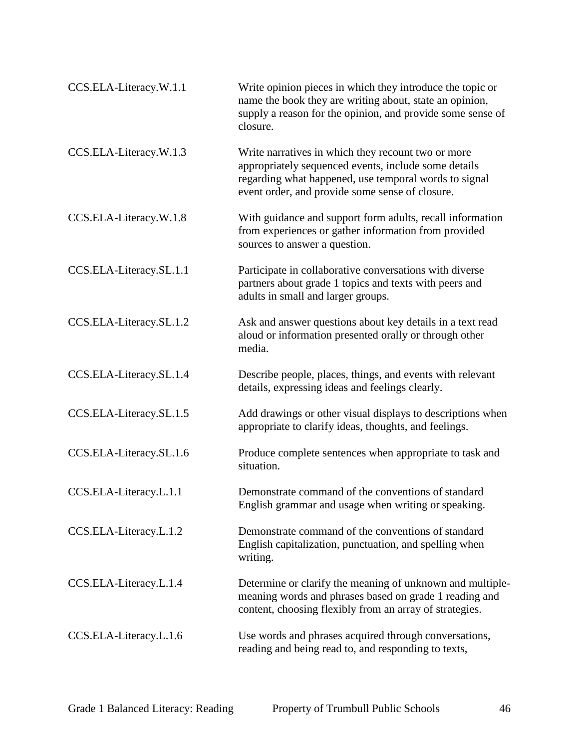| | |
|---|---|
| CCS.ELA-Literacy.W.1.1 | Write opinion pieces in which they introduce the topic or name the book they are writing about, state an opinion, supply a reason for the opinion, and provide some sense of closure. |
| CCS.ELA-Literacy.W.1.3 | Write narratives in which they recount two or more appropriately sequenced events, include some details regarding what happened, use temporal words to signal event order, and provide some sense of closure. |
| CCS.ELA-Literacy.W.1.8 | With guidance and support form adults, recall information from experiences or gather information from provided sources to answer a question. |
| CCS.ELA-Literacy.SL.1.1 | Participate in collaborative conversations with diverse partners about grade 1 topics and texts with peers and adults in small and larger groups. |
| CCS.ELA-Literacy.SL.1.2 | Ask and answer questions about key details in a text read aloud or information presented orally or through other media. |
| CCS.ELA-Literacy.SL.1.4 | Describe people, places, things, and events with relevant details, expressing ideas and feelings clearly. |
| CCS.ELA-Literacy.SL.1.5 | Add drawings or other visual displays to descriptions when appropriate to clarify ideas, thoughts, and feelings. |
| CCS.ELA-Literacy.SL.1.6 | Produce complete sentences when appropriate to task and situation. |
| CCS.ELA-Literacy.L.1.1 | Demonstrate command of the conventions of standard English grammar and usage when writing or speaking. |
| CCS.ELA-Literacy.L.1.2 | Demonstrate command of the conventions of standard English capitalization, punctuation, and spelling when writing. |
| CCS.ELA-Literacy.L.1.4 | Determine or clarify the meaning of unknown and multiple-meaning words and phrases based on grade 1 reading and content, choosing flexibly from an array of strategies. |
| CCS.ELA-Literacy.L.1.6 | Use words and phrases acquired through conversations, reading and being read to, and responding to texts, |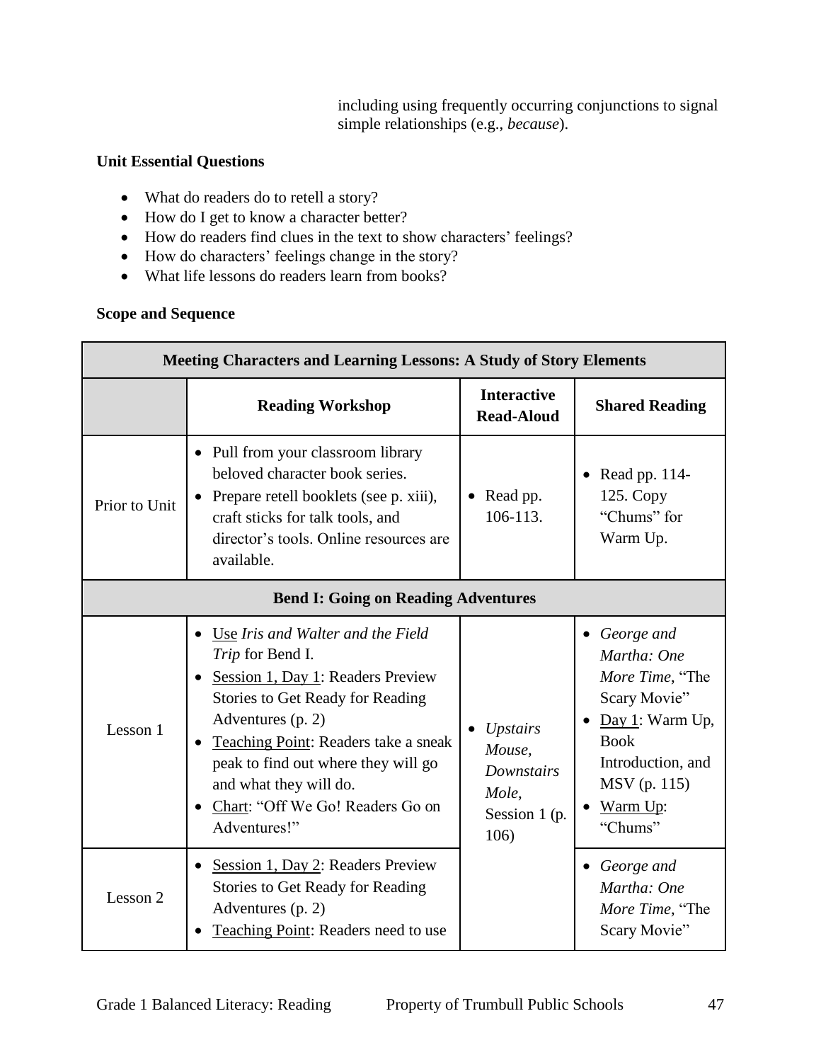including using frequently occurring conjunctions to signal simple relationships (e.g., *because*).

**Unit Essential Questions**

- What do readers do to retell a story?
- How do I get to know a character better?
- How do readers find clues in the text to show characters' feelings?
- How do characters' feelings change in the story?
- What life lessons do readers learn from books?

**Scope and Sequence**

| Meeting Characters and Learning Lessons: A Study of Story Elements | | | |
|---|---|---|---|
| | **Reading Workshop** | **Interactive Read-Aloud** | **Shared Reading** |
| Prior to Unit | • Pull from your classroom library beloved character book series.<br>• Prepare retell booklets (see p. xiii), craft sticks for talk tools, and director's tools. Online resources are available. | • Read pp. 106-113. | • Read pp. 114-125. Copy "Chums" for Warm Up. |
| **Bend I: Going on Reading Adventures** | | | |
| Lesson 1 | • Use *Iris and Walter and the Field Trip* for Bend I.<br>• Session 1, Day 1: Readers Preview Stories to Get Ready for Reading Adventures (p. 2)<br>• Teaching Point: Readers take a sneak peak to find out where they will go and what they will do.<br>• Chart: "Off We Go! Readers Go on Adventures!" | • *Upstairs Mouse, Downstairs Mole*, Session 1 (p. 106) | • *George and Martha: One More Time*, "The Scary Movie"<br>• Day 1: Warm Up, Book Introduction, and MSV (p. 115)<br>• Warm Up: "Chums" |
| Lesson 2 | • Session 1, Day 2: Readers Preview Stories to Get Ready for Reading Adventures (p. 2)<br>• Teaching Point: Readers need to use | | • *George and Martha: One More Time*, "The Scary Movie" |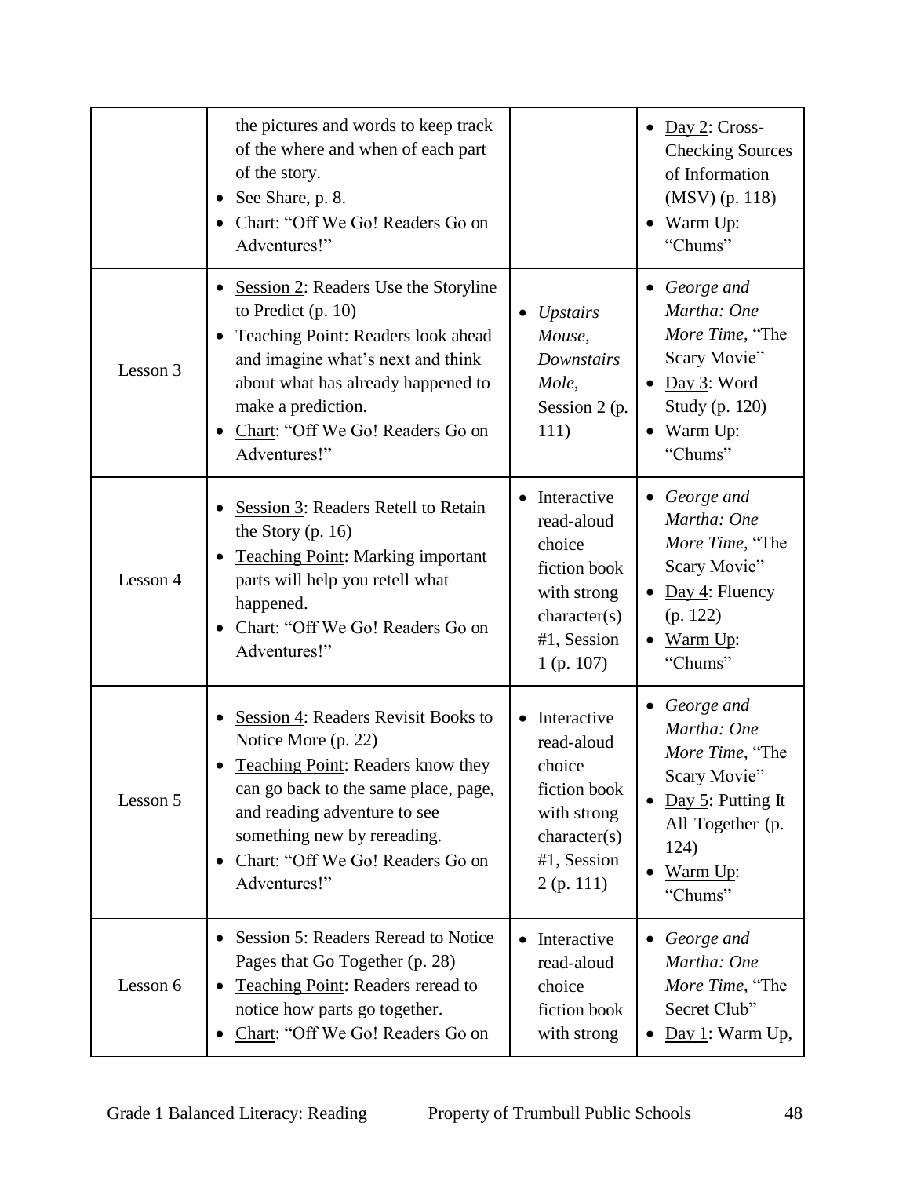| | | | |
|---|---|---|---|
| | the pictures and words to keep track of the where and when of each part of the story.<br>• See Share, p. 8.<br>• Chart: "Off We Go! Readers Go on Adventures!" | | • Day 2: Cross-Checking Sources of Information (MSV) (p. 118)<br>• Warm Up: "Chums" |
| Lesson 3 | • Session 2: Readers Use the Storyline to Predict (p. 10)<br>• Teaching Point: Readers look ahead and imagine what's next and think about what has already happened to make a prediction.<br>• Chart: "Off We Go! Readers Go on Adventures!" | • *Upstairs Mouse, Downstairs Mole*, Session 2 (p. 111) | • *George and Martha: One More Time*, "The Scary Movie"<br>• Day 3: Word Study (p. 120)<br>• Warm Up: "Chums" |
| Lesson 4 | • Session 3: Readers Retell to Retain the Story (p. 16)<br>• Teaching Point: Marking important parts will help you retell what happened.<br>• Chart: "Off We Go! Readers Go on Adventures!" | • Interactive read-aloud choice fiction book with strong character(s) #1, Session 1 (p. 107) | • *George and Martha: One More Time*, "The Scary Movie"<br>• Day 4: Fluency (p. 122)<br>• Warm Up: "Chums" |
| Lesson 5 | • Session 4: Readers Revisit Books to Notice More (p. 22)<br>• Teaching Point: Readers know they can go back to the same place, page, and reading adventure to see something new by rereading.<br>• Chart: "Off We Go! Readers Go on Adventures!" | • Interactive read-aloud choice fiction book with strong character(s) #1, Session 2 (p. 111) | • *George and Martha: One More Time*, "The Scary Movie"<br>• Day 5: Putting It All Together (p. 124)<br>• Warm Up: "Chums" |
| Lesson 6 | • Session 5: Readers Reread to Notice Pages that Go Together (p. 28)<br>• Teaching Point: Readers reread to notice how parts go together.<br>• Chart: "Off We Go! Readers Go on | • Interactive read-aloud choice fiction book with strong | • *George and Martha: One More Time*, "The Secret Club"<br>• Day 1: Warm Up, |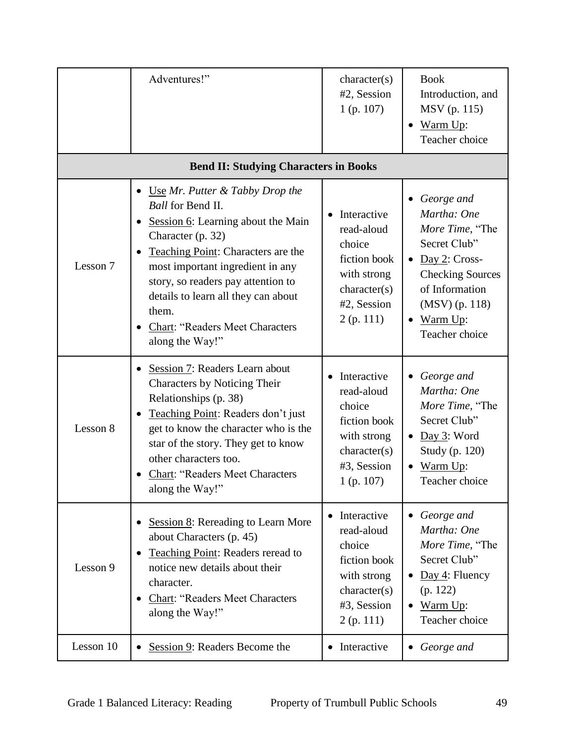| | | | |
|---|---|---|---|
| | Adventures!” | character(s) #2, Session 1 (p. 107) | Book Introduction, and MSV (p. 115)<br>• Warm Up: Teacher choice |
| **Bend II: Studying Characters in Books** | | | |
| Lesson 7 | • Use *Mr. Putter & Tabby Drop the Ball* for Bend II.<br>• Session 6: Learning about the Main Character (p. 32)<br>• Teaching Point: Characters are the most important ingredient in any story, so readers pay attention to details to learn all they can about them.<br>• Chart: “Readers Meet Characters along the Way!” | • Interactive read-aloud choice fiction book with strong character(s) #2, Session 2 (p. 111) | • *George and Martha: One More Time*, “The Secret Club”<br>• Day 2: Cross-Checking Sources of Information (MSV) (p. 118)<br>• Warm Up: Teacher choice |
| Lesson 8 | • Session 7: Readers Learn about Characters by Noticing Their Relationships (p. 38)<br>• Teaching Point: Readers don’t just get to know the character who is the star of the story. They get to know other characters too.<br>• Chart: “Readers Meet Characters along the Way!” | • Interactive read-aloud choice fiction book with strong character(s) #3, Session 1 (p. 107) | • *George and Martha: One More Time*, “The Secret Club”<br>• Day 3: Word Study (p. 120)<br>• Warm Up: Teacher choice |
| Lesson 9 | • Session 8: Rereading to Learn More about Characters (p. 45)<br>• Teaching Point: Readers reread to notice new details about their character.<br>• Chart: “Readers Meet Characters along the Way!” | • Interactive read-aloud choice fiction book with strong character(s) #3, Session 2 (p. 111) | • *George and Martha: One More Time*, “The Secret Club”<br>• Day 4: Fluency (p. 122)<br>• Warm Up: Teacher choice |
| Lesson 10 | • Session 9: Readers Become the | • Interactive | • *George and* |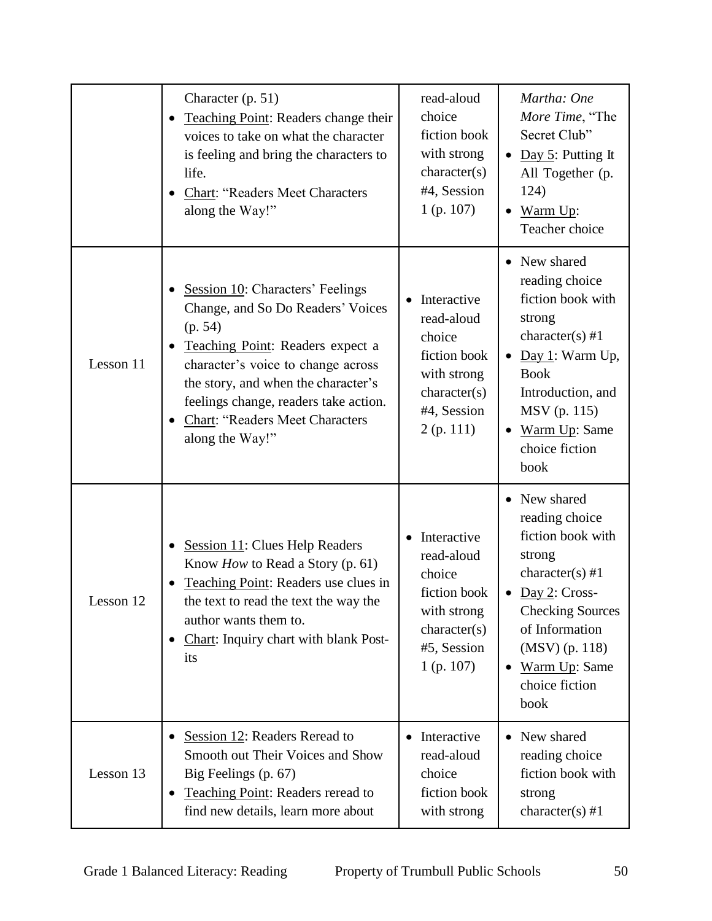| | | | |
|---|---|---|---|
| | Character (p. 51)<br>• Teaching Point: Readers change their voices to take on what the character is feeling and bring the characters to life.<br>• Chart: "Readers Meet Characters along the Way!" | read-aloud choice fiction book with strong character(s) #4, Session 1 (p. 107) | *Martha: One More Time*, "The Secret Club"<br>• Day 5: Putting It All Together (p. 124)<br>• Warm Up: Teacher choice |
| Lesson 11 | • Session 10: Characters' Feelings Change, and So Do Readers' Voices (p. 54)<br>• Teaching Point: Readers expect a character's voice to change across the story, and when the character's feelings change, readers take action.<br>• Chart: "Readers Meet Characters along the Way!" | • Interactive read-aloud choice fiction book with strong character(s) #4, Session 2 (p. 111) | • New shared reading choice fiction book with strong character(s) #1<br>• Day 1: Warm Up, Book Introduction, and MSV (p. 115)<br>• Warm Up: Same choice fiction book |
| Lesson 12 | • Session 11: Clues Help Readers Know *How* to Read a Story (p. 61)<br>• Teaching Point: Readers use clues in the text to read the text the way the author wants them to.<br>• Chart: Inquiry chart with blank Post-its | • Interactive read-aloud choice fiction book with strong character(s) #5, Session 1 (p. 107) | • New shared reading choice fiction book with strong character(s) #1<br>• Day 2: Cross-Checking Sources of Information (MSV) (p. 118)<br>• Warm Up: Same choice fiction book |
| Lesson 13 | • Session 12: Readers Reread to Smooth out Their Voices and Show Big Feelings (p. 67)<br>• Teaching Point: Readers reread to find new details, learn more about | • Interactive read-aloud choice fiction book with strong | • New shared reading choice fiction book with strong character(s) #1 |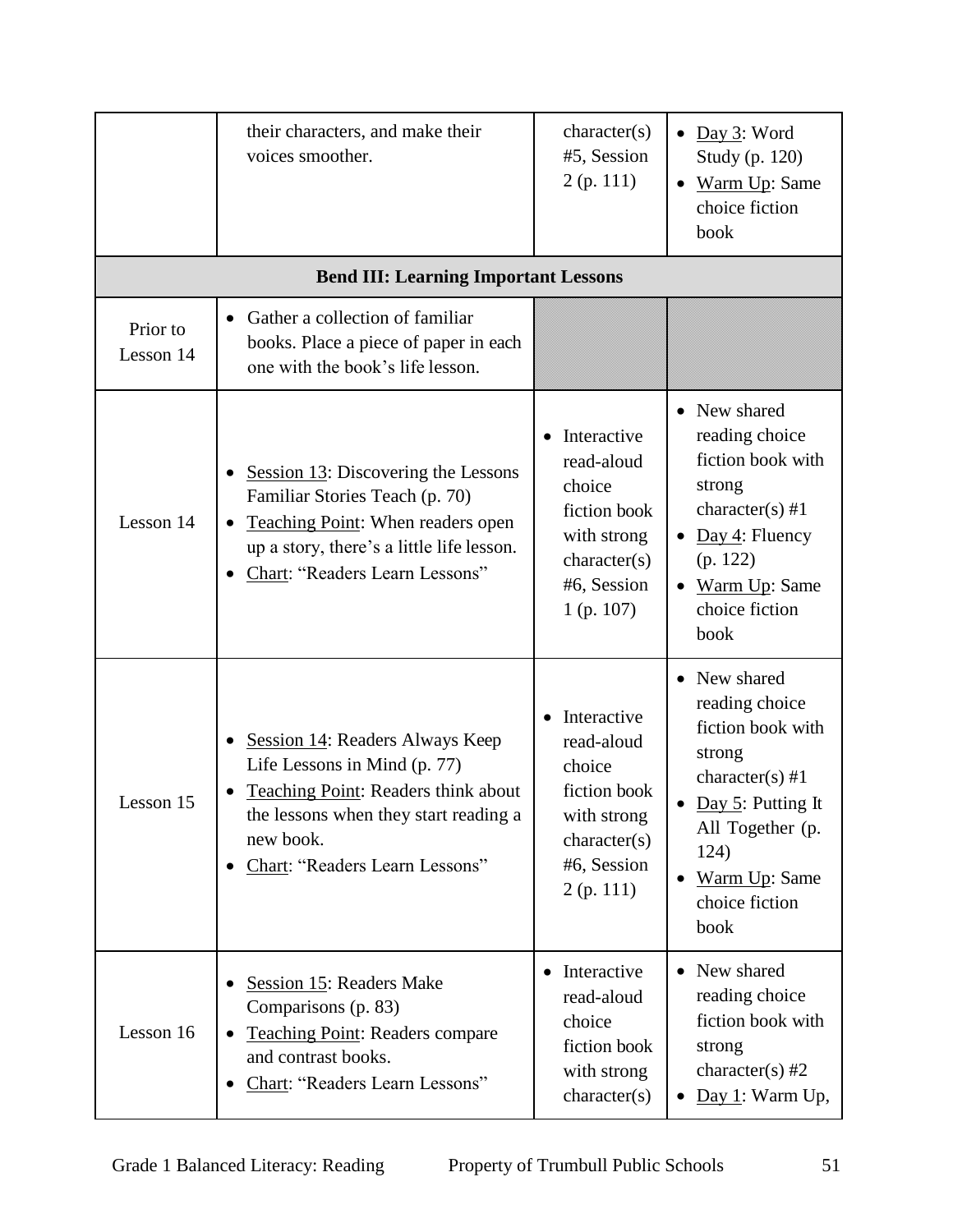| | | | |
|---|---|---|---|
| | their characters, and make their voices smoother. | character(s) #5, Session 2 (p. 111) | • Day 3: Word Study (p. 120)<br>• Warm Up: Same choice fiction book |
| **Bend III: Learning Important Lessons** | | | |
| Prior to Lesson 14 | • Gather a collection of familiar books. Place a piece of paper in each one with the book's life lesson. | | |
| Lesson 14 | • Session 13: Discovering the Lessons Familiar Stories Teach (p. 70)<br>• Teaching Point: When readers open up a story, there's a little life lesson.<br>• Chart: "Readers Learn Lessons" | • Interactive read-aloud choice fiction book with strong character(s) #6, Session 1 (p. 107) | • New shared reading choice fiction book with strong character(s) #1<br>• Day 4: Fluency (p. 122)<br>• Warm Up: Same choice fiction book |
| Lesson 15 | • Session 14: Readers Always Keep Life Lessons in Mind (p. 77)<br>• Teaching Point: Readers think about the lessons when they start reading a new book.<br>• Chart: "Readers Learn Lessons" | • Interactive read-aloud choice fiction book with strong character(s) #6, Session 2 (p. 111) | • New shared reading choice fiction book with strong character(s) #1<br>• Day 5: Putting It All Together (p. 124)<br>• Warm Up: Same choice fiction book |
| Lesson 16 | • Session 15: Readers Make Comparisons (p. 83)<br>• Teaching Point: Readers compare and contrast books.<br>• Chart: "Readers Learn Lessons" | • Interactive read-aloud choice fiction book with strong character(s) | • New shared reading choice fiction book with strong character(s) #2<br>• Day 1: Warm Up, |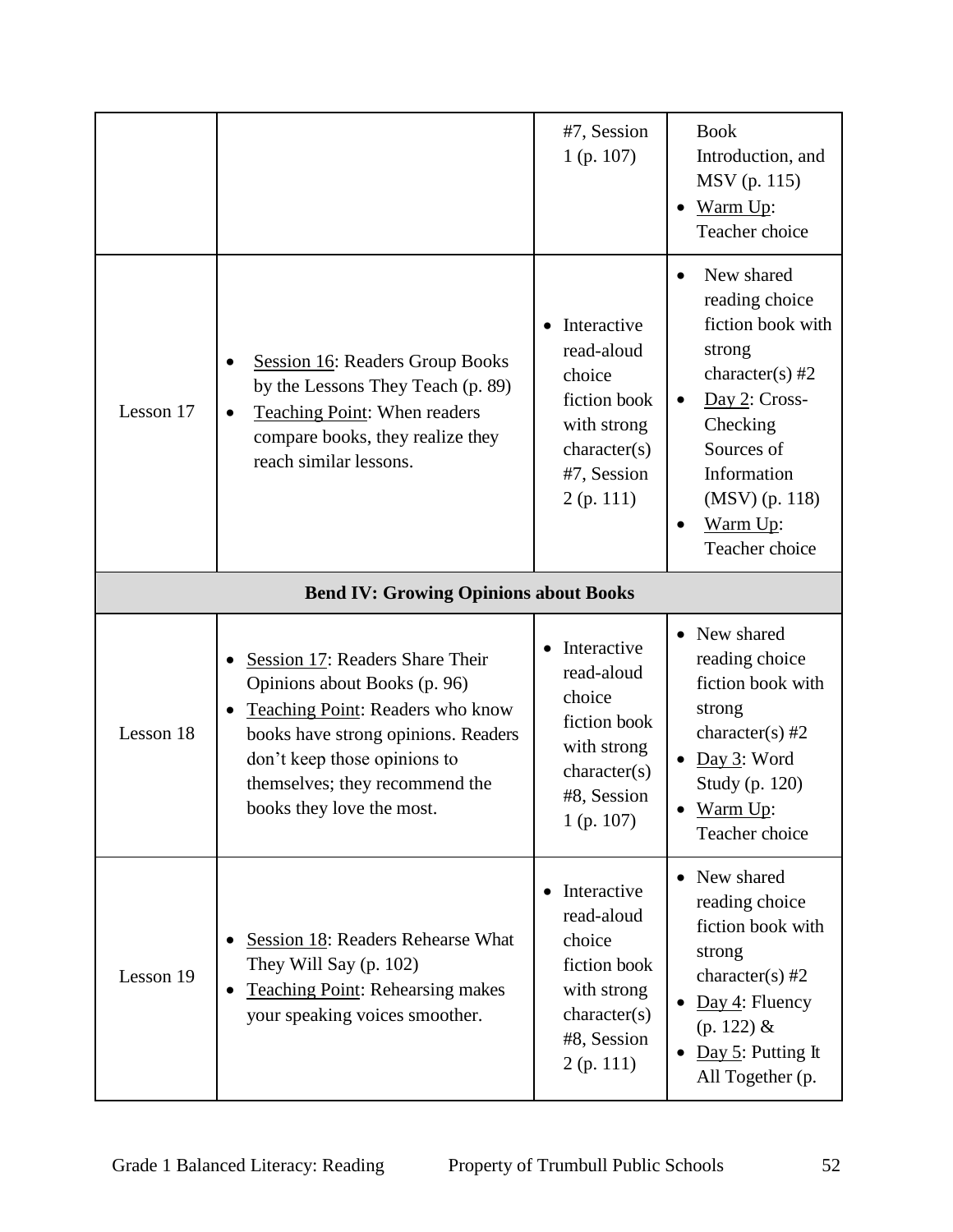| | | | |
|---|---|---|---|
| | | #7, Session 1 (p. 107) | Book Introduction, and MSV (p. 115)<br>• Warm Up: Teacher choice |
| Lesson 17 | • Session 16: Readers Group Books by the Lessons They Teach (p. 89)<br>• Teaching Point: When readers compare books, they realize they reach similar lessons. | • Interactive read-aloud choice fiction book with strong character(s) #7, Session 2 (p. 111) | • New shared reading choice fiction book with strong character(s) #2<br>• Day 2: Cross-Checking Sources of Information (MSV) (p. 118)<br>• Warm Up: Teacher choice |
| **Bend IV: Growing Opinions about Books** | | | |
| Lesson 18 | • Session 17: Readers Share Their Opinions about Books (p. 96)<br>• Teaching Point: Readers who know books have strong opinions. Readers don't keep those opinions to themselves; they recommend the books they love the most. | • Interactive read-aloud choice fiction book with strong character(s) #8, Session 1 (p. 107) | • New shared reading choice fiction book with strong character(s) #2<br>• Day 3: Word Study (p. 120)<br>• Warm Up: Teacher choice |
| Lesson 19 | • Session 18: Readers Rehearse What They Will Say (p. 102)<br>• Teaching Point: Rehearsing makes your speaking voices smoother. | • Interactive read-aloud choice fiction book with strong character(s) #8, Session 2 (p. 111) | • New shared reading choice fiction book with strong character(s) #2<br>• Day 4: Fluency (p. 122) &<br>• Day 5: Putting It All Together (p. |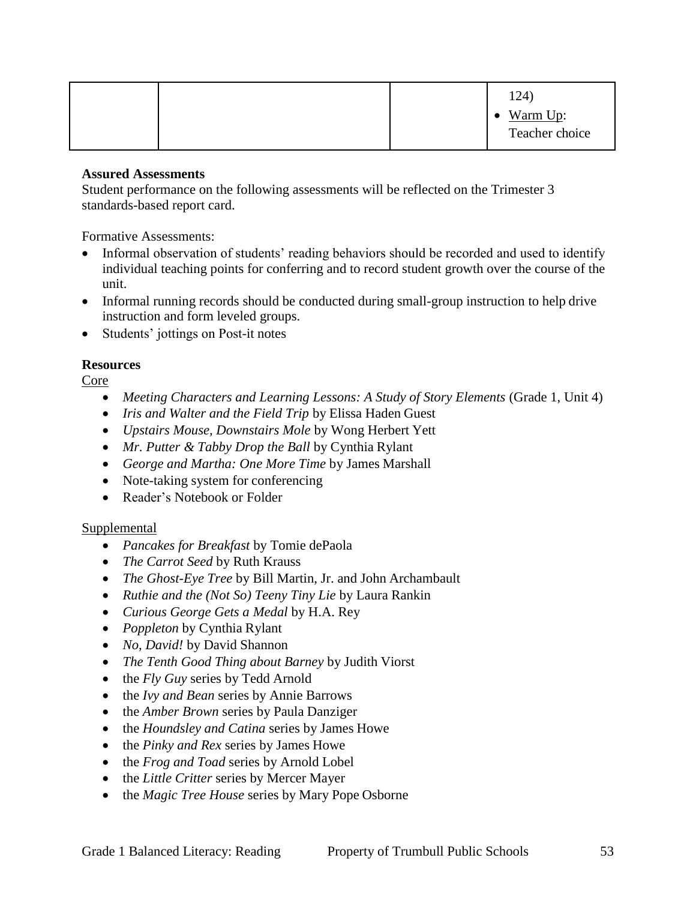| | | | 124)<br>• Warm Up: Teacher choice |
|---|---|---|---|

**Assured Assessments**
Student performance on the following assessments will be reflected on the Trimester 3 standards-based report card.

Formative Assessments:

- Informal observation of students' reading behaviors should be recorded and used to identify individual teaching points for conferring and to record student growth over the course of the unit.
- Informal running records should be conducted during small-group instruction to help drive instruction and form leveled groups.
- Students' jottings on Post-it notes

**Resources**

Core

- *Meeting Characters and Learning Lessons: A Study of Story Elements* (Grade 1, Unit 4)
- *Iris and Walter and the Field Trip* by Elissa Haden Guest
- *Upstairs Mouse, Downstairs Mole* by Wong Herbert Yett
- *Mr. Putter & Tabby Drop the Ball* by Cynthia Rylant
- *George and Martha: One More Time* by James Marshall
- Note-taking system for conferencing
- Reader's Notebook or Folder

Supplemental

- *Pancakes for Breakfast* by Tomie dePaola
- *The Carrot Seed* by Ruth Krauss
- *The Ghost-Eye Tree* by Bill Martin, Jr. and John Archambault
- *Ruthie and the (Not So) Teeny Tiny Lie* by Laura Rankin
- *Curious George Gets a Medal* by H.A. Rey
- *Poppleton* by Cynthia Rylant
- *No, David!* by David Shannon
- *The Tenth Good Thing about Barney* by Judith Viorst
- the *Fly Guy* series by Tedd Arnold
- the *Ivy and Bean* series by Annie Barrows
- the *Amber Brown* series by Paula Danziger
- the *Houndsley and Catina* series by James Howe
- the *Pinky and Rex* series by James Howe
- the *Frog and Toad* series by Arnold Lobel
- the *Little Critter* series by Mercer Mayer
- the *Magic Tree House* series by Mary Pope Osborne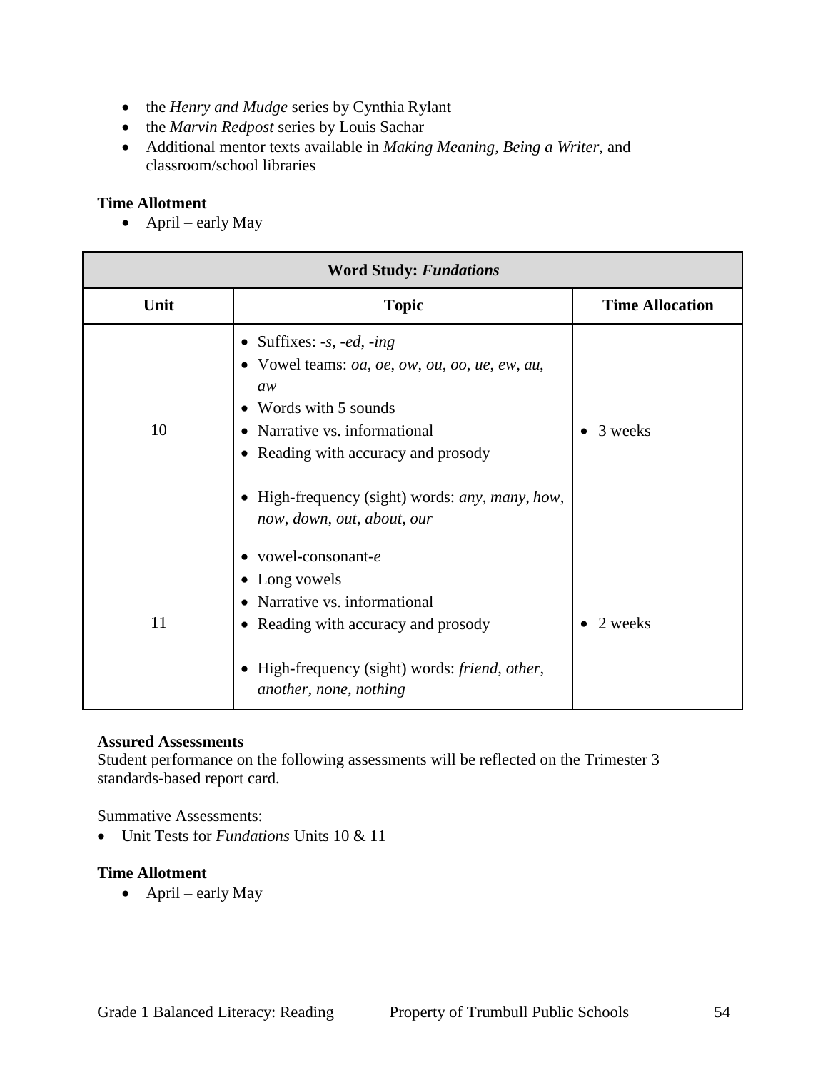- the *Henry and Mudge* series by Cynthia Rylant
- the *Marvin Redpost* series by Louis Sachar
- Additional mentor texts available in *Making Meaning*, *Being a Writer*, and classroom/school libraries

**Time Allotment**

- April – early May

| **Word Study: *Fundations*** | | |
|---|---|---|
| **Unit** | **Topic** | **Time Allocation** |
| 10 | • Suffixes: *-s*, *-ed*, *-ing*<br>• Vowel teams: *oa*, *oe*, *ow*, *ou*, *oo*, *ue*, *ew*, *au*, *aw*<br>• Words with 5 sounds<br>• Narrative vs. informational<br>• Reading with accuracy and prosody<br><br>• High-frequency (sight) words: *any*, *many*, *how*, *now*, *down*, *out*, *about*, *our* | • 3 weeks |
| 11 | • vowel-consonant-*e*<br>• Long vowels<br>• Narrative vs. informational<br>• Reading with accuracy and prosody<br><br>• High-frequency (sight) words: *friend*, *other*, *another*, *none*, *nothing* | • 2 weeks |

**Assured Assessments**
Student performance on the following assessments will be reflected on the Trimester 3 standards-based report card.

Summative Assessments:

- Unit Tests for *Fundations* Units 10 & 11

**Time Allotment**

- April – early May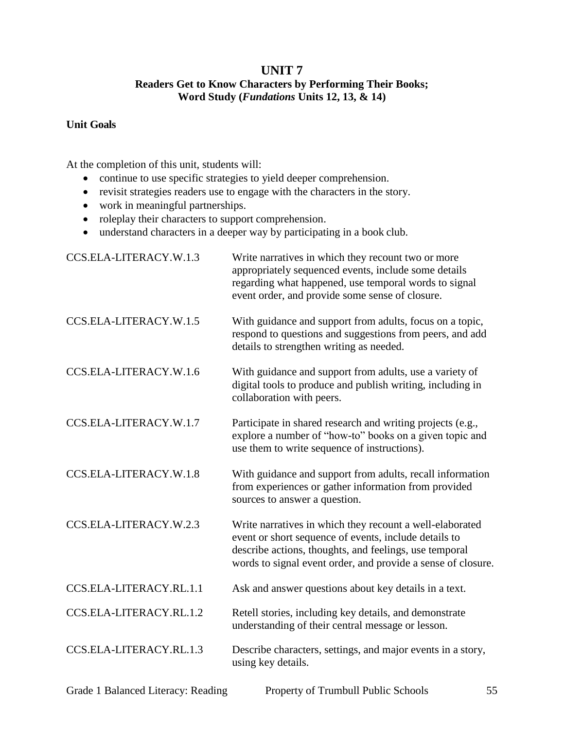# UNIT 7

## Readers Get to Know Characters by Performing Their Books; Word Study (*Fundations* Units 12, 13, & 14)

### Unit Goals

At the completion of this unit, students will:

- continue to use specific strategies to yield deeper comprehension.
- revisit strategies readers use to engage with the characters in the story.
- work in meaningful partnerships.
- roleplay their characters to support comprehension.
- understand characters in a deeper way by participating in a book club.

| | |
|---|---|
| CCS.ELA-LITERACY.W.1.3 | Write narratives in which they recount two or more appropriately sequenced events, include some details regarding what happened, use temporal words to signal event order, and provide some sense of closure. |
| CCS.ELA-LITERACY.W.1.5 | With guidance and support from adults, focus on a topic, respond to questions and suggestions from peers, and add details to strengthen writing as needed. |
| CCS.ELA-LITERACY.W.1.6 | With guidance and support from adults, use a variety of digital tools to produce and publish writing, including in collaboration with peers. |
| CCS.ELA-LITERACY.W.1.7 | Participate in shared research and writing projects (e.g., explore a number of "how-to" books on a given topic and use them to write sequence of instructions). |
| CCS.ELA-LITERACY.W.1.8 | With guidance and support from adults, recall information from experiences or gather information from provided sources to answer a question. |
| CCS.ELA-LITERACY.W.2.3 | Write narratives in which they recount a well-elaborated event or short sequence of events, include details to describe actions, thoughts, and feelings, use temporal words to signal event order, and provide a sense of closure. |
| CCS.ELA-LITERACY.RL.1.1 | Ask and answer questions about key details in a text. |
| CCS.ELA-LITERACY.RL.1.2 | Retell stories, including key details, and demonstrate understanding of their central message or lesson. |
| CCS.ELA-LITERACY.RL.1.3 | Describe characters, settings, and major events in a story, using key details. |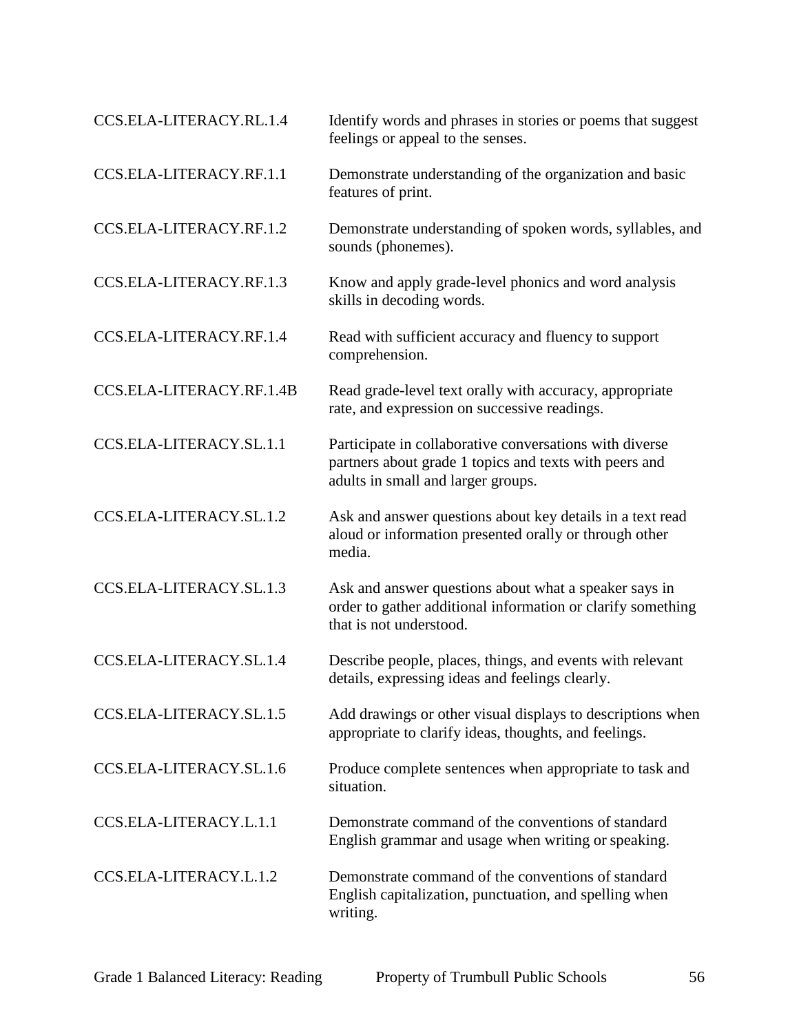| | |
|---|---|
| CCS.ELA-LITERACY.RL.1.4 | Identify words and phrases in stories or poems that suggest feelings or appeal to the senses. |
| CCS.ELA-LITERACY.RF.1.1 | Demonstrate understanding of the organization and basic features of print. |
| CCS.ELA-LITERACY.RF.1.2 | Demonstrate understanding of spoken words, syllables, and sounds (phonemes). |
| CCS.ELA-LITERACY.RF.1.3 | Know and apply grade-level phonics and word analysis skills in decoding words. |
| CCS.ELA-LITERACY.RF.1.4 | Read with sufficient accuracy and fluency to support comprehension. |
| CCS.ELA-LITERACY.RF.1.4B | Read grade-level text orally with accuracy, appropriate rate, and expression on successive readings. |
| CCS.ELA-LITERACY.SL.1.1 | Participate in collaborative conversations with diverse partners about grade 1 topics and texts with peers and adults in small and larger groups. |
| CCS.ELA-LITERACY.SL.1.2 | Ask and answer questions about key details in a text read aloud or information presented orally or through other media. |
| CCS.ELA-LITERACY.SL.1.3 | Ask and answer questions about what a speaker says in order to gather additional information or clarify something that is not understood. |
| CCS.ELA-LITERACY.SL.1.4 | Describe people, places, things, and events with relevant details, expressing ideas and feelings clearly. |
| CCS.ELA-LITERACY.SL.1.5 | Add drawings or other visual displays to descriptions when appropriate to clarify ideas, thoughts, and feelings. |
| CCS.ELA-LITERACY.SL.1.6 | Produce complete sentences when appropriate to task and situation. |
| CCS.ELA-LITERACY.L.1.1 | Demonstrate command of the conventions of standard English grammar and usage when writing or speaking. |
| CCS.ELA-LITERACY.L.1.2 | Demonstrate command of the conventions of standard English capitalization, punctuation, and spelling when writing. |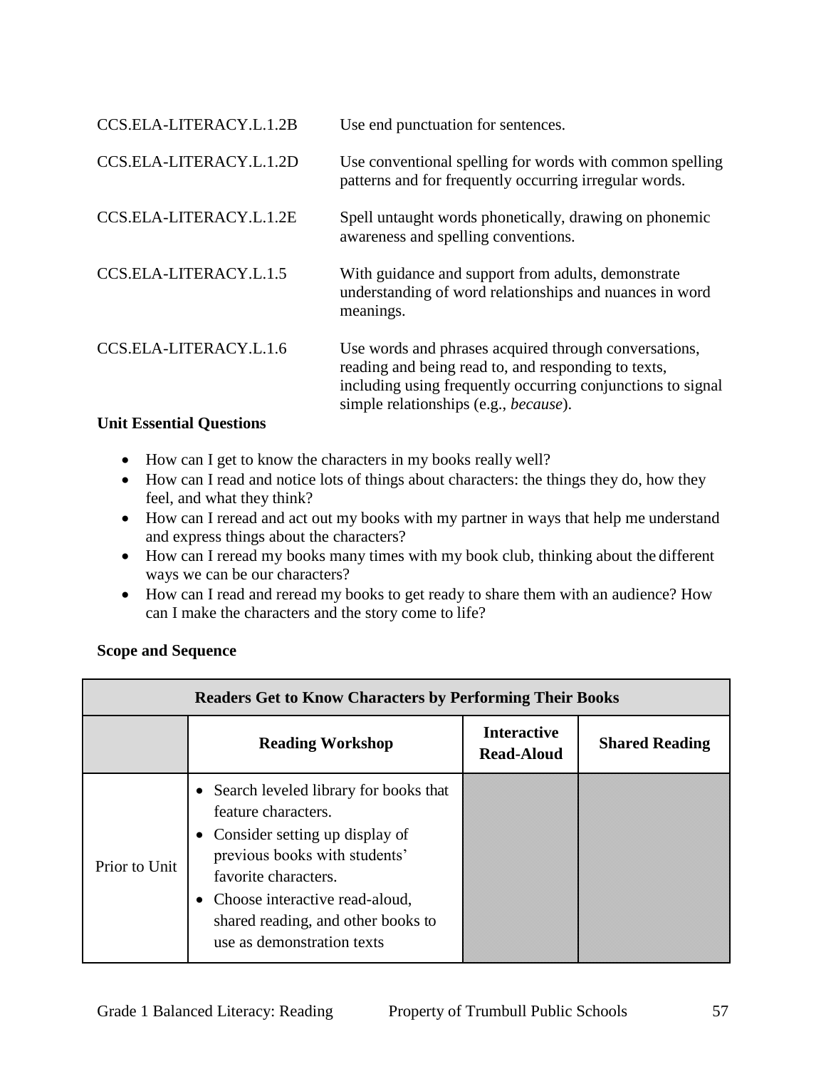| | |
|---|---|
| CCS.ELA-LITERACY.L.1.2B | Use end punctuation for sentences. |
| CCS.ELA-LITERACY.L.1.2D | Use conventional spelling for words with common spelling patterns and for frequently occurring irregular words. |
| CCS.ELA-LITERACY.L.1.2E | Spell untaught words phonetically, drawing on phonemic awareness and spelling conventions. |
| CCS.ELA-LITERACY.L.1.5 | With guidance and support from adults, demonstrate understanding of word relationships and nuances in word meanings. |
| CCS.ELA-LITERACY.L.1.6 | Use words and phrases acquired through conversations, reading and being read to, and responding to texts, including using frequently occurring conjunctions to signal simple relationships (e.g., *because*). |

**Unit Essential Questions**

- How can I get to know the characters in my books really well?
- How can I read and notice lots of things about characters: the things they do, how they feel, and what they think?
- How can I reread and act out my books with my partner in ways that help me understand and express things about the characters?
- How can I reread my books many times with my book club, thinking about the different ways we can be our characters?
- How can I read and reread my books to get ready to share them with an audience? How can I make the characters and the story come to life?

**Scope and Sequence**

| **Readers Get to Know Characters by Performing Their Books** | | | |
|---|---|---|---|
| | **Reading Workshop** | **Interactive Read-Aloud** | **Shared Reading** |
| Prior to Unit | • Search leveled library for books that feature characters.<br>• Consider setting up display of previous books with students' favorite characters.<br>• Choose interactive read-aloud, shared reading, and other books to use as demonstration texts | | |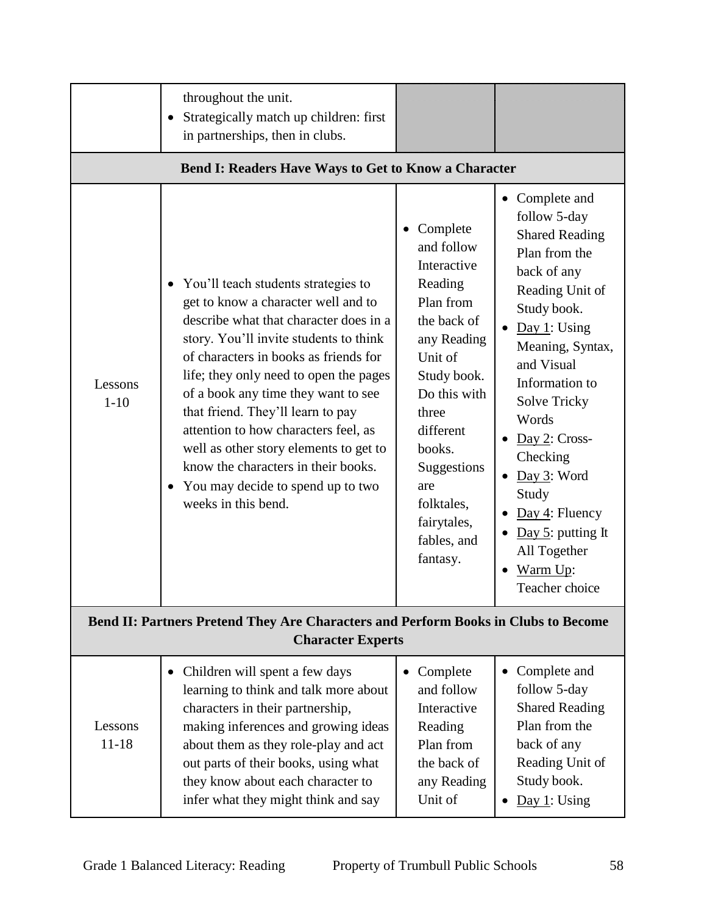| | | | |
|---|---|---|---|
| | throughout the unit.<br>• Strategically match up children: first in partnerships, then in clubs. | | |
| **Bend I: Readers Have Ways to Get to Know a Character** | | | |
| Lessons 1-10 | • You'll teach students strategies to get to know a character well and to describe what that character does in a story. You'll invite students to think of characters in books as friends for life; they only need to open the pages of a book any time they want to see that friend. They'll learn to pay attention to how characters feel, as well as other story elements to get to know the characters in their books.<br>• You may decide to spend up to two weeks in this bend. | • Complete and follow Interactive Reading Plan from the back of any Reading Unit of Study book. Do this with three different books. Suggestions are folktales, fairytales, fables, and fantasy. | • Complete and follow 5-day Shared Reading Plan from the back of any Reading Unit of Study book.<br>• Day 1: Using Meaning, Syntax, and Visual Information to Solve Tricky Words<br>• Day 2: Cross-Checking<br>• Day 3: Word Study<br>• Day 4: Fluency<br>• Day 5: putting It All Together<br>• Warm Up: Teacher choice |
| **Bend II: Partners Pretend They Are Characters and Perform Books in Clubs to Become Character Experts** | | | |
| Lessons 11-18 | • Children will spent a few days learning to think and talk more about characters in their partnership, making inferences and growing ideas about them as they role-play and act out parts of their books, using what they know about each character to infer what they might think and say | • Complete and follow Interactive Reading Plan from the back of any Reading Unit of | • Complete and follow 5-day Shared Reading Plan from the back of any Reading Unit of Study book.<br>• Day 1: Using |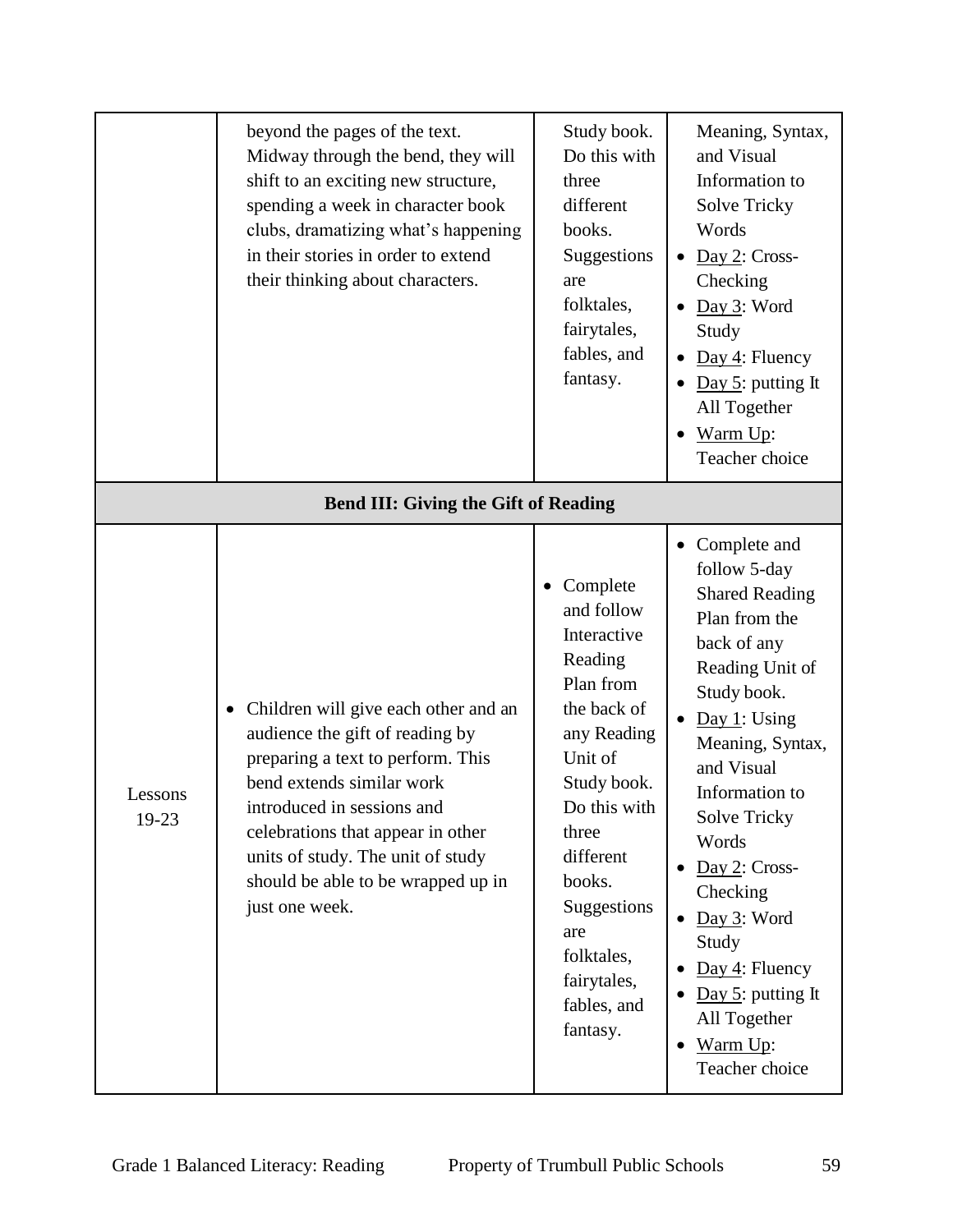| | | | |
|---|---|---|---|
| | beyond the pages of the text. Midway through the bend, they will shift to an exciting new structure, spending a week in character book clubs, dramatizing what's happening in their stories in order to extend their thinking about characters. | Study book. Do this with three different books. Suggestions are folktales, fairytales, fables, and fantasy. | Meaning, Syntax, and Visual Information to Solve Tricky Words<br>• Day 2: Cross-Checking<br>• Day 3: Word Study<br>• Day 4: Fluency<br>• Day 5: putting It All Together<br>• Warm Up: Teacher choice |
| **Bend III: Giving the Gift of Reading** | | | |
| Lessons 19-23 | • Children will give each other and an audience the gift of reading by preparing a text to perform. This bend extends similar work introduced in sessions and celebrations that appear in other units of study. The unit of study should be able to be wrapped up in just one week. | • Complete and follow Interactive Reading Plan from the back of any Reading Unit of Study book. Do this with three different books. Suggestions are folktales, fairytales, fables, and fantasy. | • Complete and follow 5-day Shared Reading Plan from the back of any Reading Unit of Study book.<br>• Day 1: Using Meaning, Syntax, and Visual Information to Solve Tricky Words<br>• Day 2: Cross-Checking<br>• Day 3: Word Study<br>• Day 4: Fluency<br>• Day 5: putting It All Together<br>• Warm Up: Teacher choice |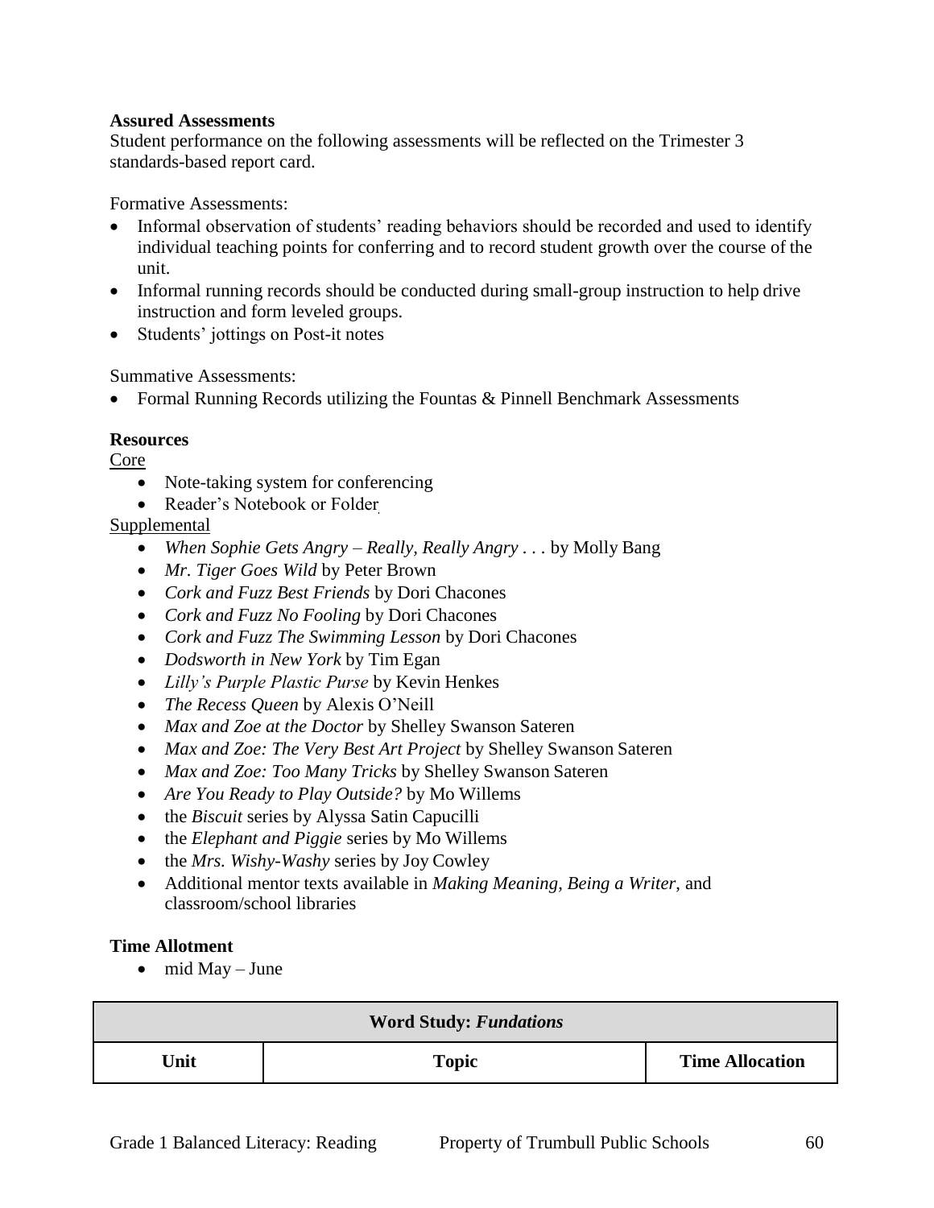**Assured Assessments**
Student performance on the following assessments will be reflected on the Trimester 3 standards-based report card.

Formative Assessments:

- Informal observation of students' reading behaviors should be recorded and used to identify individual teaching points for conferring and to record student growth over the course of the unit.
- Informal running records should be conducted during small-group instruction to help drive instruction and form leveled groups.
- Students' jottings on Post-it notes

Summative Assessments:

- Formal Running Records utilizing the Fountas & Pinnell Benchmark Assessments

**Resources**

Core

- Note-taking system for conferencing
- Reader's Notebook or Folder

Supplemental

- *When Sophie Gets Angry – Really, Really Angry . . .* by Molly Bang
- *Mr. Tiger Goes Wild* by Peter Brown
- *Cork and Fuzz Best Friends* by Dori Chacones
- *Cork and Fuzz No Fooling* by Dori Chacones
- *Cork and Fuzz The Swimming Lesson* by Dori Chacones
- *Dodsworth in New York* by Tim Egan
- *Lilly's Purple Plastic Purse* by Kevin Henkes
- *The Recess Queen* by Alexis O'Neill
- *Max and Zoe at the Doctor* by Shelley Swanson Sateren
- *Max and Zoe: The Very Best Art Project* by Shelley Swanson Sateren
- *Max and Zoe: Too Many Tricks* by Shelley Swanson Sateren
- *Are You Ready to Play Outside?* by Mo Willems
- the *Biscuit* series by Alyssa Satin Capucilli
- the *Elephant and Piggie* series by Mo Willems
- the *Mrs. Wishy-Washy* series by Joy Cowley
- Additional mentor texts available in *Making Meaning*, *Being a Writer*, and classroom/school libraries

**Time Allotment**

- mid May – June

| Word Study: *Fundations* | | |
|---|---|---|
| **Unit** | **Topic** | **Time Allocation** |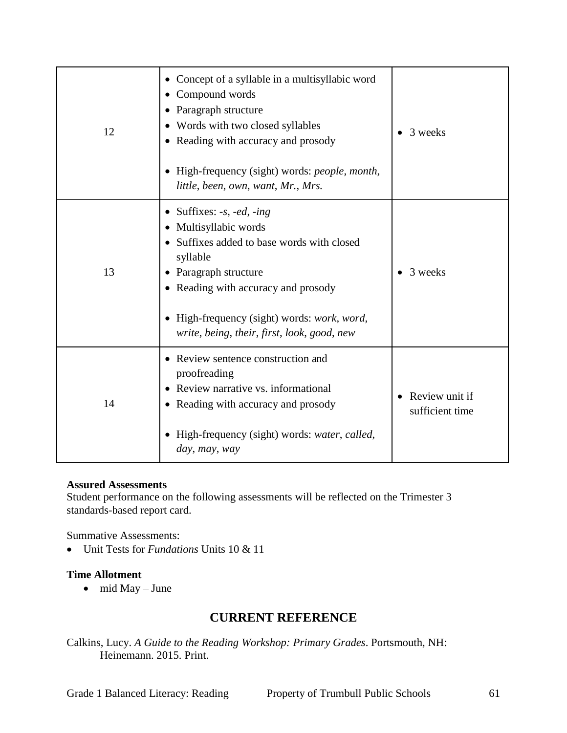| | | |
|---|---|---|
| 12 | • Concept of a syllable in a multisyllabic word<br>• Compound words<br>• Paragraph structure<br>• Words with two closed syllables<br>• Reading with accuracy and prosody<br><br>• High-frequency (sight) words: *people*, *month*, *little*, *been*, *own*, *want*, *Mr.*, *Mrs.* | • 3 weeks |
| 13 | • Suffixes: *-s*, *-ed*, *-ing*<br>• Multisyllabic words<br>• Suffixes added to base words with closed syllable<br>• Paragraph structure<br>• Reading with accuracy and prosody<br><br>• High-frequency (sight) words: *work*, *word*, *write*, *being*, *their*, *first*, *look*, *good*, *new* | • 3 weeks |
| 14 | • Review sentence construction and proofreading<br>• Review narrative vs. informational<br>• Reading with accuracy and prosody<br><br>• High-frequency (sight) words: *water*, *called*, *day*, *may*, *way* | • Review unit if sufficient time |

**Assured Assessments**
Student performance on the following assessments will be reflected on the Trimester 3 standards-based report card.

Summative Assessments:
- Unit Tests for *Fundations* Units 10 & 11

**Time Allotment**
- mid May – June

## CURRENT REFERENCE

Calkins, Lucy. *A Guide to the Reading Workshop: Primary Grades*. Portsmouth, NH: Heinemann. 2015. Print.